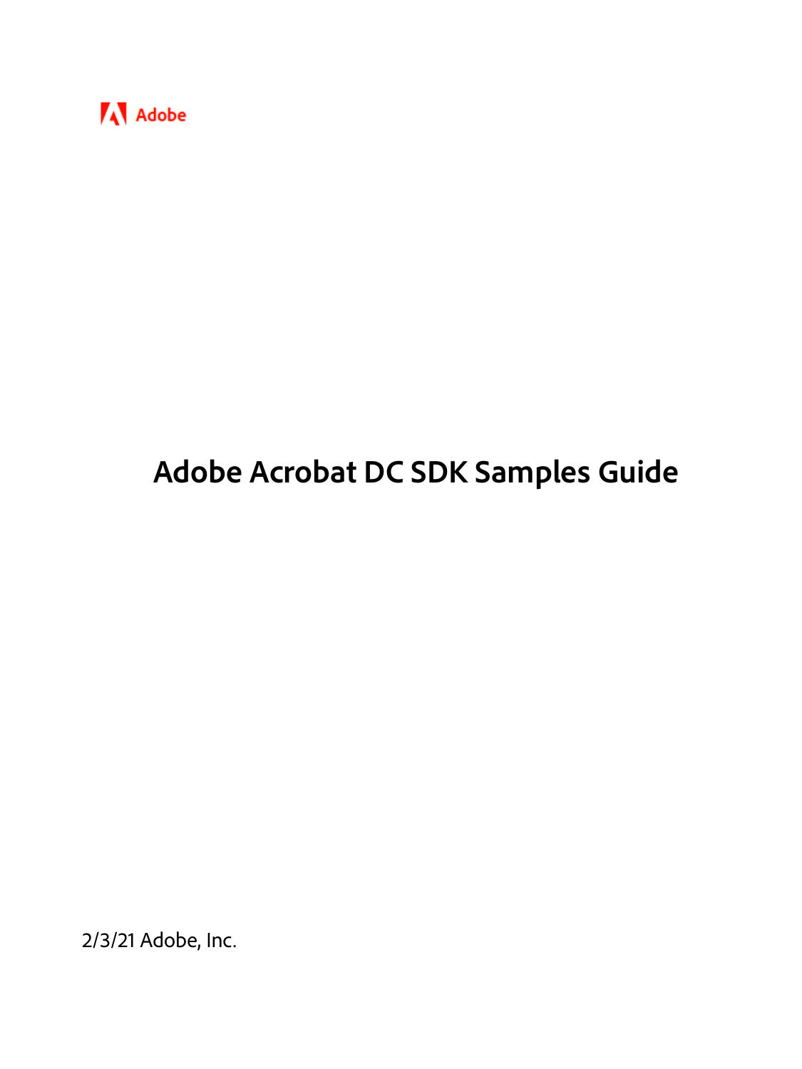Adobe

# Adobe Acrobat DC SDK Samples Guide

2/3/21 Adobe, Inc.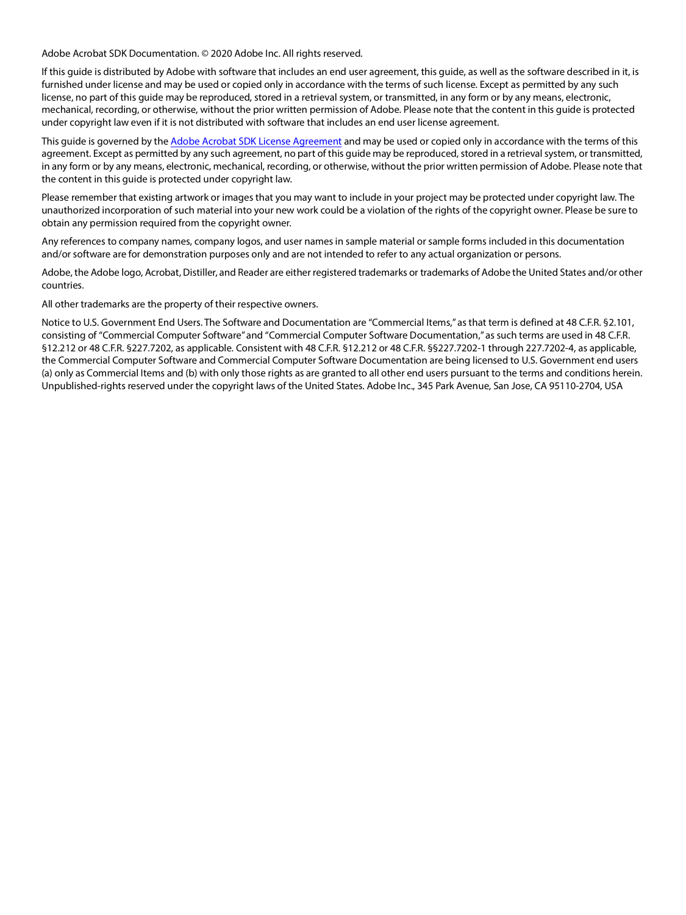Adobe Acrobat SDK Documentation. © 2020 Adobe Inc. All rights reserved.

If this guide is distributed by Adobe with software that includes an end user agreement, this guide, as well as the software described in it, is furnished under license and may be used or copied only in accordance with the terms of such license. Except as permitted by any such license, no part of this guide may be reproduced, stored in a retrieval system, or transmitted, in any form or by any means, electronic, mechanical, recording, or otherwise, without the prior written permission of Adobe. Please note that the content in this guide is protected under copyright law even if it is not distributed with software that includes an end user license agreement.

This guide is governed by the Adobe Acrobat SDK License Agreement and may be used or copied only in accordance with the terms of this agreement. Except as permitted by any such agreement, no part of this guide may be reproduced, stored in a retrieval system, or transmitted, in any form or by any means, electronic, mechanical, recording, or otherwise, without the prior written permission of Adobe. Please note that the content in this guide is protected under copyright law.

Please remember that existing artwork or images that you may want to include in your project may be protected under copyright law. The unauthorized incorporation of such material into your new work could be a violation of the rights of the copyright owner. Please be sure to obtain any permission required from the copyright owner.

Any references to company names, company logos, and user names in sample material or sample forms included in this documentation and/or software are for demonstration purposes only and are not intended to refer to any actual organization or persons.

Adobe, the Adobe logo, Acrobat, Distiller, and Reader are either registered trademarks or trademarks of Adobe the United States and/or other countries.

All other trademarks are the property of their respective owners.

Notice to U.S. Government End Users. The Software and Documentation are "Commercial Items," as that term is defined at 48 C.F.R. §2.101, consisting of "Commercial Computer Software" and "Commercial Computer Software Documentation," as such terms are used in 48 C.F.R. §12.212 or 48 C.F.R. §227.7202, as applicable. Consistent with 48 C.F.R. §12.212 or 48 C.F.R. §§227.7202-1 through 227.7202-4, as applicable, the Commercial Computer Software and Commercial Computer Software Documentation are being licensed to U.S. Government end users (a) only as Commercial Items and (b) with only those rights as are granted to all other end users pursuant to the terms and conditions herein. Unpublished-rights reserved under the copyright laws of the United States. Adobe Inc., 345 Park Avenue, San Jose, CA 95110-2704, USA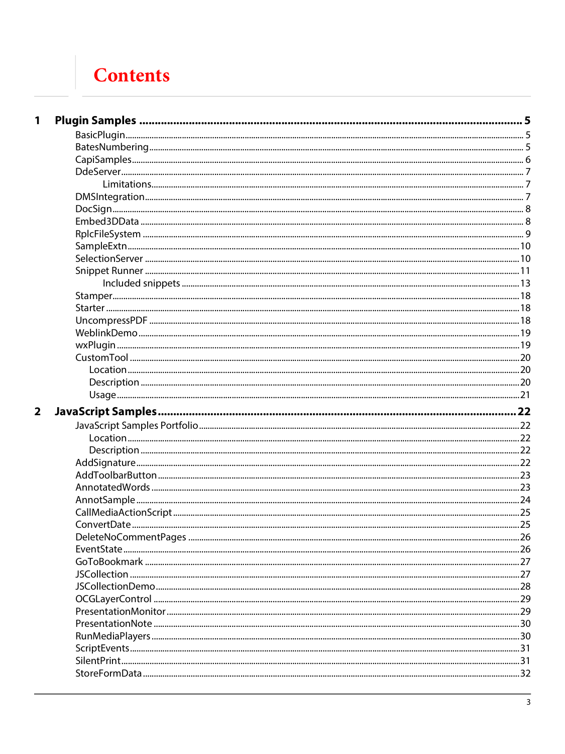# Contents

**1 Plugin Samples ..... 5**

- BasicPlugin ..... 5
- BatesNumbering ..... 5
- CapiSamples ..... 6
- DdeServer ..... 7
  - Limitations ..... 7
- DMSIntegration ..... 7
- DocSign ..... 8
- Embed3DData ..... 8
- RplcFileSystem ..... 9
- SampleExtn ..... 10
- SelectionServer ..... 10
- Snippet Runner ..... 11
  - Included snippets ..... 13
- Stamper ..... 18
- Starter ..... 18
- UncompressPDF ..... 18
- WeblinkDemo ..... 19
- wxPlugin ..... 19
- CustomTool ..... 20
  - Location ..... 20
  - Description ..... 20
  - Usage ..... 21

**2 JavaScript Samples ..... 22**

- JavaScript Samples Portfolio ..... 22
  - Location ..... 22
  - Description ..... 22
- AddSignature ..... 22
- AddToolbarButton ..... 23
- AnnotatedWords ..... 23
- AnnotSample ..... 24
- CallMediaActionScript ..... 25
- ConvertDate ..... 25
- DeleteNoCommentPages ..... 26
- EventState ..... 26
- GoToBookmark ..... 27
- JSCollection ..... 27
- JSCollectionDemo ..... 28
- OCGLayerControl ..... 29
- PresentationMonitor ..... 29
- PresentationNote ..... 30
- RunMediaPlayers ..... 30
- ScriptEvents ..... 31
- SilentPrint ..... 31
- StoreFormData ..... 32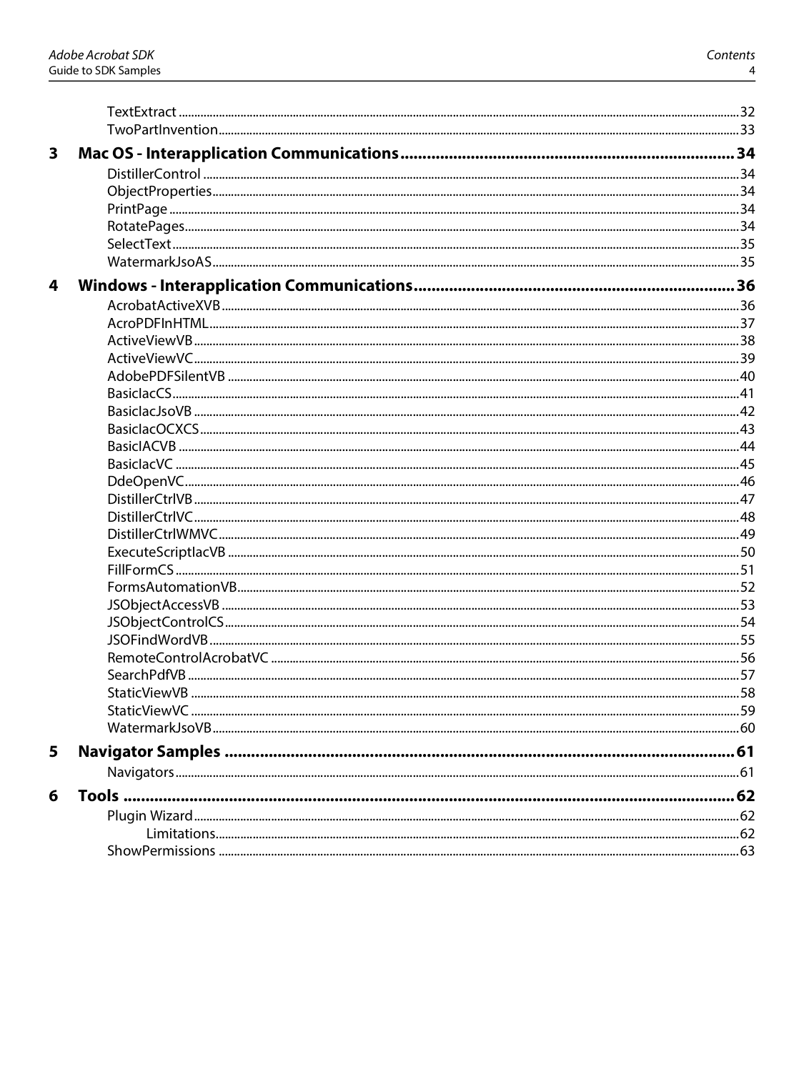- TextExtract ... 32
- TwoPartInvention ... 33

**3 Mac OS - Interapplication Communications ... 34**

- DistillerControl ... 34
- ObjectProperties ... 34
- PrintPage ... 34
- RotatePages ... 34
- SelectText ... 35
- WatermarkJsoAS ... 35

**4 Windows - Interapplication Communications ... 36**

- AcrobatActiveXVB ... 36
- AcroPDFInHTML ... 37
- ActiveViewVB ... 38
- ActiveViewVC ... 39
- AdobePDFSilentVB ... 40
- BasicIacCS ... 41
- BasicIacJsoVB ... 42
- BasicIacOCXCS ... 43
- BasicIACVB ... 44
- BasicIacVC ... 45
- DdeOpenVC ... 46
- DistillerCtrlVB ... 47
- DistillerCtrlVC ... 48
- DistillerCtrlWMVC ... 49
- ExecuteScriptIacVB ... 50
- FillFormCS ... 51
- FormsAutomationVB ... 52
- JSObjectAccessVB ... 53
- JSObjectControlCS ... 54
- JSOFindWordVB ... 55
- RemoteControlAcrobatVC ... 56
- SearchPdfVB ... 57
- StaticViewVB ... 58
- StaticViewVC ... 59
- WatermarkJsoVB ... 60

**5 Navigator Samples ... 61**

- Navigators ... 61

**6 Tools ... 62**

- Plugin Wizard ... 62
  - Limitations ... 62
- ShowPermissions ... 63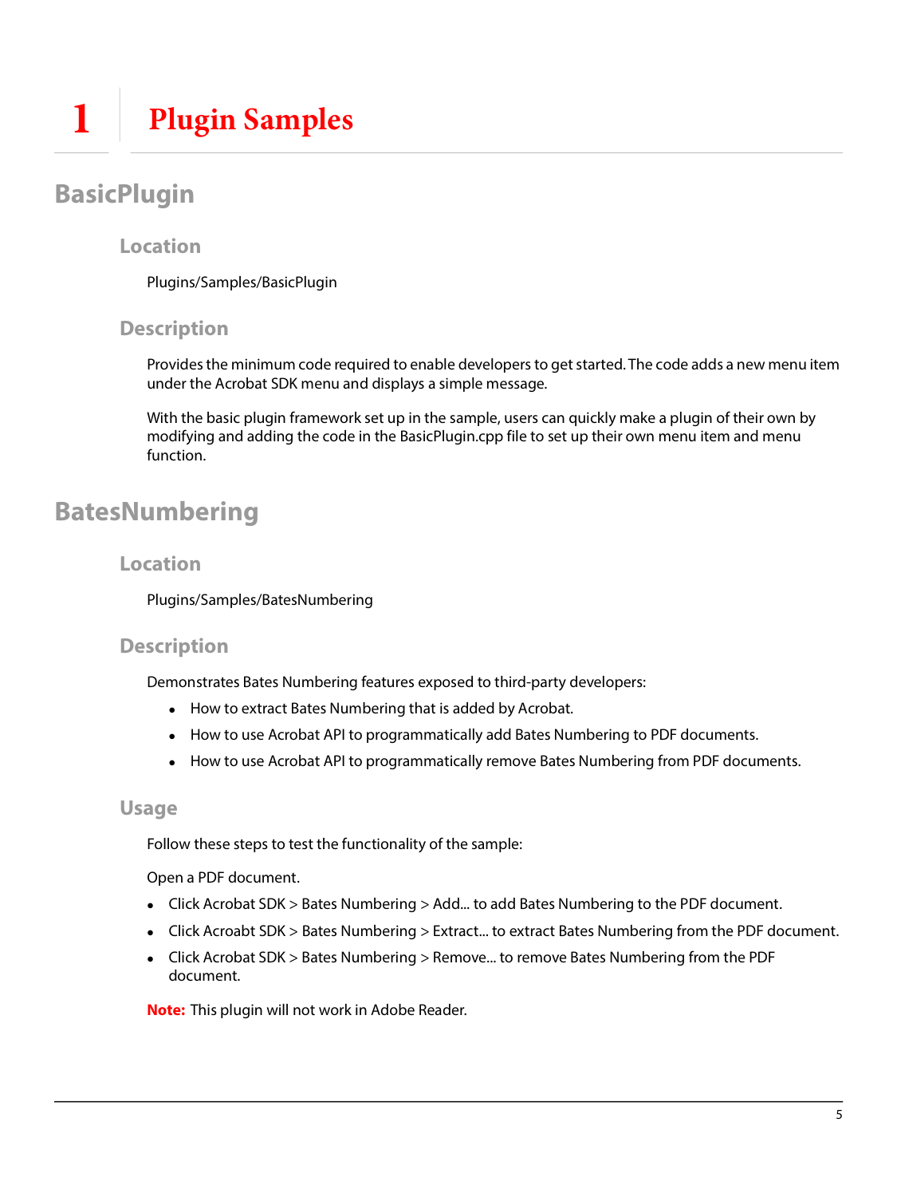# 1 Plugin Samples

## BasicPlugin

### Location

Plugins/Samples/BasicPlugin

### Description

Provides the minimum code required to enable developers to get started. The code adds a new menu item under the Acrobat SDK menu and displays a simple message.

With the basic plugin framework set up in the sample, users can quickly make a plugin of their own by modifying and adding the code in the BasicPlugin.cpp file to set up their own menu item and menu function.

## BatesNumbering

### Location

Plugins/Samples/BatesNumbering

### Description

Demonstrates Bates Numbering features exposed to third-party developers:

- How to extract Bates Numbering that is added by Acrobat.
- How to use Acrobat API to programmatically add Bates Numbering to PDF documents.
- How to use Acrobat API to programmatically remove Bates Numbering from PDF documents.

### Usage

Follow these steps to test the functionality of the sample:

Open a PDF document.

- Click Acrobat SDK > Bates Numbering > Add... to add Bates Numbering to the PDF document.
- Click Acroabt SDK > Bates Numbering > Extract... to extract Bates Numbering from the PDF document.
- Click Acrobat SDK > Bates Numbering > Remove... to remove Bates Numbering from the PDF document.

**Note:** This plugin will not work in Adobe Reader.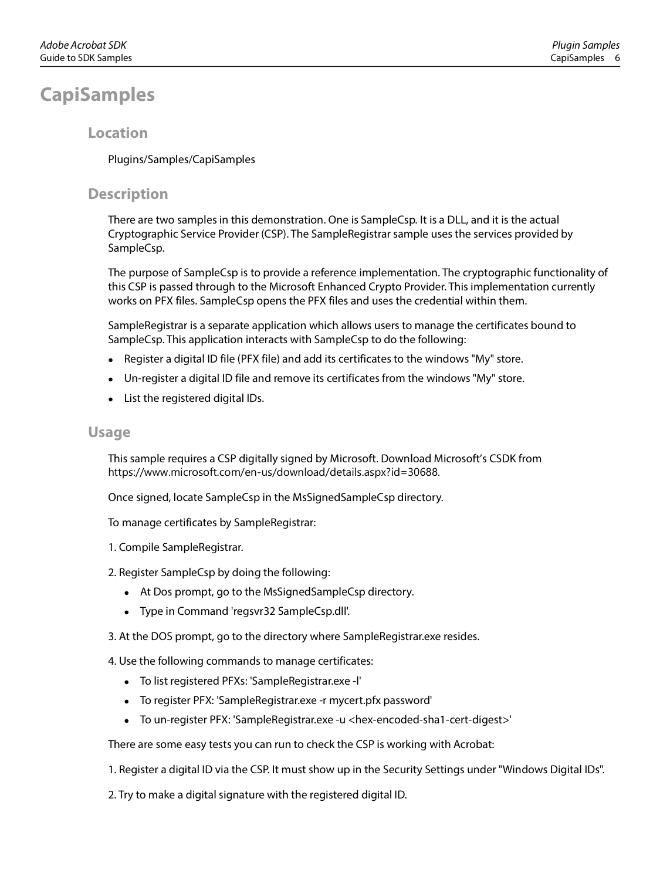# CapiSamples

## Location

Plugins/Samples/CapiSamples

## Description

There are two samples in this demonstration. One is SampleCsp. It is a DLL, and it is the actual Cryptographic Service Provider (CSP). The SampleRegistrar sample uses the services provided by SampleCsp.

The purpose of SampleCsp is to provide a reference implementation. The cryptographic functionality of this CSP is passed through to the Microsoft Enhanced Crypto Provider. This implementation currently works on PFX files. SampleCsp opens the PFX files and uses the credential within them.

SampleRegistrar is a separate application which allows users to manage the certificates bound to SampleCsp. This application interacts with SampleCsp to do the following:

- Register a digital ID file (PFX file) and add its certificates to the windows "My" store.
- Un-register a digital ID file and remove its certificates from the windows "My" store.
- List the registered digital IDs.

## Usage

This sample requires a CSP digitally signed by Microsoft. Download Microsoft's CSDK from https://www.microsoft.com/en-us/download/details.aspx?id=30688.

Once signed, locate SampleCsp in the MsSignedSampleCsp directory.

To manage certificates by SampleRegistrar:

1. Compile SampleRegistrar.

2. Register SampleCsp by doing the following:
   - At Dos prompt, go to the MsSignedSampleCsp directory.
   - Type in Command 'regsvr32 SampleCsp.dll'.

3. At the DOS prompt, go to the directory where SampleRegistrar.exe resides.

4. Use the following commands to manage certificates:
   - To list registered PFXs: 'SampleRegistrar.exe -l'
   - To register PFX: 'SampleRegistrar.exe -r mycert.pfx password'
   - To un-register PFX: 'SampleRegistrar.exe -u <hex-encoded-sha1-cert-digest>'

There are some easy tests you can run to check the CSP is working with Acrobat:

1. Register a digital ID via the CSP. It must show up in the Security Settings under "Windows Digital IDs".

2. Try to make a digital signature with the registered digital ID.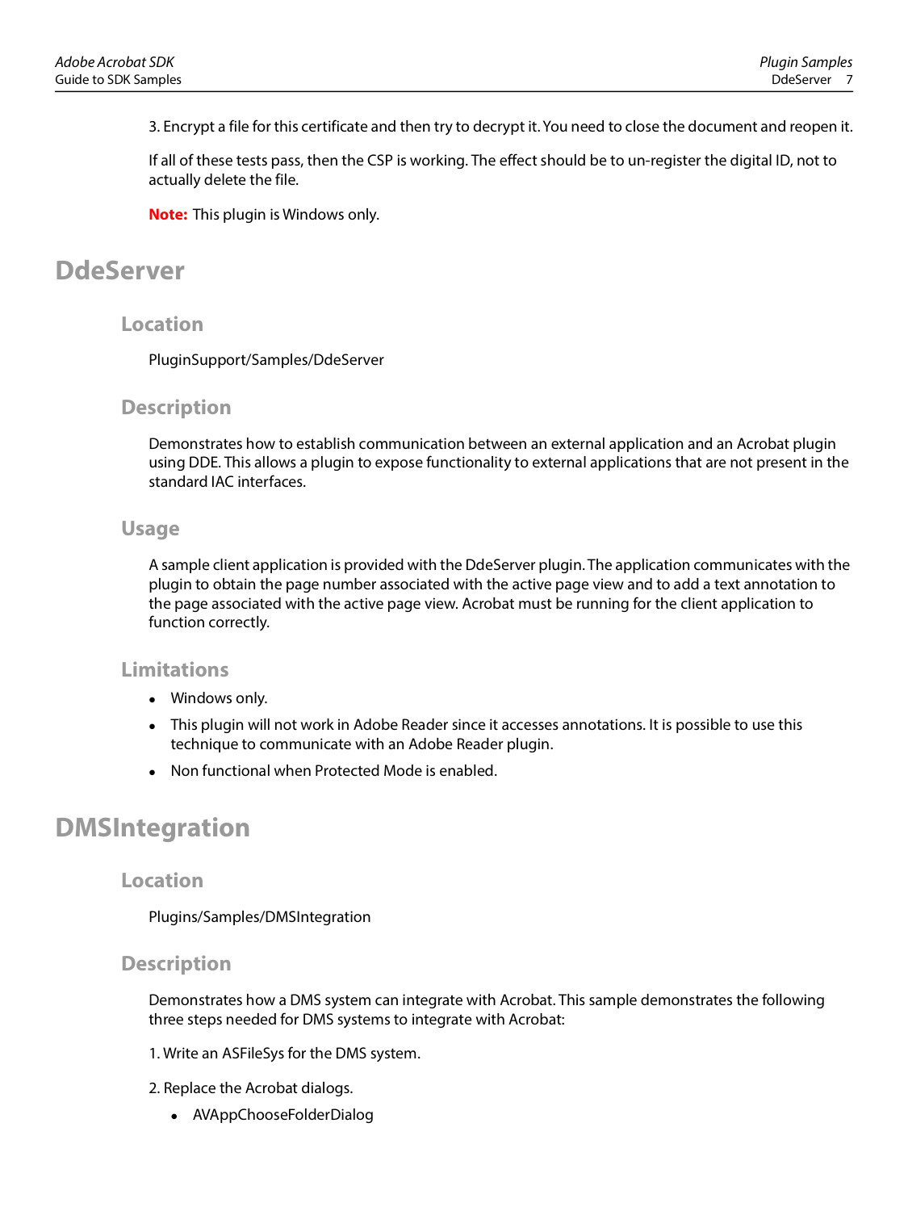3. Encrypt a file for this certificate and then try to decrypt it. You need to close the document and reopen it.

If all of these tests pass, then the CSP is working. The effect should be to un-register the digital ID, not to actually delete the file.

**Note:** This plugin is Windows only.

# DdeServer

## Location

PluginSupport/Samples/DdeServer

## Description

Demonstrates how to establish communication between an external application and an Acrobat plugin using DDE. This allows a plugin to expose functionality to external applications that are not present in the standard IAC interfaces.

## Usage

A sample client application is provided with the DdeServer plugin. The application communicates with the plugin to obtain the page number associated with the active page view and to add a text annotation to the page associated with the active page view. Acrobat must be running for the client application to function correctly.

## Limitations

- Windows only.
- This plugin will not work in Adobe Reader since it accesses annotations. It is possible to use this technique to communicate with an Adobe Reader plugin.
- Non functional when Protected Mode is enabled.

# DMSIntegration

## Location

Plugins/Samples/DMSIntegration

## Description

Demonstrates how a DMS system can integrate with Acrobat. This sample demonstrates the following three steps needed for DMS systems to integrate with Acrobat:

1. Write an ASFileSys for the DMS system.

2. Replace the Acrobat dialogs.

- AVAppChooseFolderDialog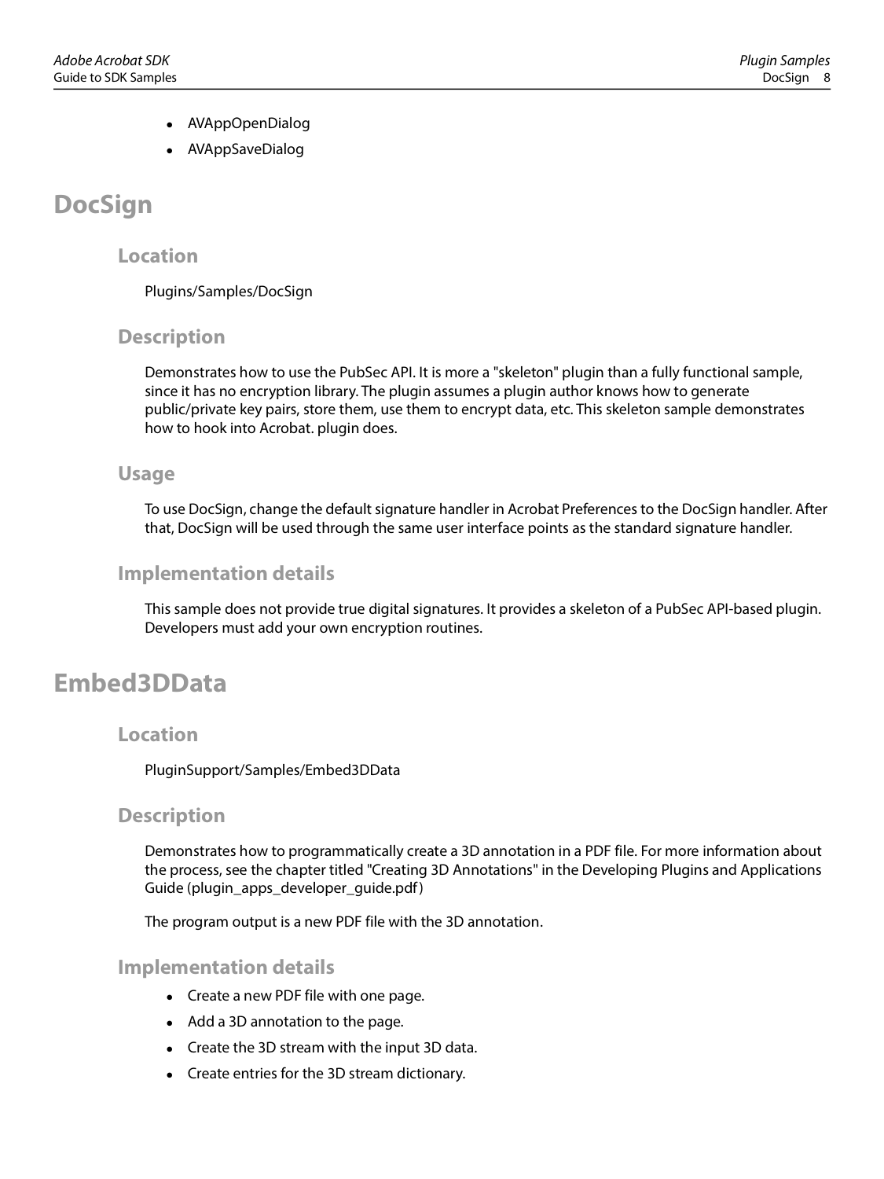- AVAppOpenDialog
- AVAppSaveDialog

# DocSign

## Location

Plugins/Samples/DocSign

## Description

Demonstrates how to use the PubSec API. It is more a "skeleton" plugin than a fully functional sample, since it has no encryption library. The plugin assumes a plugin author knows how to generate public/private key pairs, store them, use them to encrypt data, etc. This skeleton sample demonstrates how to hook into Acrobat. plugin does.

## Usage

To use DocSign, change the default signature handler in Acrobat Preferences to the DocSign handler. After that, DocSign will be used through the same user interface points as the standard signature handler.

## Implementation details

This sample does not provide true digital signatures. It provides a skeleton of a PubSec API-based plugin. Developers must add your own encryption routines.

# Embed3DData

## Location

PluginSupport/Samples/Embed3DData

## Description

Demonstrates how to programmatically create a 3D annotation in a PDF file. For more information about the process, see the chapter titled "Creating 3D Annotations" in the Developing Plugins and Applications Guide (plugin_apps_developer_guide.pdf)

The program output is a new PDF file with the 3D annotation.

## Implementation details

- Create a new PDF file with one page.
- Add a 3D annotation to the page.
- Create the 3D stream with the input 3D data.
- Create entries for the 3D stream dictionary.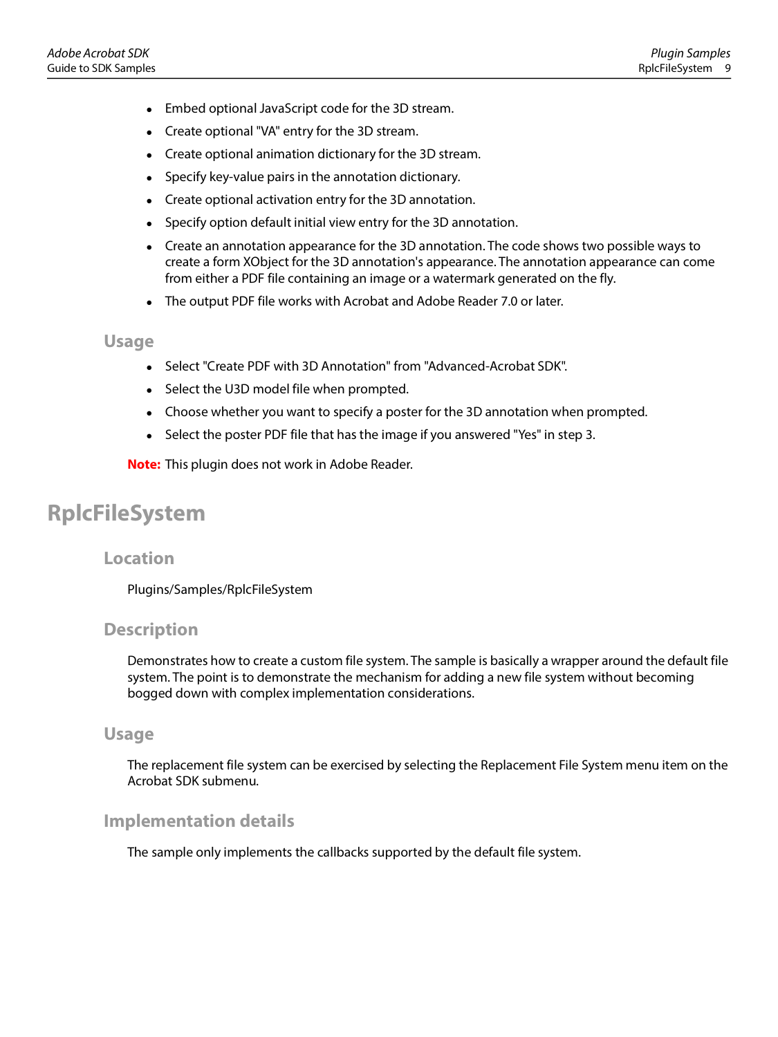- Embed optional JavaScript code for the 3D stream.
- Create optional "VA" entry for the 3D stream.
- Create optional animation dictionary for the 3D stream.
- Specify key-value pairs in the annotation dictionary.
- Create optional activation entry for the 3D annotation.
- Specify option default initial view entry for the 3D annotation.
- Create an annotation appearance for the 3D annotation. The code shows two possible ways to create a form XObject for the 3D annotation's appearance. The annotation appearance can come from either a PDF file containing an image or a watermark generated on the fly.
- The output PDF file works with Acrobat and Adobe Reader 7.0 or later.

### Usage

- Select "Create PDF with 3D Annotation" from "Advanced-Acrobat SDK".
- Select the U3D model file when prompted.
- Choose whether you want to specify a poster for the 3D annotation when prompted.
- Select the poster PDF file that has the image if you answered "Yes" in step 3.

**Note:** This plugin does not work in Adobe Reader.

## RplcFileSystem

### Location

Plugins/Samples/RplcFileSystem

### Description

Demonstrates how to create a custom file system. The sample is basically a wrapper around the default file system. The point is to demonstrate the mechanism for adding a new file system without becoming bogged down with complex implementation considerations.

### Usage

The replacement file system can be exercised by selecting the Replacement File System menu item on the Acrobat SDK submenu.

### Implementation details

The sample only implements the callbacks supported by the default file system.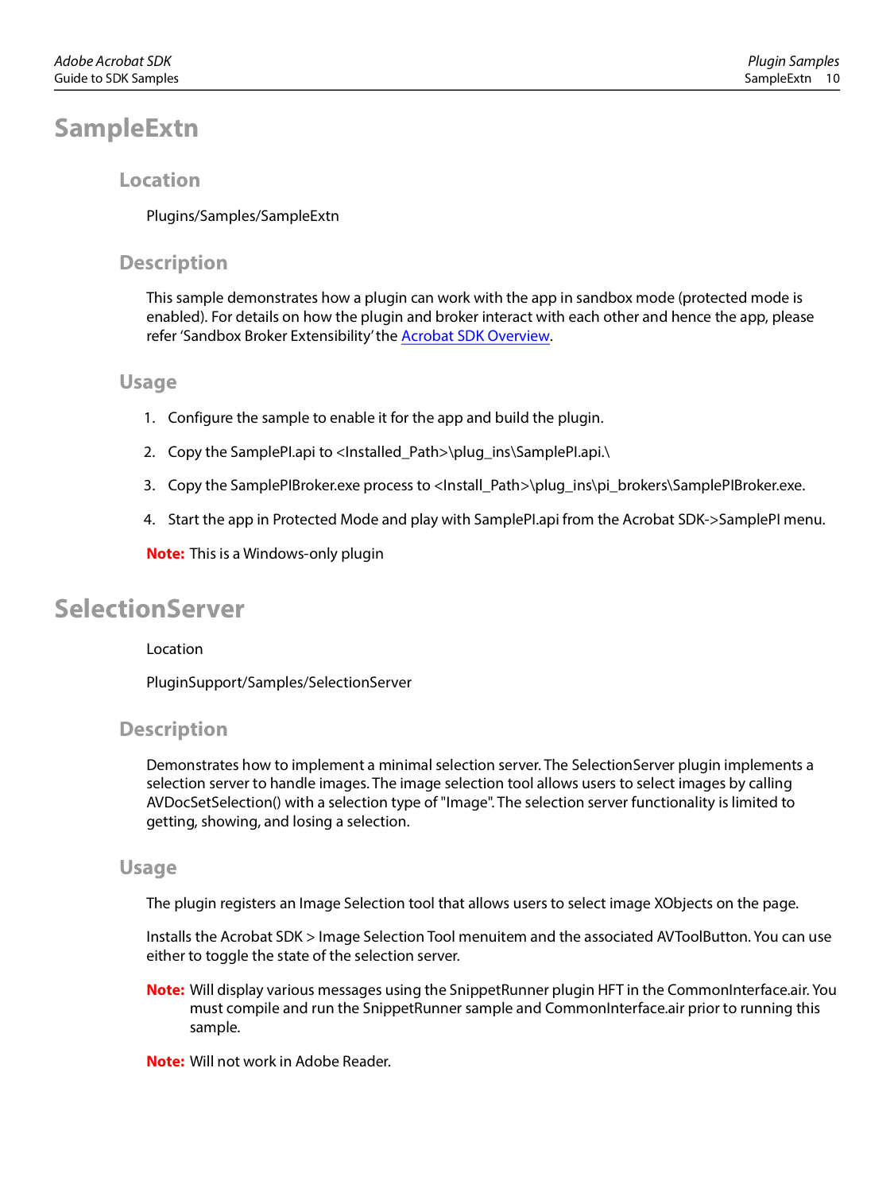# SampleExtn

## Location

Plugins/Samples/SampleExtn

## Description

This sample demonstrates how a plugin can work with the app in sandbox mode (protected mode is enabled). For details on how the plugin and broker interact with each other and hence the app, please refer 'Sandbox Broker Extensibility' the Acrobat SDK Overview.

## Usage

1. Configure the sample to enable it for the app and build the plugin.
2. Copy the SamplePI.api to <Installed_Path>\plug_ins\SamplePI.api.\
3. Copy the SamplePIBroker.exe process to <Install_Path>\plug_ins\pi_brokers\SamplePIBroker.exe.
4. Start the app in Protected Mode and play with SamplePI.api from the Acrobat SDK->SamplePI menu.

**Note:** This is a Windows-only plugin

# SelectionServer

Location

PluginSupport/Samples/SelectionServer

## Description

Demonstrates how to implement a minimal selection server. The SelectionServer plugin implements a selection server to handle images. The image selection tool allows users to select images by calling AVDocSetSelection() with a selection type of "Image". The selection server functionality is limited to getting, showing, and losing a selection.

## Usage

The plugin registers an Image Selection tool that allows users to select image XObjects on the page.

Installs the Acrobat SDK > Image Selection Tool menuitem and the associated AVToolButton. You can use either to toggle the state of the selection server.

**Note:** Will display various messages using the SnippetRunner plugin HFT in the CommonInterface.air. You must compile and run the SnippetRunner sample and CommonInterface.air prior to running this sample.

**Note:** Will not work in Adobe Reader.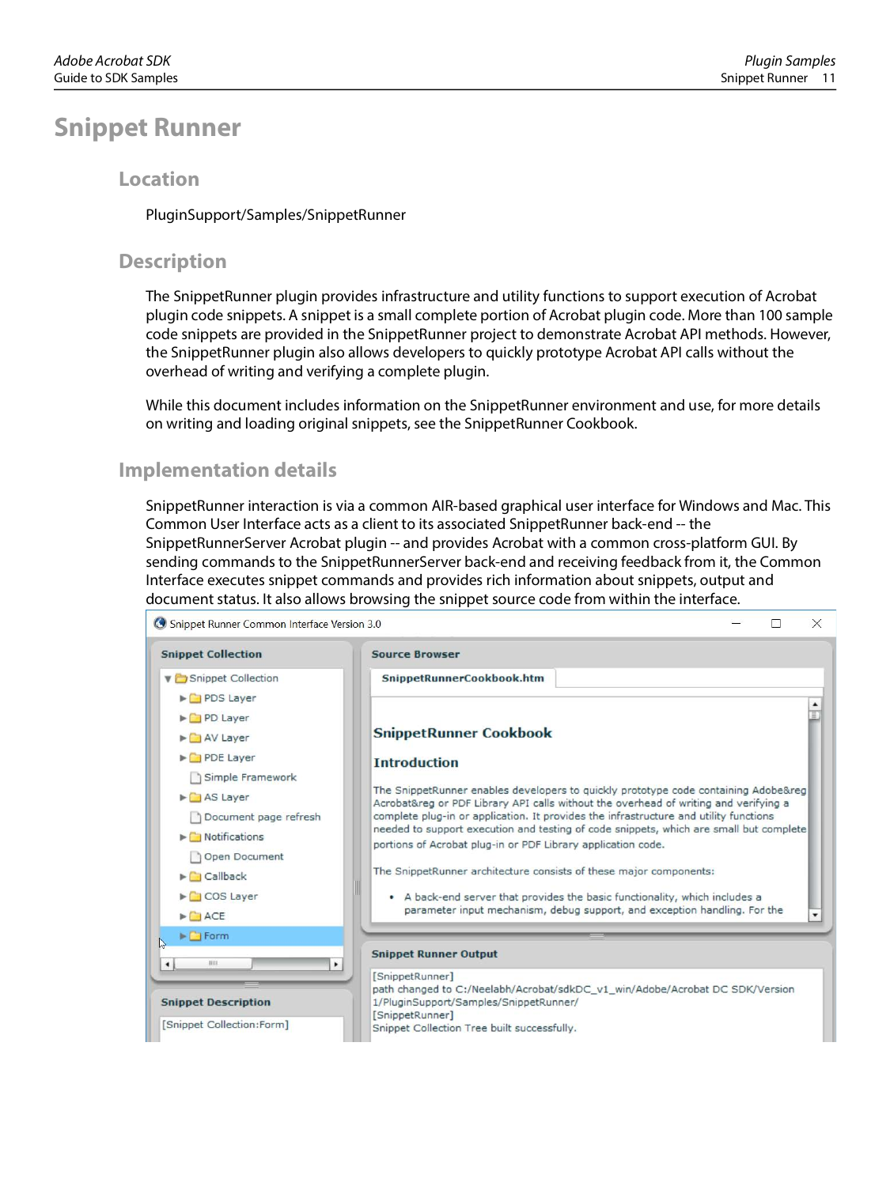# Snippet Runner

## Location

PluginSupport/Samples/SnippetRunner

## Description

The SnippetRunner plugin provides infrastructure and utility functions to support execution of Acrobat plugin code snippets. A snippet is a small complete portion of Acrobat plugin code. More than 100 sample code snippets are provided in the SnippetRunner project to demonstrate Acrobat API methods. However, the SnippetRunner plugin also allows developers to quickly prototype Acrobat API calls without the overhead of writing and verifying a complete plugin.

While this document includes information on the SnippetRunner environment and use, for more details on writing and loading original snippets, see the SnippetRunner Cookbook.

## Implementation details

SnippetRunner interaction is via a common AIR-based graphical user interface for Windows and Mac. This Common User Interface acts as a client to its associated SnippetRunner back-end -- the SnippetRunnerServer Acrobat plugin -- and provides Acrobat with a common cross-platform GUI. By sending commands to the SnippetRunnerServer back-end and receiving feedback from it, the Common Interface executes snippet commands and provides rich information about snippets, output and document status. It also allows browsing the snippet source code from within the interface.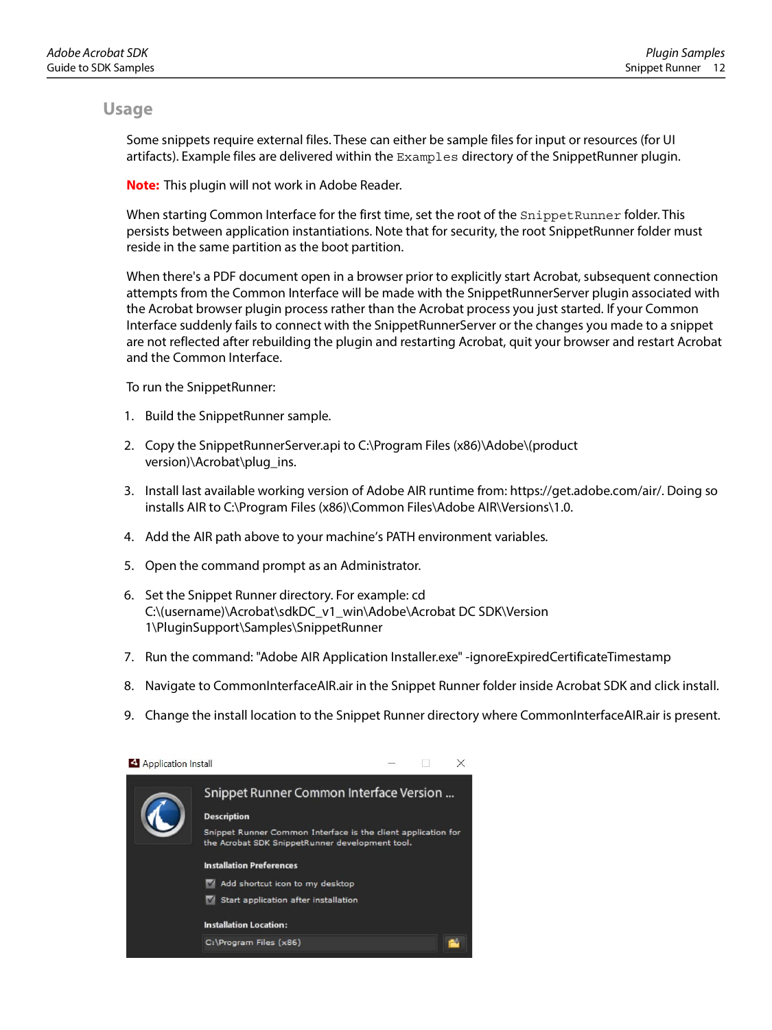## Usage

Some snippets require external files. These can either be sample files for input or resources (for UI artifacts). Example files are delivered within the `Examples` directory of the SnippetRunner plugin.

**Note:** This plugin will not work in Adobe Reader.

When starting Common Interface for the first time, set the root of the `SnippetRunner` folder. This persists between application instantiations. Note that for security, the root SnippetRunner folder must reside in the same partition as the boot partition.

When there's a PDF document open in a browser prior to explicitly start Acrobat, subsequent connection attempts from the Common Interface will be made with the SnippetRunnerServer plugin associated with the Acrobat browser plugin process rather than the Acrobat process you just started. If your Common Interface suddenly fails to connect with the SnippetRunnerServer or the changes you made to a snippet are not reflected after rebuilding the plugin and restarting Acrobat, quit your browser and restart Acrobat and the Common Interface.

To run the SnippetRunner:

1. Build the SnippetRunner sample.
2. Copy the SnippetRunnerServer.api to C:\Program Files (x86)\Adobe\(product version)\Acrobat\plug_ins.
3. Install last available working version of Adobe AIR runtime from: https://get.adobe.com/air/. Doing so installs AIR to C:\Program Files (x86)\Common Files\Adobe AIR\Versions\1.0.
4. Add the AIR path above to your machine's PATH environment variables.
5. Open the command prompt as an Administrator.
6. Set the Snippet Runner directory. For example: cd C:\(username)\Acrobat\sdkDC_v1_win\Adobe\Acrobat DC SDK\Version 1\PluginSupport\Samples\SnippetRunner
7. Run the command: "Adobe AIR Application Installer.exe" -ignoreExpiredCertificateTimestamp
8. Navigate to CommonInterfaceAIR.air in the Snippet Runner folder inside Acrobat SDK and click install.
9. Change the install location to the Snippet Runner directory where CommonInterfaceAIR.air is present.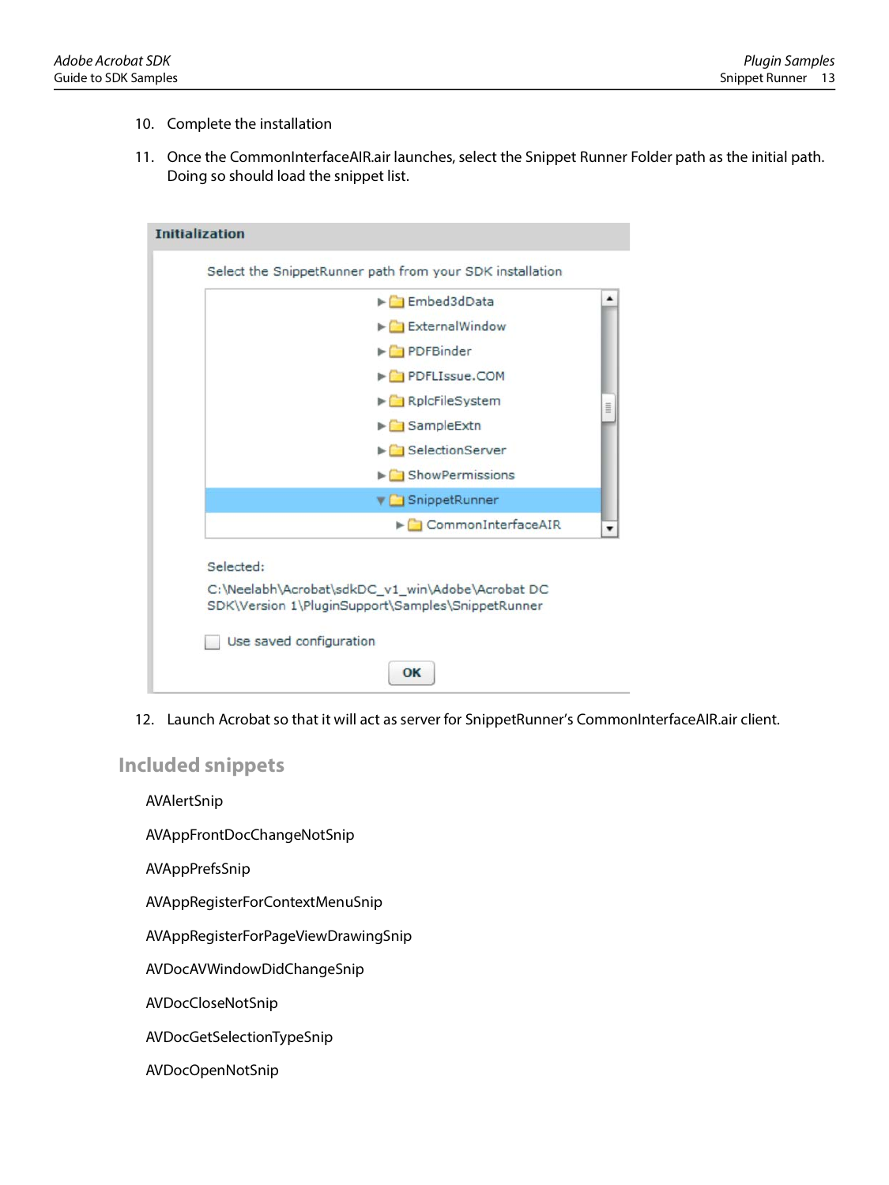10. Complete the installation

11. Once the CommonInterfaceAIR.air launches, select the Snippet Runner Folder path as the initial path. Doing so should load the snippet list.

12. Launch Acrobat so that it will act as server for SnippetRunner's CommonInterfaceAIR.air client.

## Included snippets

AVAlertSnip

AVAppFrontDocChangeNotSnip

AVAppPrefsSnip

AVAppRegisterForContextMenuSnip

AVAppRegisterForPageViewDrawingSnip

AVDocAVWindowDidChangeSnip

AVDocCloseNotSnip

AVDocGetSelectionTypeSnip

AVDocOpenNotSnip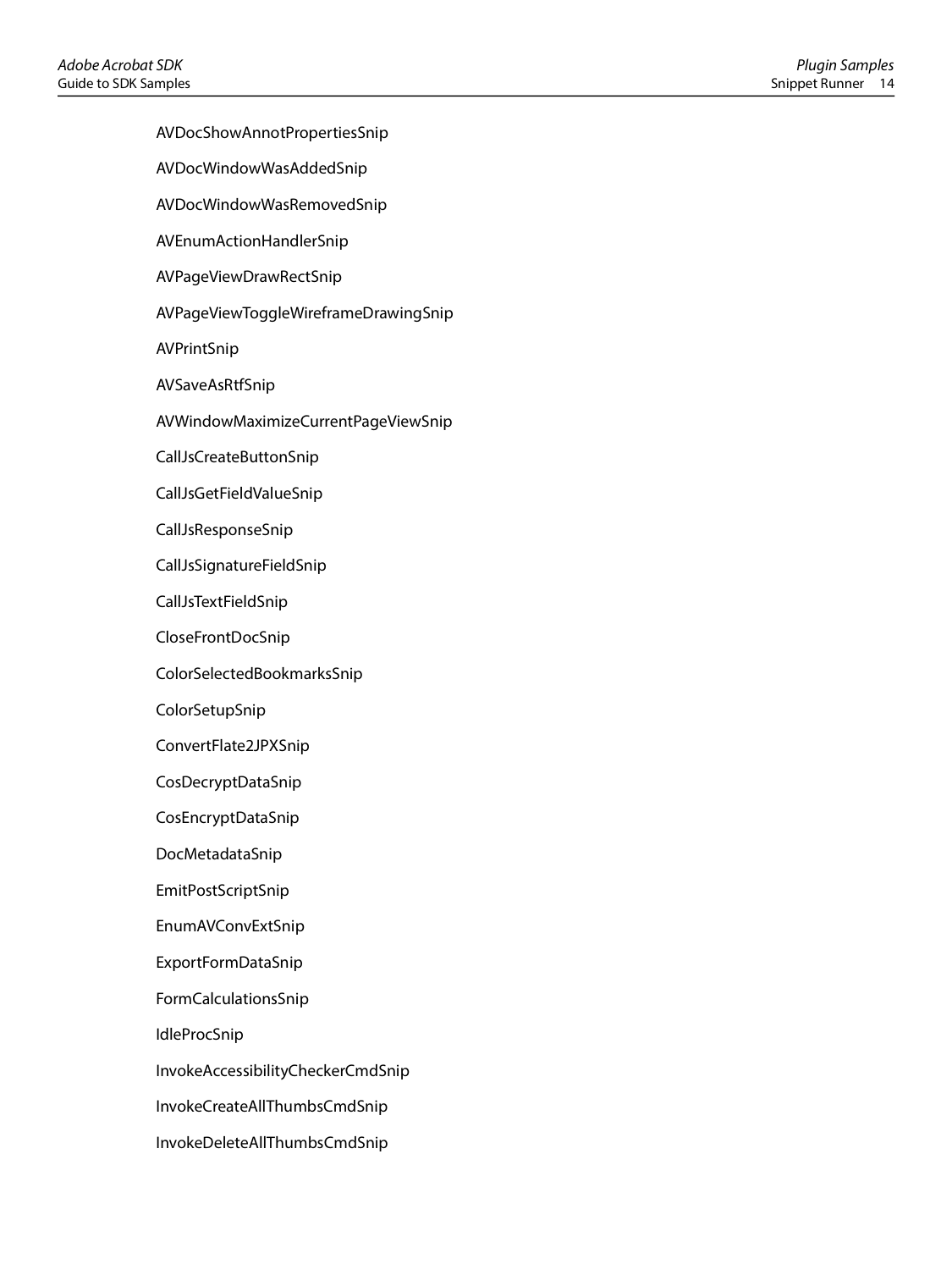AVDocShowAnnotPropertiesSnip

AVDocWindowWasAddedSnip

AVDocWindowWasRemovedSnip

AVEnumActionHandlerSnip

AVPageViewDrawRectSnip

AVPageViewToggleWireframeDrawingSnip

AVPrintSnip

AVSaveAsRtfSnip

AVWindowMaximizeCurrentPageViewSnip

CallJsCreateButtonSnip

CallJsGetFieldValueSnip

CallJsResponseSnip

CallJsSignatureFieldSnip

CallJsTextFieldSnip

CloseFrontDocSnip

ColorSelectedBookmarksSnip

ColorSetupSnip

ConvertFlate2JPXSnip

CosDecryptDataSnip

CosEncryptDataSnip

DocMetadataSnip

EmitPostScriptSnip

EnumAVConvExtSnip

ExportFormDataSnip

FormCalculationsSnip

IdleProcSnip

InvokeAccessibilityCheckerCmdSnip

InvokeCreateAllThumbsCmdSnip

InvokeDeleteAllThumbsCmdSnip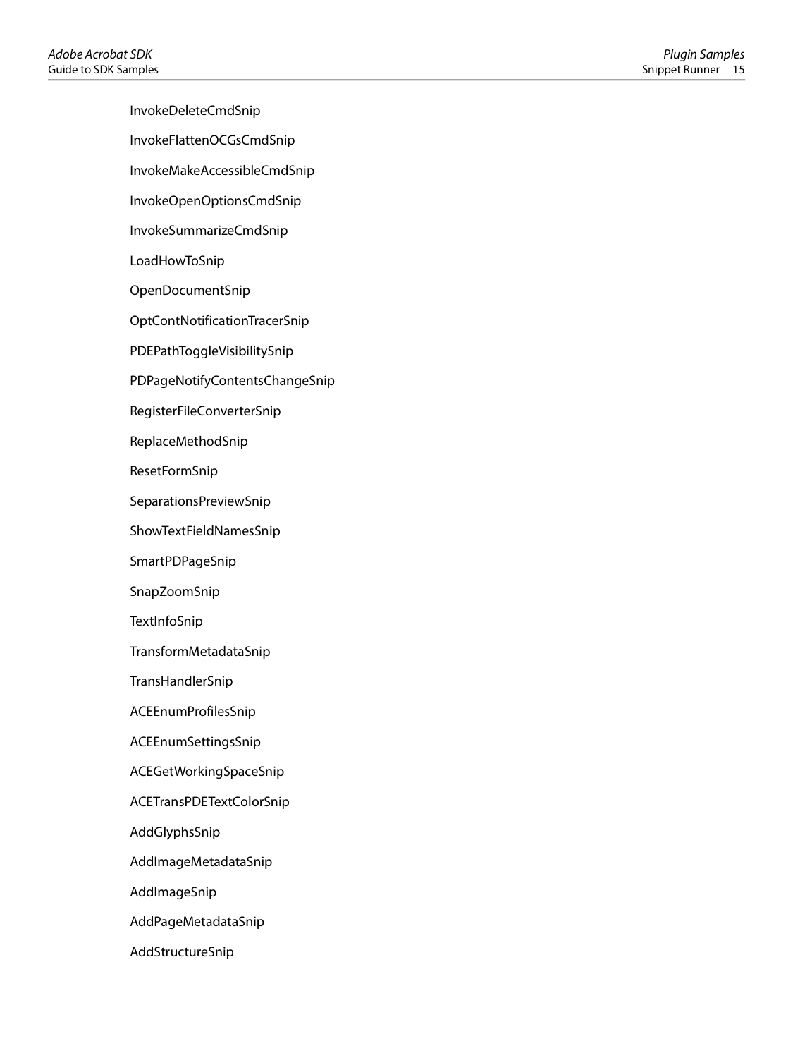InvokeDeleteCmdSnip

InvokeFlattenOCGsCmdSnip

InvokeMakeAccessibleCmdSnip

InvokeOpenOptionsCmdSnip

InvokeSummarizeCmdSnip

LoadHowToSnip

OpenDocumentSnip

OptContNotificationTracerSnip

PDEPathToggleVisibilitySnip

PDPageNotifyContentsChangeSnip

RegisterFileConverterSnip

ReplaceMethodSnip

ResetFormSnip

SeparationsPreviewSnip

ShowTextFieldNamesSnip

SmartPDPageSnip

SnapZoomSnip

TextInfoSnip

TransformMetadataSnip

TransHandlerSnip

ACEEnumProfilesSnip

ACEEnumSettingsSnip

ACEGetWorkingSpaceSnip

ACETransPDETextColorSnip

AddGlyphsSnip

AddImageMetadataSnip

AddImageSnip

AddPageMetadataSnip

AddStructureSnip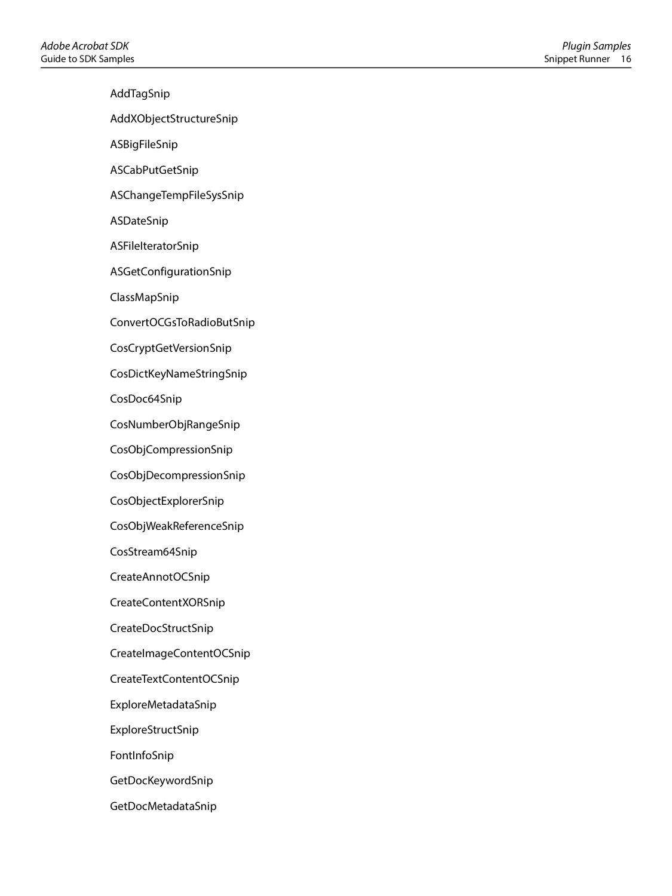AddTagSnip

AddXObjectStructureSnip

ASBigFileSnip

ASCabPutGetSnip

ASChangeTempFileSysSnip

ASDateSnip

ASFileIteratorSnip

ASGetConfigurationSnip

ClassMapSnip

ConvertOCGsToRadioButSnip

CosCryptGetVersionSnip

CosDictKeyNameStringSnip

CosDoc64Snip

CosNumberObjRangeSnip

CosObjCompressionSnip

CosObjDecompressionSnip

CosObjectExplorerSnip

CosObjWeakReferenceSnip

CosStream64Snip

CreateAnnotOCSnip

CreateContentXORSnip

CreateDocStructSnip

CreateImageContentOCSnip

CreateTextContentOCSnip

ExploreMetadataSnip

ExploreStructSnip

FontInfoSnip

GetDocKeywordSnip

GetDocMetadataSnip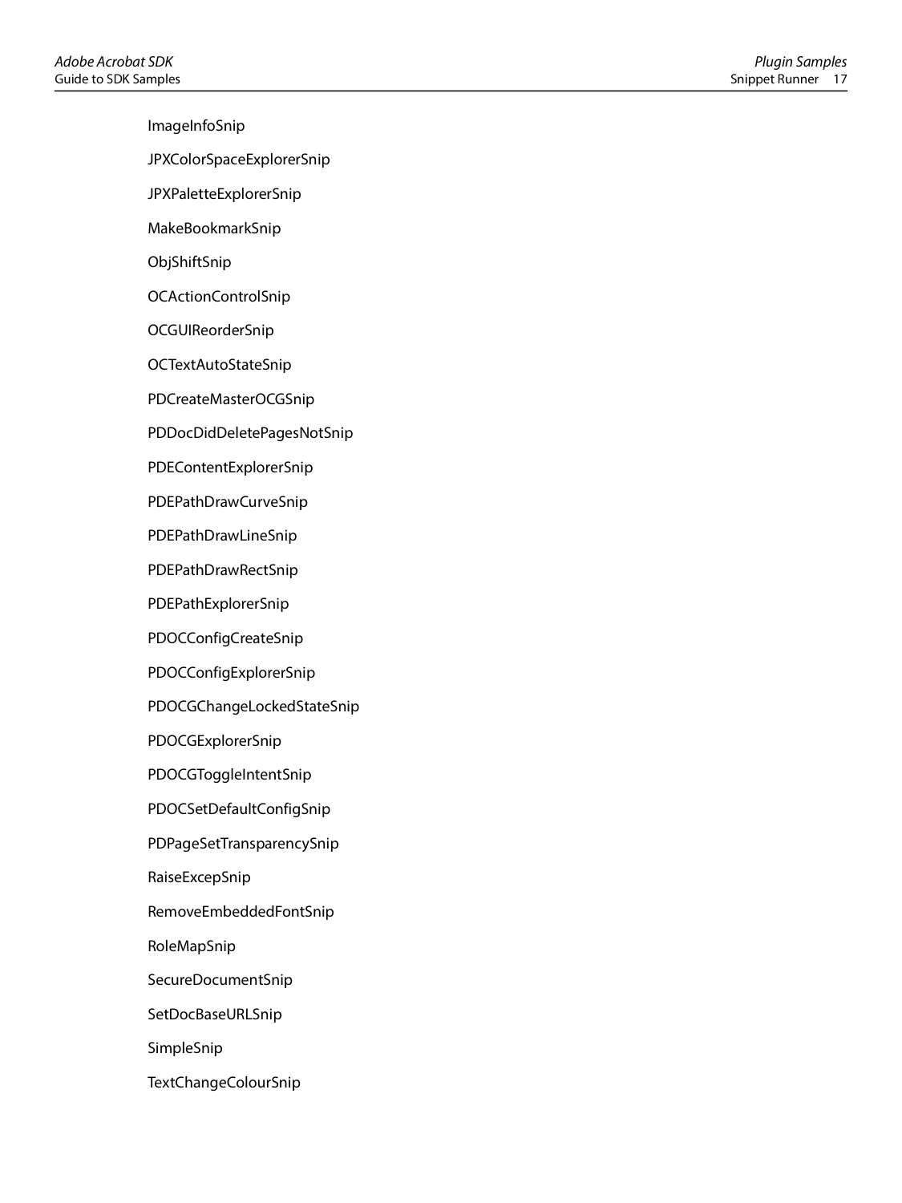ImageInfoSnip

JPXColorSpaceExplorerSnip

JPXPaletteExplorerSnip

MakeBookmarkSnip

ObjShiftSnip

OCActionControlSnip

OCGUIReorderSnip

OCTextAutoStateSnip

PDCreateMasterOCGSnip

PDDocDidDeletePagesNotSnip

PDEContentExplorerSnip

PDEPathDrawCurveSnip

PDEPathDrawLineSnip

PDEPathDrawRectSnip

PDEPathExplorerSnip

PDOCConfigCreateSnip

PDOCConfigExplorerSnip

PDOCGChangeLockedStateSnip

PDOCGExplorerSnip

PDOCGToggleIntentSnip

PDOCSetDefaultConfigSnip

PDPageSetTransparencySnip

RaiseExcepSnip

RemoveEmbeddedFontSnip

RoleMapSnip

SecureDocumentSnip

SetDocBaseURLSnip

SimpleSnip

TextChangeColourSnip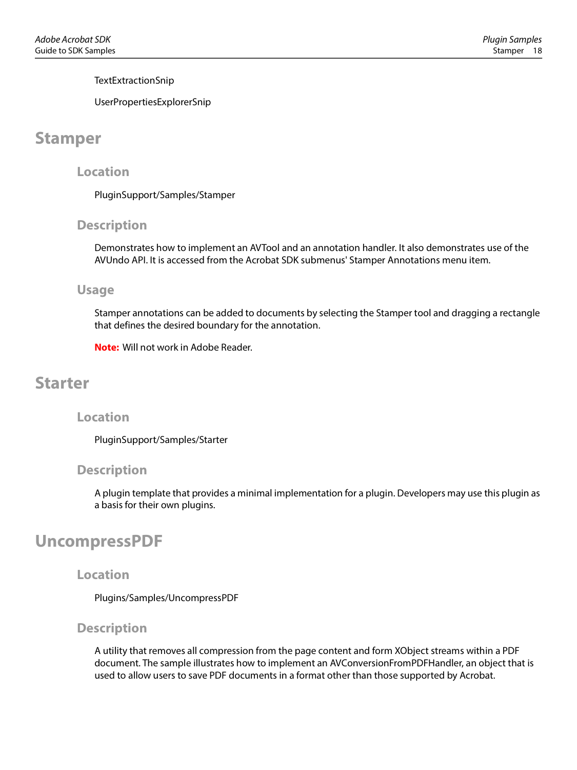TextExtractionSnip

UserPropertiesExplorerSnip

# Stamper

## Location

PluginSupport/Samples/Stamper

## Description

Demonstrates how to implement an AVTool and an annotation handler. It also demonstrates use of the AVUndo API. It is accessed from the Acrobat SDK submenus' Stamper Annotations menu item.

## Usage

Stamper annotations can be added to documents by selecting the Stamper tool and dragging a rectangle that defines the desired boundary for the annotation.

**Note:** Will not work in Adobe Reader.

# Starter

## Location

PluginSupport/Samples/Starter

## Description

A plugin template that provides a minimal implementation for a plugin. Developers may use this plugin as a basis for their own plugins.

# UncompressPDF

## Location

Plugins/Samples/UncompressPDF

## Description

A utility that removes all compression from the page content and form XObject streams within a PDF document. The sample illustrates how to implement an AVConversionFromPDFHandler, an object that is used to allow users to save PDF documents in a format other than those supported by Acrobat.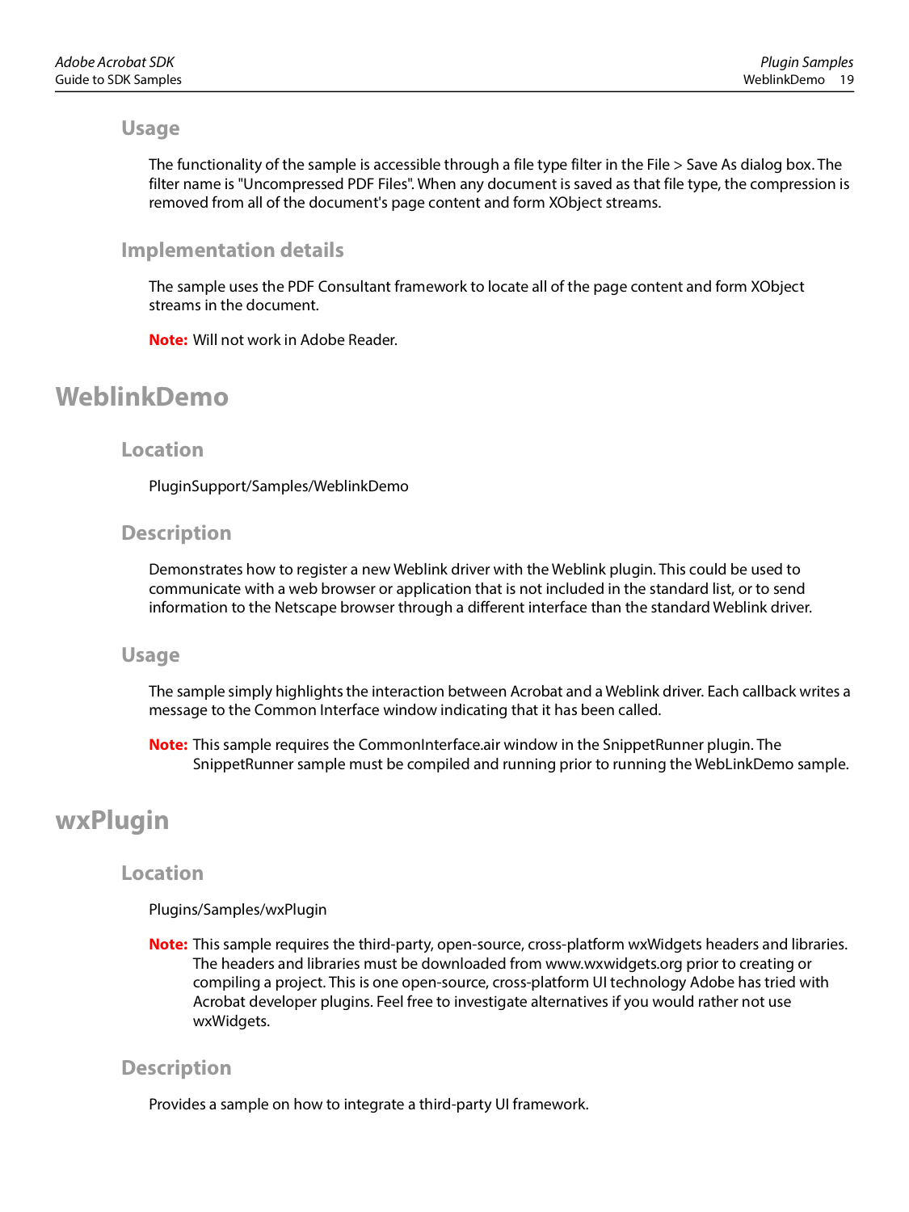### Usage

The functionality of the sample is accessible through a file type filter in the File > Save As dialog box. The filter name is "Uncompressed PDF Files". When any document is saved as that file type, the compression is removed from all of the document's page content and form XObject streams.

### Implementation details

The sample uses the PDF Consultant framework to locate all of the page content and form XObject streams in the document.

**Note:** Will not work in Adobe Reader.

## WeblinkDemo

### Location

PluginSupport/Samples/WeblinkDemo

### Description

Demonstrates how to register a new Weblink driver with the Weblink plugin. This could be used to communicate with a web browser or application that is not included in the standard list, or to send information to the Netscape browser through a different interface than the standard Weblink driver.

### Usage

The sample simply highlights the interaction between Acrobat and a Weblink driver. Each callback writes a message to the Common Interface window indicating that it has been called.

**Note:** This sample requires the CommonInterface.air window in the SnippetRunner plugin. The SnippetRunner sample must be compiled and running prior to running the WebLinkDemo sample.

## wxPlugin

### Location

Plugins/Samples/wxPlugin

**Note:** This sample requires the third-party, open-source, cross-platform wxWidgets headers and libraries. The headers and libraries must be downloaded from www.wxwidgets.org prior to creating or compiling a project. This is one open-source, cross-platform UI technology Adobe has tried with Acrobat developer plugins. Feel free to investigate alternatives if you would rather not use wxWidgets.

### Description

Provides a sample on how to integrate a third-party UI framework.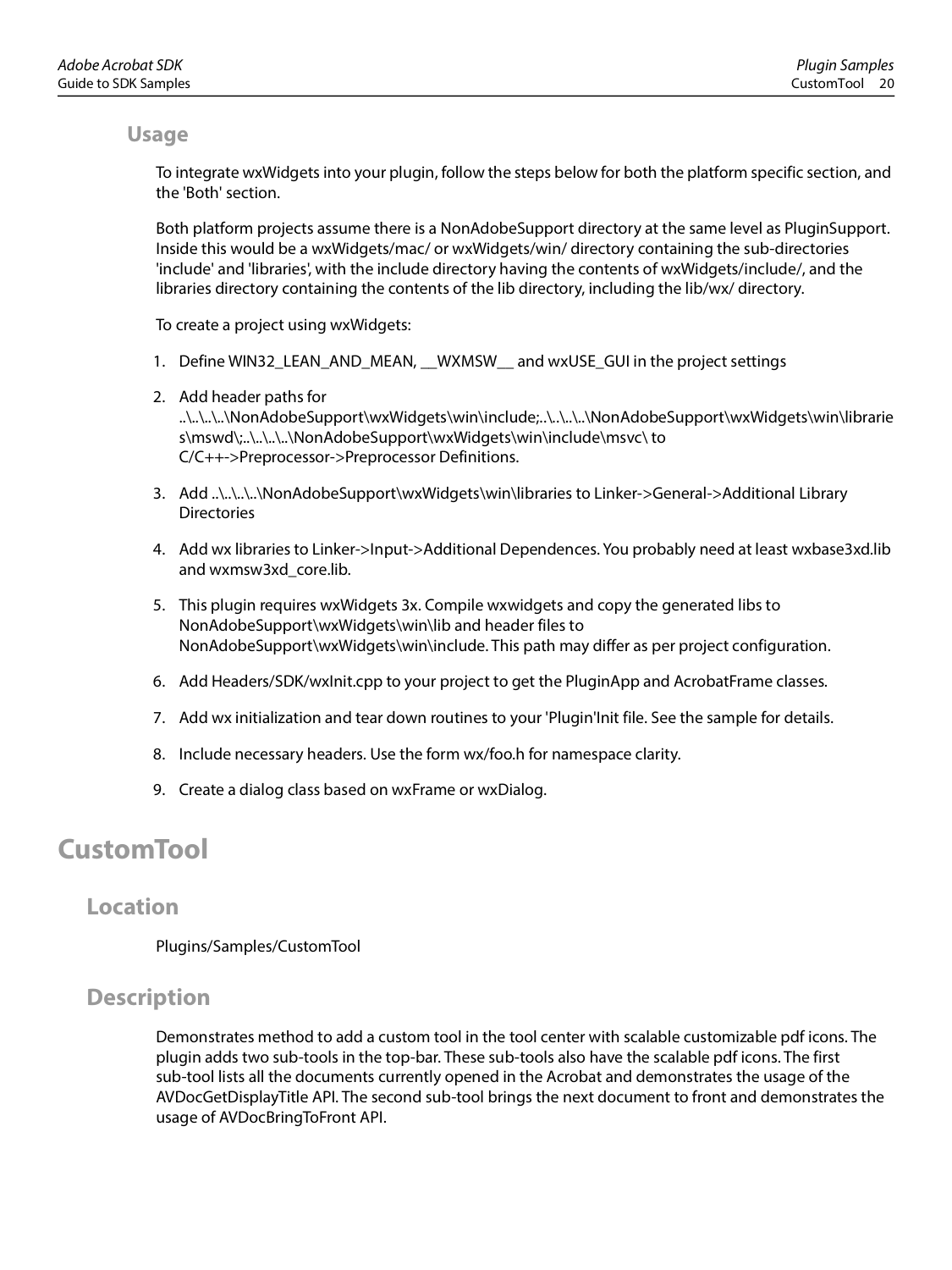### Usage

To integrate wxWidgets into your plugin, follow the steps below for both the platform specific section, and the 'Both' section.

Both platform projects assume there is a NonAdobeSupport directory at the same level as PluginSupport. Inside this would be a wxWidgets/mac/ or wxWidgets/win/ directory containing the sub-directories 'include' and 'libraries', with the include directory having the contents of wxWidgets/include/, and the libraries directory containing the contents of the lib directory, including the lib/wx/ directory.

To create a project using wxWidgets:

1. Define WIN32_LEAN_AND_MEAN, __WXMSW__ and wxUSE_GUI in the project settings
2. Add header paths for ..\..\..\..\NonAdobeSupport\wxWidgets\win\include;..\..\..\..\NonAdobeSupport\wxWidgets\win\libraries\mswd\;..\..\..\..\NonAdobeSupport\wxWidgets\win\include\msvc\ to C/C++->Preprocessor->Preprocessor Definitions.
3. Add ..\..\..\..\NonAdobeSupport\wxWidgets\win\libraries to Linker->General->Additional Library Directories
4. Add wx libraries to Linker->Input->Additional Dependences. You probably need at least wxbase3xd.lib and wxmsw3xd_core.lib.
5. This plugin requires wxWidgets 3x. Compile wxwidgets and copy the generated libs to NonAdobeSupport\wxWidgets\win\lib and header files to NonAdobeSupport\wxWidgets\win\include. This path may differ as per project configuration.
6. Add Headers/SDK/wxInit.cpp to your project to get the PluginApp and AcrobatFrame classes.
7. Add wx initialization and tear down routines to your 'Plugin'Init file. See the sample for details.
8. Include necessary headers. Use the form wx/foo.h for namespace clarity.
9. Create a dialog class based on wxFrame or wxDialog.

# CustomTool

## Location

Plugins/Samples/CustomTool

## Description

Demonstrates method to add a custom tool in the tool center with scalable customizable pdf icons. The plugin adds two sub-tools in the top-bar. These sub-tools also have the scalable pdf icons. The first sub-tool lists all the documents currently opened in the Acrobat and demonstrates the usage of the AVDocGetDisplayTitle API. The second sub-tool brings the next document to front and demonstrates the usage of AVDocBringToFront API.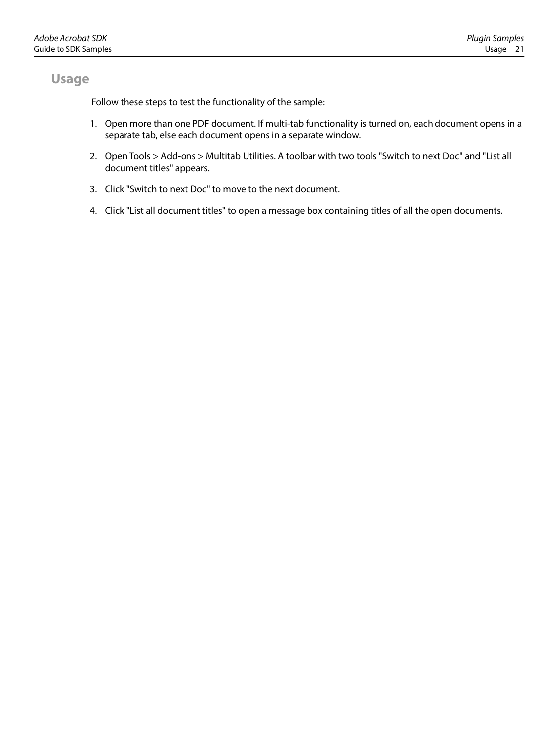## Usage

Follow these steps to test the functionality of the sample:

1. Open more than one PDF document. If multi-tab functionality is turned on, each document opens in a separate tab, else each document opens in a separate window.
2. Open Tools > Add-ons > Multitab Utilities. A toolbar with two tools "Switch to next Doc" and "List all document titles" appears.
3. Click "Switch to next Doc" to move to the next document.
4. Click "List all document titles" to open a message box containing titles of all the open documents.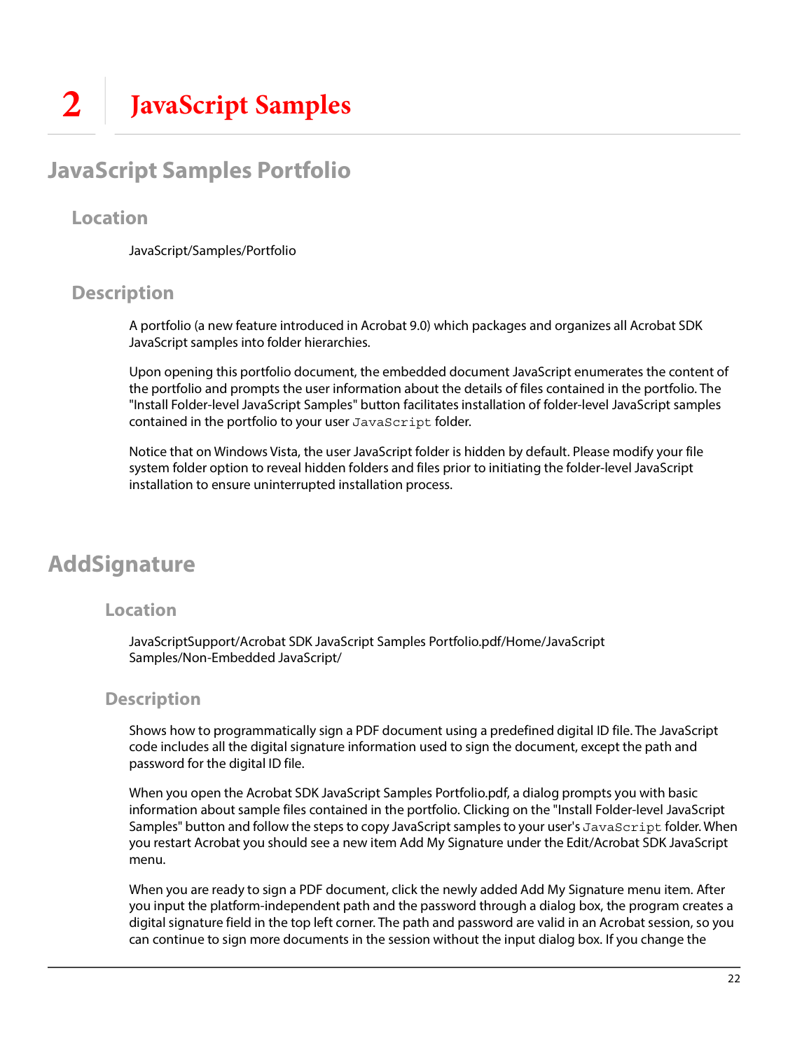# 2 JavaScript Samples

## JavaScript Samples Portfolio

### Location

JavaScript/Samples/Portfolio

### Description

A portfolio (a new feature introduced in Acrobat 9.0) which packages and organizes all Acrobat SDK JavaScript samples into folder hierarchies.

Upon opening this portfolio document, the embedded document JavaScript enumerates the content of the portfolio and prompts the user information about the details of files contained in the portfolio. The "Install Folder-level JavaScript Samples" button facilitates installation of folder-level JavaScript samples contained in the portfolio to your user `JavaScript` folder.

Notice that on Windows Vista, the user JavaScript folder is hidden by default. Please modify your file system folder option to reveal hidden folders and files prior to initiating the folder-level JavaScript installation to ensure uninterrupted installation process.

## AddSignature

### Location

JavaScriptSupport/Acrobat SDK JavaScript Samples Portfolio.pdf/Home/JavaScript Samples/Non-Embedded JavaScript/

### Description

Shows how to programmatically sign a PDF document using a predefined digital ID file. The JavaScript code includes all the digital signature information used to sign the document, except the path and password for the digital ID file.

When you open the Acrobat SDK JavaScript Samples Portfolio.pdf, a dialog prompts you with basic information about sample files contained in the portfolio. Clicking on the "Install Folder-level JavaScript Samples" button and follow the steps to copy JavaScript samples to your user's `JavaScript` folder. When you restart Acrobat you should see a new item Add My Signature under the Edit/Acrobat SDK JavaScript menu.

When you are ready to sign a PDF document, click the newly added Add My Signature menu item. After you input the platform-independent path and the password through a dialog box, the program creates a digital signature field in the top left corner. The path and password are valid in an Acrobat session, so you can continue to sign more documents in the session without the input dialog box. If you change the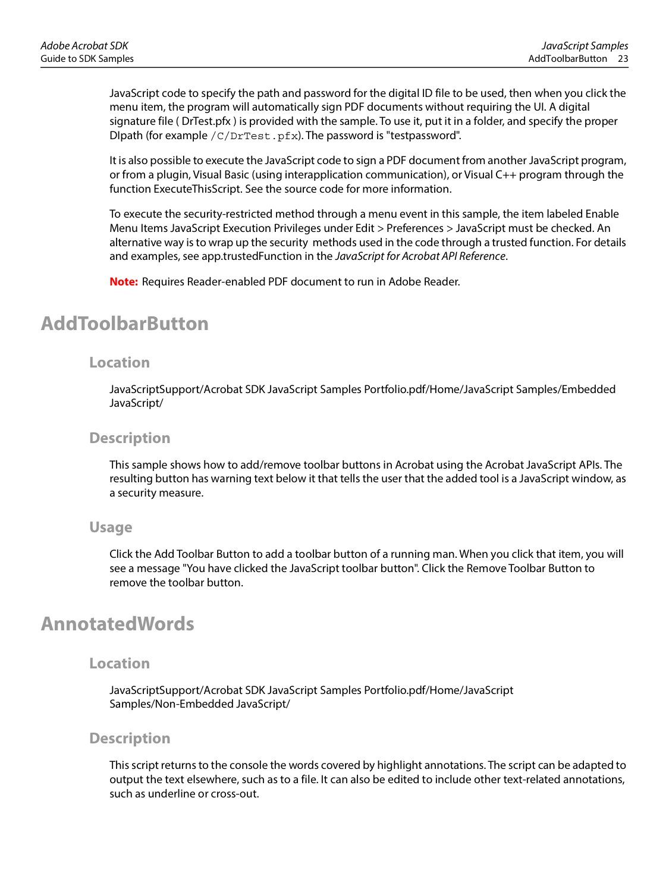JavaScript code to specify the path and password for the digital ID file to be used, then when you click the menu item, the program will automatically sign PDF documents without requiring the UI. A digital signature file ( DrTest.pfx ) is provided with the sample. To use it, put it in a folder, and specify the proper DIpath (for example `/C/DrTest.pfx`). The password is "testpassword".

It is also possible to execute the JavaScript code to sign a PDF document from another JavaScript program, or from a plugin, Visual Basic (using interapplication communication), or Visual C++ program through the function ExecuteThisScript. See the source code for more information.

To execute the security-restricted method through a menu event in this sample, the item labeled Enable Menu Items JavaScript Execution Privileges under Edit > Preferences > JavaScript must be checked. An alternative way is to wrap up the security methods used in the code through a trusted function. For details and examples, see app.trustedFunction in the *JavaScript for Acrobat API Reference*.

**Note:** Requires Reader-enabled PDF document to run in Adobe Reader.

# AddToolbarButton

## Location

JavaScriptSupport/Acrobat SDK JavaScript Samples Portfolio.pdf/Home/JavaScript Samples/Embedded JavaScript/

## Description

This sample shows how to add/remove toolbar buttons in Acrobat using the Acrobat JavaScript APIs. The resulting button has warning text below it that tells the user that the added tool is a JavaScript window, as a security measure.

## Usage

Click the Add Toolbar Button to add a toolbar button of a running man. When you click that item, you will see a message "You have clicked the JavaScript toolbar button". Click the Remove Toolbar Button to remove the toolbar button.

# AnnotatedWords

## Location

JavaScriptSupport/Acrobat SDK JavaScript Samples Portfolio.pdf/Home/JavaScript Samples/Non-Embedded JavaScript/

## Description

This script returns to the console the words covered by highlight annotations. The script can be adapted to output the text elsewhere, such as to a file. It can also be edited to include other text-related annotations, such as underline or cross-out.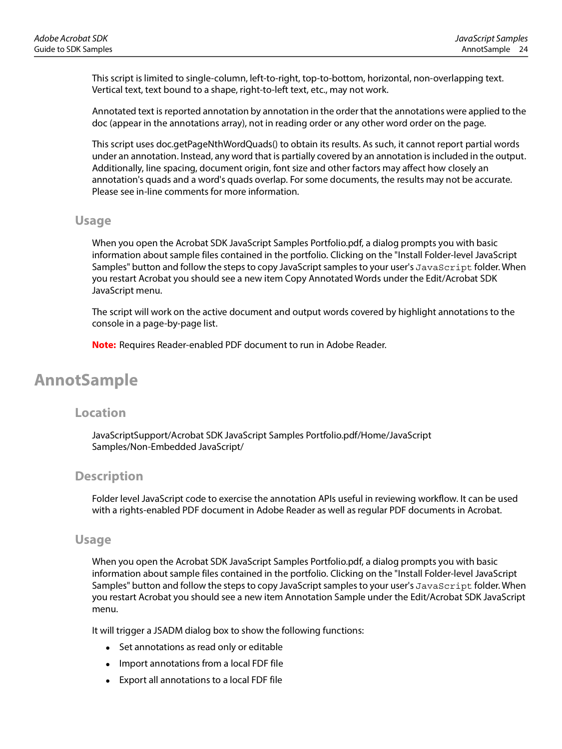This script is limited to single-column, left-to-right, top-to-bottom, horizontal, non-overlapping text. Vertical text, text bound to a shape, right-to-left text, etc., may not work.

Annotated text is reported annotation by annotation in the order that the annotations were applied to the doc (appear in the annotations array), not in reading order or any other word order on the page.

This script uses doc.getPageNthWordQuads() to obtain its results. As such, it cannot report partial words under an annotation. Instead, any word that is partially covered by an annotation is included in the output. Additionally, line spacing, document origin, font size and other factors may affect how closely an annotation's quads and a word's quads overlap. For some documents, the results may not be accurate. Please see in-line comments for more information.

### Usage

When you open the Acrobat SDK JavaScript Samples Portfolio.pdf, a dialog prompts you with basic information about sample files contained in the portfolio. Clicking on the "Install Folder-level JavaScript Samples" button and follow the steps to copy JavaScript samples to your user's `JavaScript` folder. When you restart Acrobat you should see a new item Copy Annotated Words under the Edit/Acrobat SDK JavaScript menu.

The script will work on the active document and output words covered by highlight annotations to the console in a page-by-page list.

**Note:** Requires Reader-enabled PDF document to run in Adobe Reader.

## AnnotSample

### Location

JavaScriptSupport/Acrobat SDK JavaScript Samples Portfolio.pdf/Home/JavaScript Samples/Non-Embedded JavaScript/

### Description

Folder level JavaScript code to exercise the annotation APIs useful in reviewing workflow. It can be used with a rights-enabled PDF document in Adobe Reader as well as regular PDF documents in Acrobat.

### Usage

When you open the Acrobat SDK JavaScript Samples Portfolio.pdf, a dialog prompts you with basic information about sample files contained in the portfolio. Clicking on the "Install Folder-level JavaScript Samples" button and follow the steps to copy JavaScript samples to your user's `JavaScript` folder. When you restart Acrobat you should see a new item Annotation Sample under the Edit/Acrobat SDK JavaScript menu.

It will trigger a JSADM dialog box to show the following functions:

- Set annotations as read only or editable
- Import annotations from a local FDF file
- Export all annotations to a local FDF file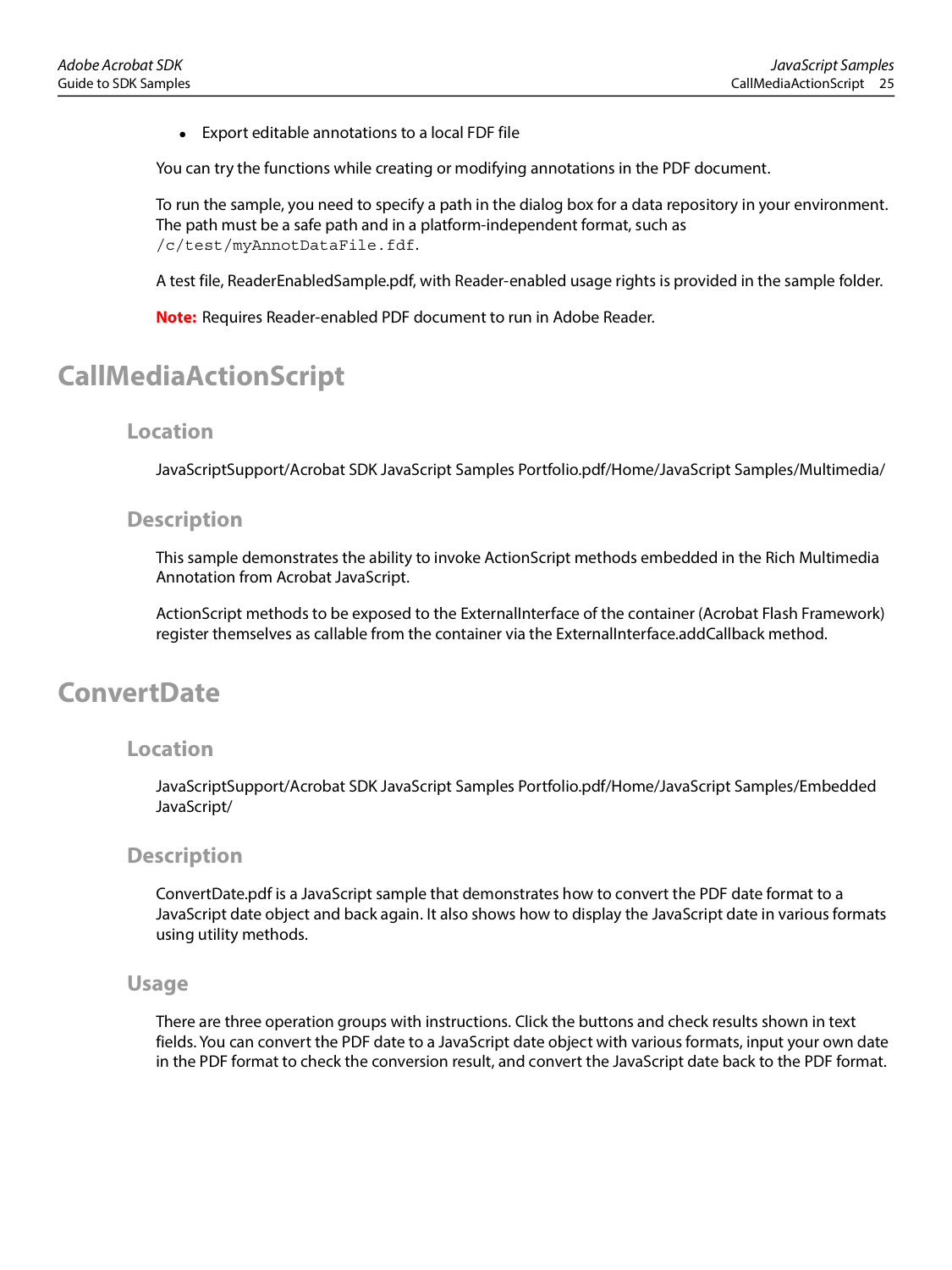- Export editable annotations to a local FDF file

You can try the functions while creating or modifying annotations in the PDF document.

To run the sample, you need to specify a path in the dialog box for a data repository in your environment. The path must be a safe path and in a platform-independent format, such as `/c/test/myAnnotDataFile.fdf`.

A test file, ReaderEnabledSample.pdf, with Reader-enabled usage rights is provided in the sample folder.

**Note:** Requires Reader-enabled PDF document to run in Adobe Reader.

# CallMediaActionScript

## Location

JavaScriptSupport/Acrobat SDK JavaScript Samples Portfolio.pdf/Home/JavaScript Samples/Multimedia/

## Description

This sample demonstrates the ability to invoke ActionScript methods embedded in the Rich Multimedia Annotation from Acrobat JavaScript.

ActionScript methods to be exposed to the ExternalInterface of the container (Acrobat Flash Framework) register themselves as callable from the container via the ExternalInterface.addCallback method.

# ConvertDate

## Location

JavaScriptSupport/Acrobat SDK JavaScript Samples Portfolio.pdf/Home/JavaScript Samples/Embedded JavaScript/

## Description

ConvertDate.pdf is a JavaScript sample that demonstrates how to convert the PDF date format to a JavaScript date object and back again. It also shows how to display the JavaScript date in various formats using utility methods.

## Usage

There are three operation groups with instructions. Click the buttons and check results shown in text fields. You can convert the PDF date to a JavaScript date object with various formats, input your own date in the PDF format to check the conversion result, and convert the JavaScript date back to the PDF format.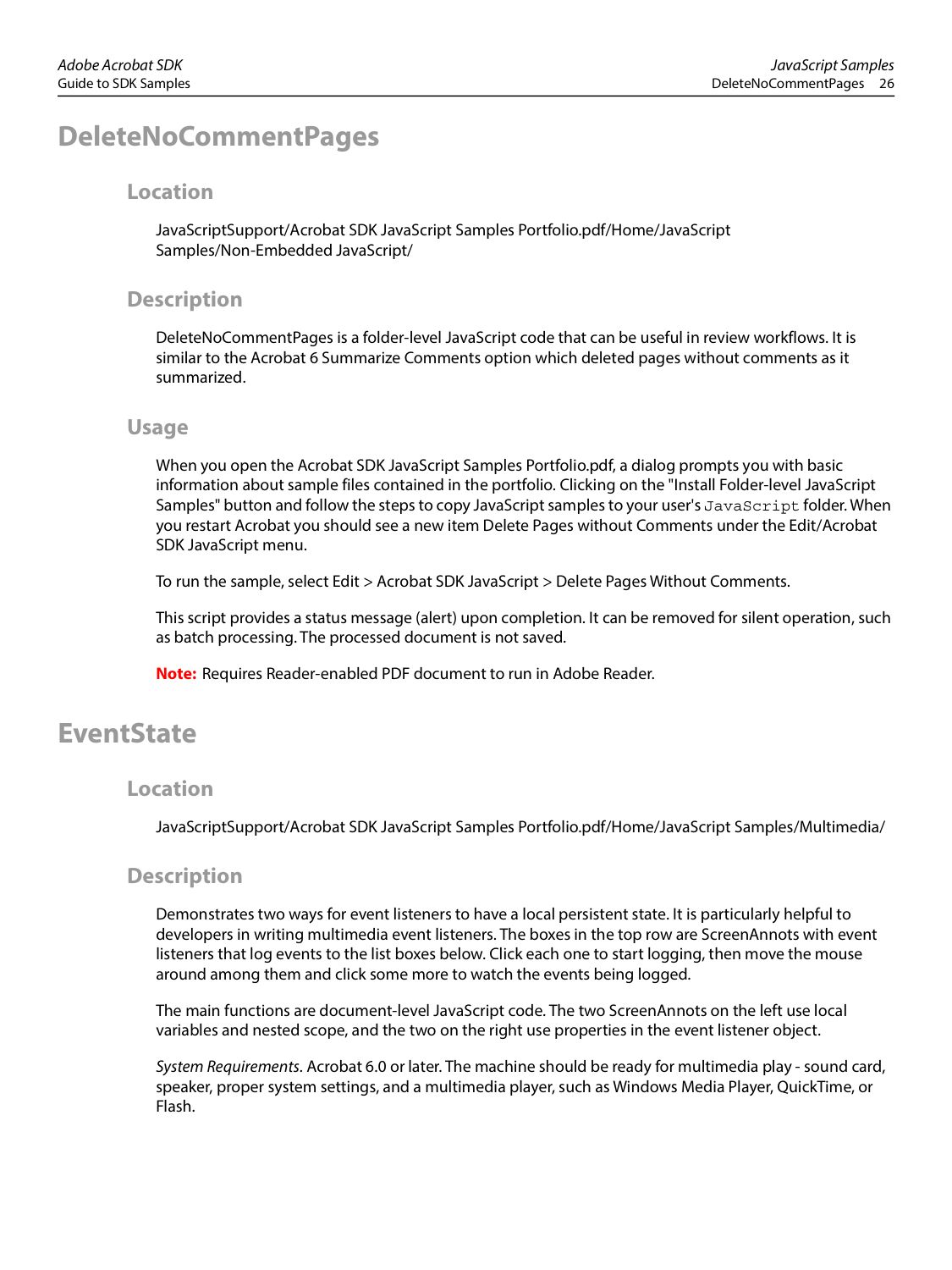# DeleteNoCommentPages

## Location

JavaScriptSupport/Acrobat SDK JavaScript Samples Portfolio.pdf/Home/JavaScript Samples/Non-Embedded JavaScript/

## Description

DeleteNoCommentPages is a folder-level JavaScript code that can be useful in review workflows. It is similar to the Acrobat 6 Summarize Comments option which deleted pages without comments as it summarized.

## Usage

When you open the Acrobat SDK JavaScript Samples Portfolio.pdf, a dialog prompts you with basic information about sample files contained in the portfolio. Clicking on the "Install Folder-level JavaScript Samples" button and follow the steps to copy JavaScript samples to your user's `JavaScript` folder. When you restart Acrobat you should see a new item Delete Pages without Comments under the Edit/Acrobat SDK JavaScript menu.

To run the sample, select Edit > Acrobat SDK JavaScript > Delete Pages Without Comments.

This script provides a status message (alert) upon completion. It can be removed for silent operation, such as batch processing. The processed document is not saved.

**Note:** Requires Reader-enabled PDF document to run in Adobe Reader.

# EventState

## Location

JavaScriptSupport/Acrobat SDK JavaScript Samples Portfolio.pdf/Home/JavaScript Samples/Multimedia/

## Description

Demonstrates two ways for event listeners to have a local persistent state. It is particularly helpful to developers in writing multimedia event listeners. The boxes in the top row are ScreenAnnots with event listeners that log events to the list boxes below. Click each one to start logging, then move the mouse around among them and click some more to watch the events being logged.

The main functions are document-level JavaScript code. The two ScreenAnnots on the left use local variables and nested scope, and the two on the right use properties in the event listener object.

*System Requirements.* Acrobat 6.0 or later. The machine should be ready for multimedia play - sound card, speaker, proper system settings, and a multimedia player, such as Windows Media Player, QuickTime, or Flash.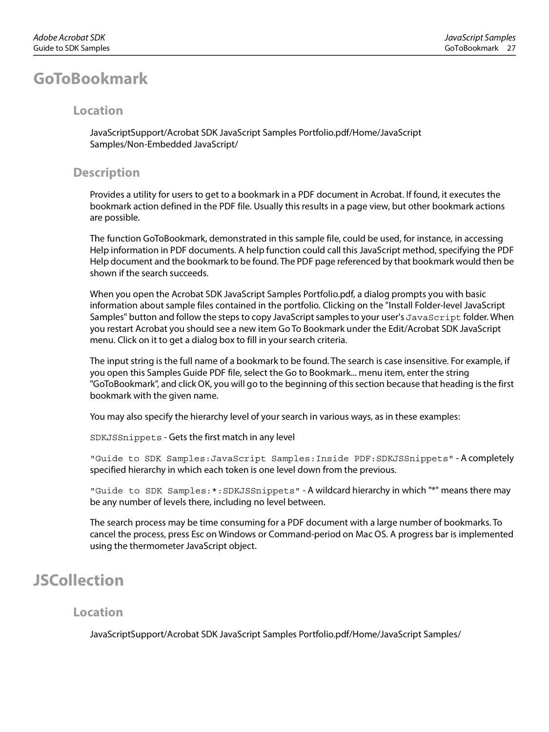# GoToBookmark

## Location

JavaScriptSupport/Acrobat SDK JavaScript Samples Portfolio.pdf/Home/JavaScript Samples/Non-Embedded JavaScript/

## Description

Provides a utility for users to get to a bookmark in a PDF document in Acrobat. If found, it executes the bookmark action defined in the PDF file. Usually this results in a page view, but other bookmark actions are possible.

The function GoToBookmark, demonstrated in this sample file, could be used, for instance, in accessing Help information in PDF documents. A help function could call this JavaScript method, specifying the PDF Help document and the bookmark to be found. The PDF page referenced by that bookmark would then be shown if the search succeeds.

When you open the Acrobat SDK JavaScript Samples Portfolio.pdf, a dialog prompts you with basic information about sample files contained in the portfolio. Clicking on the "Install Folder-level JavaScript Samples" button and follow the steps to copy JavaScript samples to your user's `JavaScript` folder. When you restart Acrobat you should see a new item Go To Bookmark under the Edit/Acrobat SDK JavaScript menu. Click on it to get a dialog box to fill in your search criteria.

The input string is the full name of a bookmark to be found. The search is case insensitive. For example, if you open this Samples Guide PDF file, select the Go to Bookmark... menu item, enter the string "GoToBookmark", and click OK, you will go to the beginning of this section because that heading is the first bookmark with the given name.

You may also specify the hierarchy level of your search in various ways, as in these examples:

`SDKJSSnippets` - Gets the first match in any level

`"Guide to SDK Samples:JavaScript Samples:Inside PDF:SDKJSSnippets"` - A completely specified hierarchy in which each token is one level down from the previous.

`"Guide to SDK Samples:*:SDKJSSnippets"` - A wildcard hierarchy in which "*" means there may be any number of levels there, including no level between.

The search process may be time consuming for a PDF document with a large number of bookmarks. To cancel the process, press Esc on Windows or Command-period on Mac OS. A progress bar is implemented using the thermometer JavaScript object.

# JSCollection

## Location

JavaScriptSupport/Acrobat SDK JavaScript Samples Portfolio.pdf/Home/JavaScript Samples/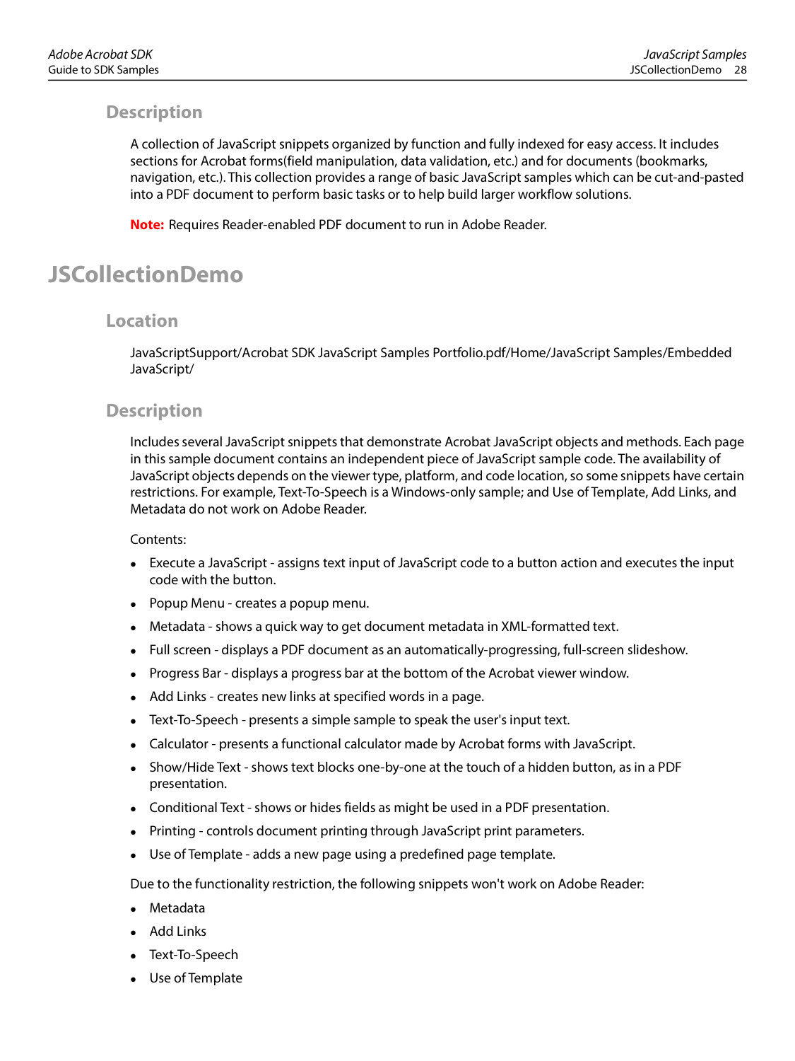### Description

A collection of JavaScript snippets organized by function and fully indexed for easy access. It includes sections for Acrobat forms(field manipulation, data validation, etc.) and for documents (bookmarks, navigation, etc.). This collection provides a range of basic JavaScript samples which can be cut-and-pasted into a PDF document to perform basic tasks or to help build larger workflow solutions.

**Note:** Requires Reader-enabled PDF document to run in Adobe Reader.

## JSCollectionDemo

### Location

JavaScriptSupport/Acrobat SDK JavaScript Samples Portfolio.pdf/Home/JavaScript Samples/Embedded JavaScript/

### Description

Includes several JavaScript snippets that demonstrate Acrobat JavaScript objects and methods. Each page in this sample document contains an independent piece of JavaScript sample code. The availability of JavaScript objects depends on the viewer type, platform, and code location, so some snippets have certain restrictions. For example, Text-To-Speech is a Windows-only sample; and Use of Template, Add Links, and Metadata do not work on Adobe Reader.

Contents:

- Execute a JavaScript - assigns text input of JavaScript code to a button action and executes the input code with the button.
- Popup Menu - creates a popup menu.
- Metadata - shows a quick way to get document metadata in XML-formatted text.
- Full screen - displays a PDF document as an automatically-progressing, full-screen slideshow.
- Progress Bar - displays a progress bar at the bottom of the Acrobat viewer window.
- Add Links - creates new links at specified words in a page.
- Text-To-Speech - presents a simple sample to speak the user's input text.
- Calculator - presents a functional calculator made by Acrobat forms with JavaScript.
- Show/Hide Text - shows text blocks one-by-one at the touch of a hidden button, as in a PDF presentation.
- Conditional Text - shows or hides fields as might be used in a PDF presentation.
- Printing - controls document printing through JavaScript print parameters.
- Use of Template - adds a new page using a predefined page template.

Due to the functionality restriction, the following snippets won't work on Adobe Reader:

- Metadata
- Add Links
- Text-To-Speech
- Use of Template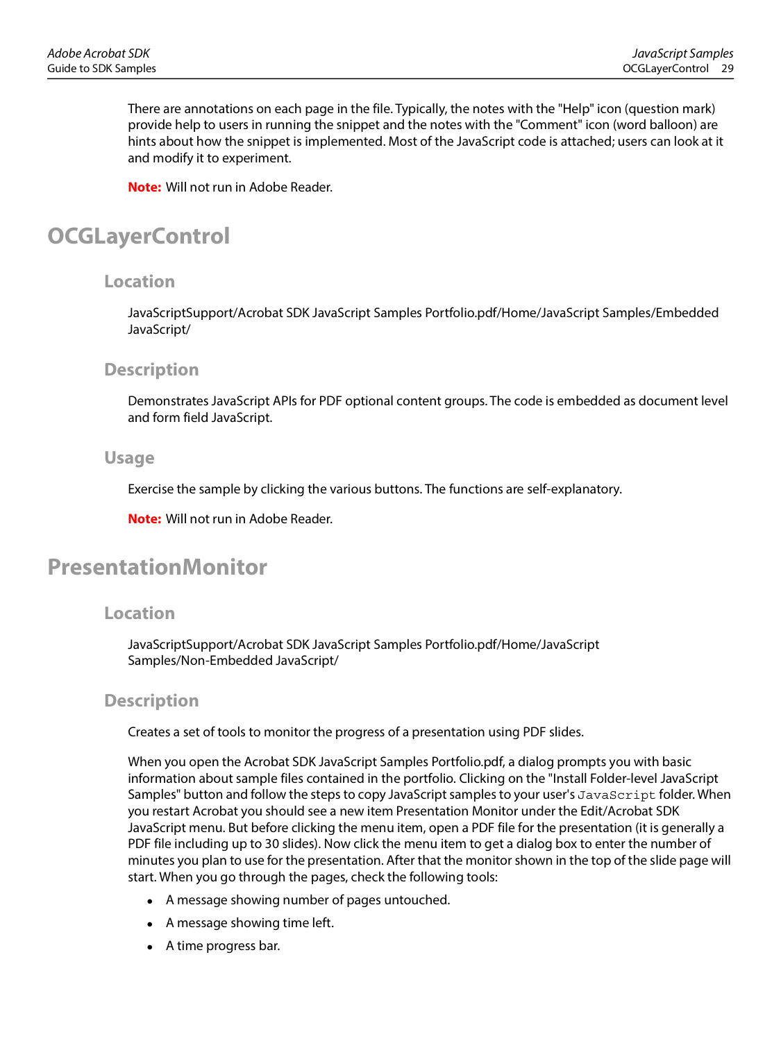There are annotations on each page in the file. Typically, the notes with the "Help" icon (question mark) provide help to users in running the snippet and the notes with the "Comment" icon (word balloon) are hints about how the snippet is implemented. Most of the JavaScript code is attached; users can look at it and modify it to experiment.

**Note:** Will not run in Adobe Reader.

# OCGLayerControl

## Location

JavaScriptSupport/Acrobat SDK JavaScript Samples Portfolio.pdf/Home/JavaScript Samples/Embedded JavaScript/

## Description

Demonstrates JavaScript APIs for PDF optional content groups. The code is embedded as document level and form field JavaScript.

## Usage

Exercise the sample by clicking the various buttons. The functions are self-explanatory.

**Note:** Will not run in Adobe Reader.

# PresentationMonitor

## Location

JavaScriptSupport/Acrobat SDK JavaScript Samples Portfolio.pdf/Home/JavaScript Samples/Non-Embedded JavaScript/

## Description

Creates a set of tools to monitor the progress of a presentation using PDF slides.

When you open the Acrobat SDK JavaScript Samples Portfolio.pdf, a dialog prompts you with basic information about sample files contained in the portfolio. Clicking on the "Install Folder-level JavaScript Samples" button and follow the steps to copy JavaScript samples to your user's `JavaScript` folder. When you restart Acrobat you should see a new item Presentation Monitor under the Edit/Acrobat SDK JavaScript menu. But before clicking the menu item, open a PDF file for the presentation (it is generally a PDF file including up to 30 slides). Now click the menu item to get a dialog box to enter the number of minutes you plan to use for the presentation. After that the monitor shown in the top of the slide page will start. When you go through the pages, check the following tools:

- A message showing number of pages untouched.
- A message showing time left.
- A time progress bar.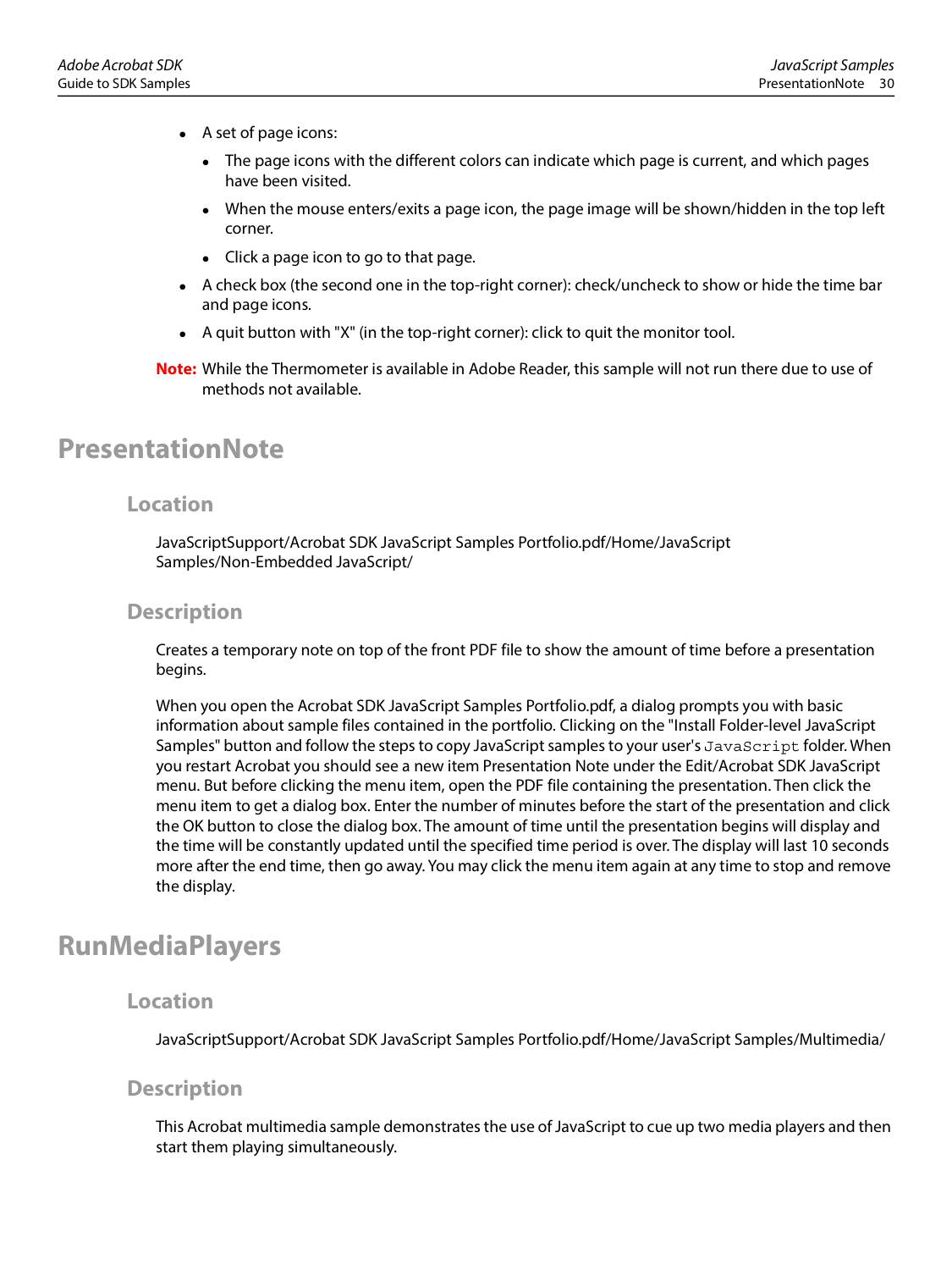- A set of page icons:
  - The page icons with the different colors can indicate which page is current, and which pages have been visited.
  - When the mouse enters/exits a page icon, the page image will be shown/hidden in the top left corner.
  - Click a page icon to go to that page.
- A check box (the second one in the top-right corner): check/uncheck to show or hide the time bar and page icons.
- A quit button with "X" (in the top-right corner): click to quit the monitor tool.

**Note:** While the Thermometer is available in Adobe Reader, this sample will not run there due to use of methods not available.

# PresentationNote

## Location

JavaScriptSupport/Acrobat SDK JavaScript Samples Portfolio.pdf/Home/JavaScript Samples/Non-Embedded JavaScript/

## Description

Creates a temporary note on top of the front PDF file to show the amount of time before a presentation begins.

When you open the Acrobat SDK JavaScript Samples Portfolio.pdf, a dialog prompts you with basic information about sample files contained in the portfolio. Clicking on the "Install Folder-level JavaScript Samples" button and follow the steps to copy JavaScript samples to your user's `JavaScript` folder. When you restart Acrobat you should see a new item Presentation Note under the Edit/Acrobat SDK JavaScript menu. But before clicking the menu item, open the PDF file containing the presentation. Then click the menu item to get a dialog box. Enter the number of minutes before the start of the presentation and click the OK button to close the dialog box. The amount of time until the presentation begins will display and the time will be constantly updated until the specified time period is over. The display will last 10 seconds more after the end time, then go away. You may click the menu item again at any time to stop and remove the display.

# RunMediaPlayers

## Location

JavaScriptSupport/Acrobat SDK JavaScript Samples Portfolio.pdf/Home/JavaScript Samples/Multimedia/

## Description

This Acrobat multimedia sample demonstrates the use of JavaScript to cue up two media players and then start them playing simultaneously.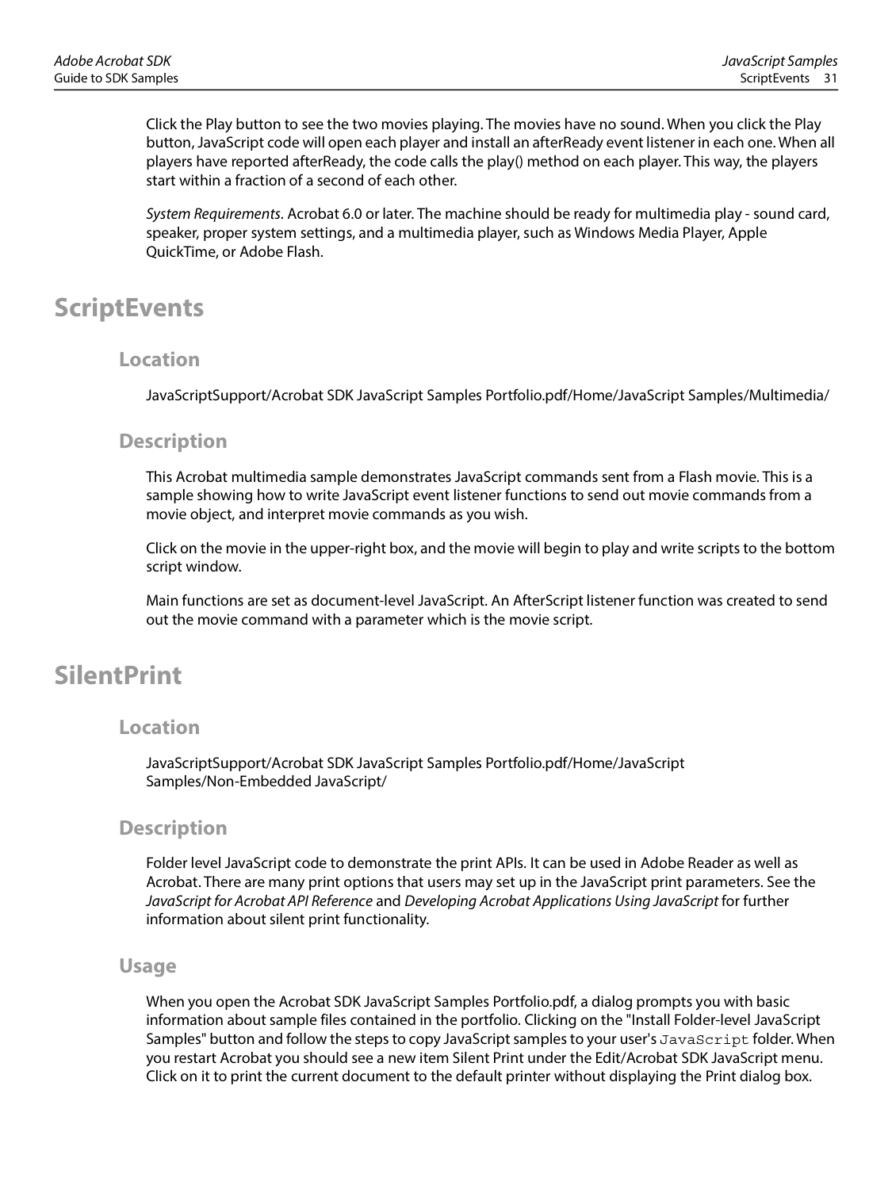Click the Play button to see the two movies playing. The movies have no sound. When you click the Play button, JavaScript code will open each player and install an afterReady event listener in each one. When all players have reported afterReady, the code calls the play() method on each player. This way, the players start within a fraction of a second of each other.

*System Requirements.* Acrobat 6.0 or later. The machine should be ready for multimedia play - sound card, speaker, proper system settings, and a multimedia player, such as Windows Media Player, Apple QuickTime, or Adobe Flash.

# ScriptEvents

## Location

JavaScriptSupport/Acrobat SDK JavaScript Samples Portfolio.pdf/Home/JavaScript Samples/Multimedia/

## Description

This Acrobat multimedia sample demonstrates JavaScript commands sent from a Flash movie. This is a sample showing how to write JavaScript event listener functions to send out movie commands from a movie object, and interpret movie commands as you wish.

Click on the movie in the upper-right box, and the movie will begin to play and write scripts to the bottom script window.

Main functions are set as document-level JavaScript. An AfterScript listener function was created to send out the movie command with a parameter which is the movie script.

# SilentPrint

## Location

JavaScriptSupport/Acrobat SDK JavaScript Samples Portfolio.pdf/Home/JavaScript Samples/Non-Embedded JavaScript/

## Description

Folder level JavaScript code to demonstrate the print APIs. It can be used in Adobe Reader as well as Acrobat. There are many print options that users may set up in the JavaScript print parameters. See the *JavaScript for Acrobat API Reference* and *Developing Acrobat Applications Using JavaScript* for further information about silent print functionality.

## Usage

When you open the Acrobat SDK JavaScript Samples Portfolio.pdf, a dialog prompts you with basic information about sample files contained in the portfolio. Clicking on the "Install Folder-level JavaScript Samples" button and follow the steps to copy JavaScript samples to your user's `JavaScript` folder. When you restart Acrobat you should see a new item Silent Print under the Edit/Acrobat SDK JavaScript menu. Click on it to print the current document to the default printer without displaying the Print dialog box.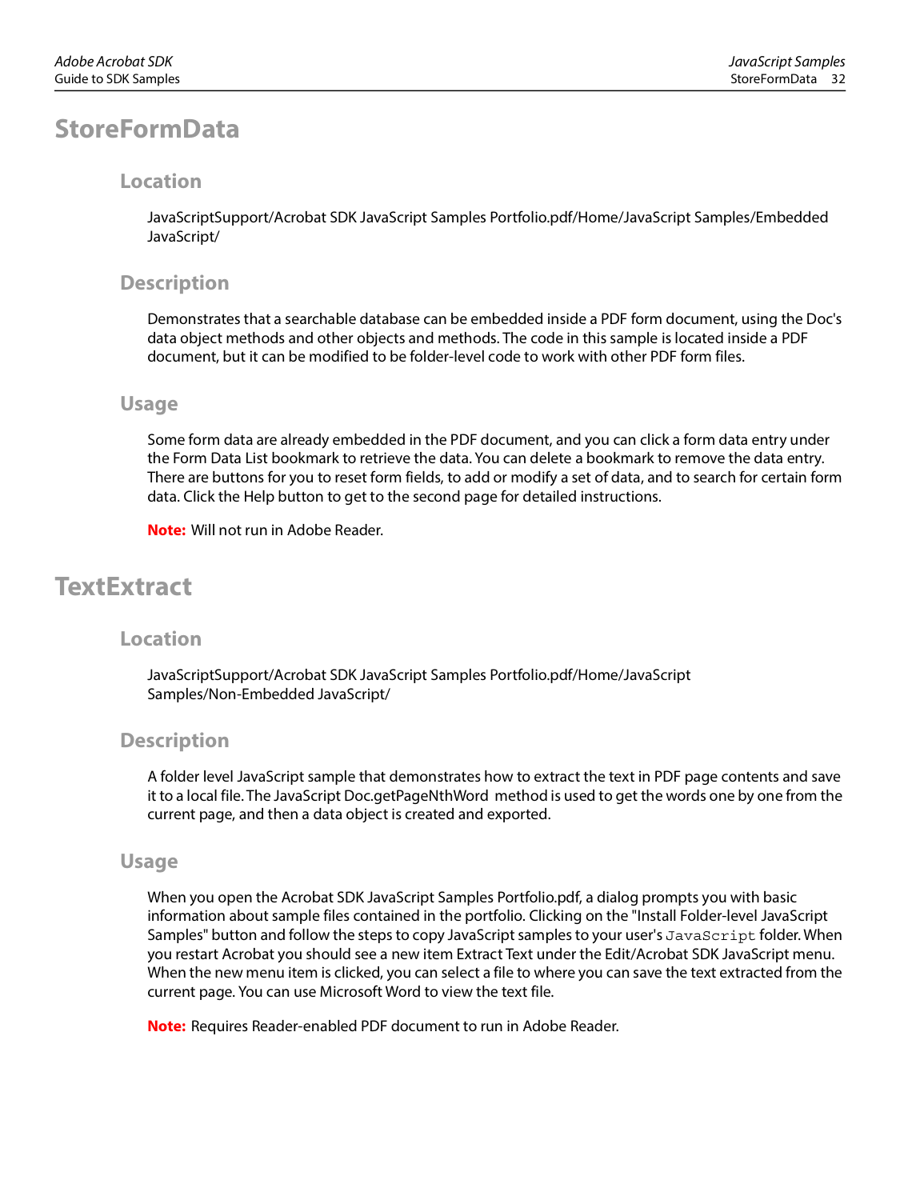## StoreFormData

### Location

JavaScriptSupport/Acrobat SDK JavaScript Samples Portfolio.pdf/Home/JavaScript Samples/Embedded JavaScript/

### Description

Demonstrates that a searchable database can be embedded inside a PDF form document, using the Doc's data object methods and other objects and methods. The code in this sample is located inside a PDF document, but it can be modified to be folder-level code to work with other PDF form files.

### Usage

Some form data are already embedded in the PDF document, and you can click a form data entry under the Form Data List bookmark to retrieve the data. You can delete a bookmark to remove the data entry. There are buttons for you to reset form fields, to add or modify a set of data, and to search for certain form data. Click the Help button to get to the second page for detailed instructions.

**Note:** Will not run in Adobe Reader.

## TextExtract

### Location

JavaScriptSupport/Acrobat SDK JavaScript Samples Portfolio.pdf/Home/JavaScript Samples/Non-Embedded JavaScript/

### Description

A folder level JavaScript sample that demonstrates how to extract the text in PDF page contents and save it to a local file. The JavaScript Doc.getPageNthWord method is used to get the words one by one from the current page, and then a data object is created and exported.

### Usage

When you open the Acrobat SDK JavaScript Samples Portfolio.pdf, a dialog prompts you with basic information about sample files contained in the portfolio. Clicking on the "Install Folder-level JavaScript Samples" button and follow the steps to copy JavaScript samples to your user's `JavaScript` folder. When you restart Acrobat you should see a new item Extract Text under the Edit/Acrobat SDK JavaScript menu. When the new menu item is clicked, you can select a file to where you can save the text extracted from the current page. You can use Microsoft Word to view the text file.

**Note:** Requires Reader-enabled PDF document to run in Adobe Reader.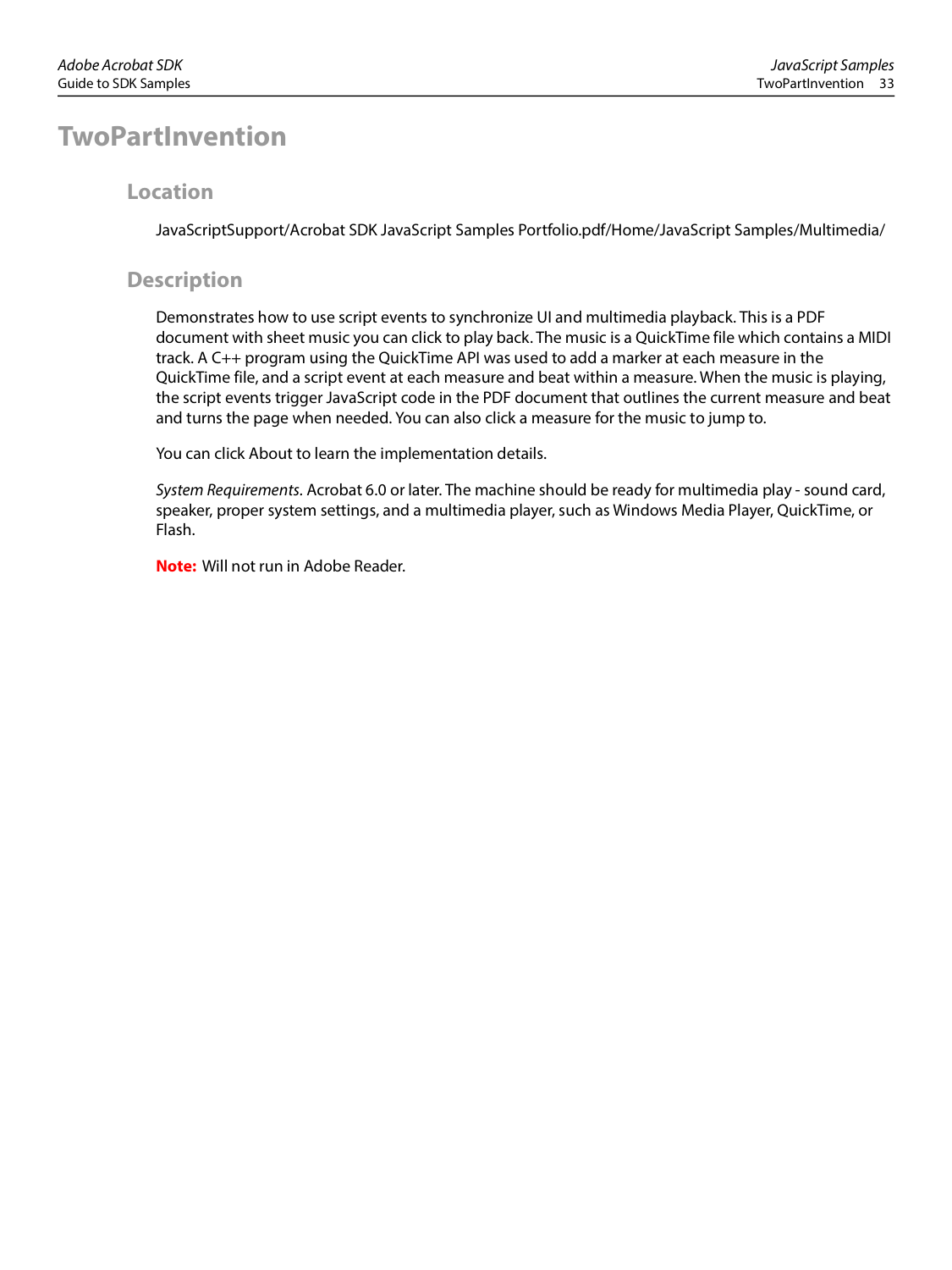# TwoPartInvention

## Location

JavaScriptSupport/Acrobat SDK JavaScript Samples Portfolio.pdf/Home/JavaScript Samples/Multimedia/

## Description

Demonstrates how to use script events to synchronize UI and multimedia playback. This is a PDF document with sheet music you can click to play back. The music is a QuickTime file which contains a MIDI track. A C++ program using the QuickTime API was used to add a marker at each measure in the QuickTime file, and a script event at each measure and beat within a measure. When the music is playing, the script events trigger JavaScript code in the PDF document that outlines the current measure and beat and turns the page when needed. You can also click a measure for the music to jump to.

You can click About to learn the implementation details.

*System Requirements.* Acrobat 6.0 or later. The machine should be ready for multimedia play - sound card, speaker, proper system settings, and a multimedia player, such as Windows Media Player, QuickTime, or Flash.

**Note:** Will not run in Adobe Reader.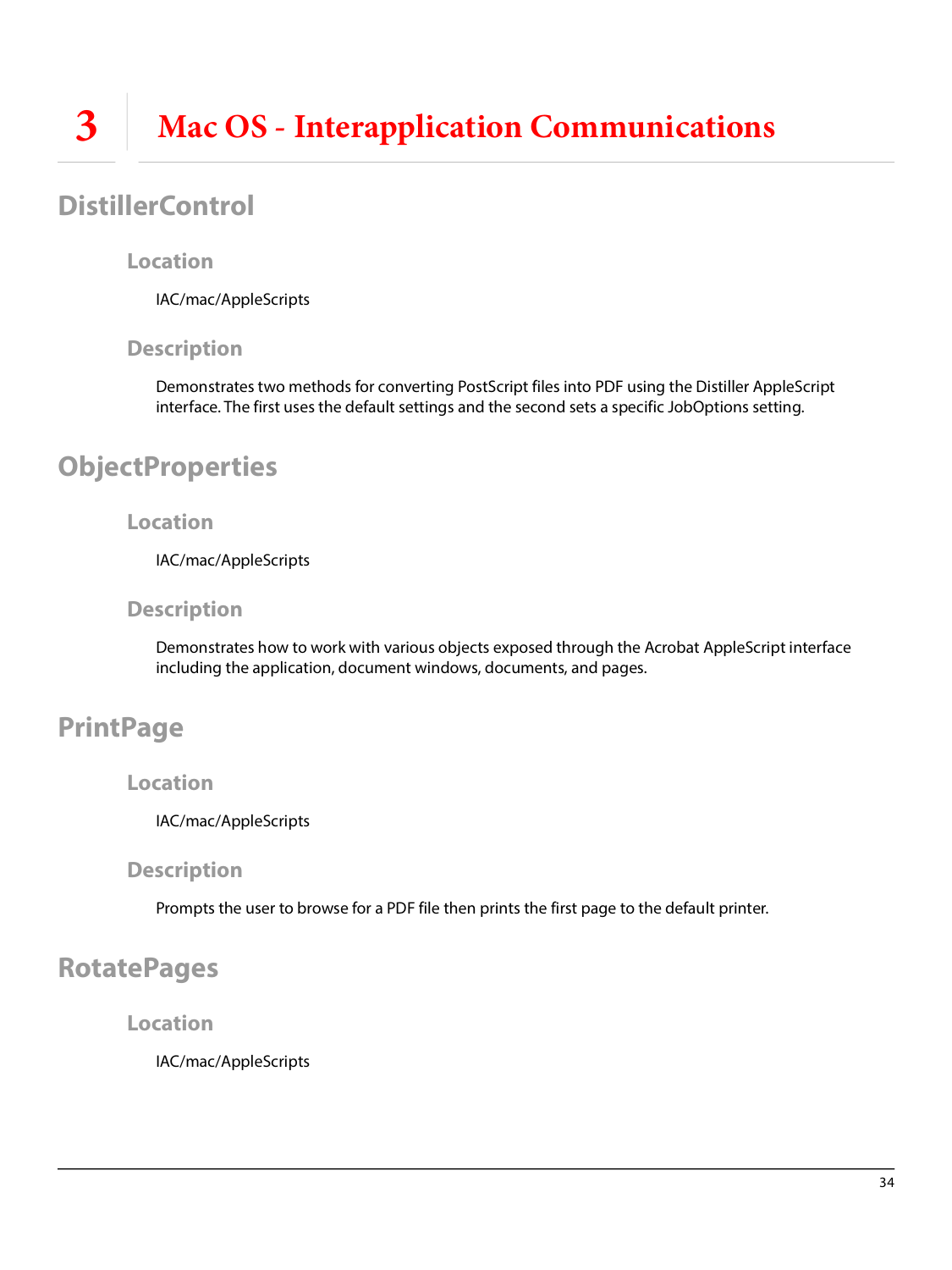# 3 Mac OS - Interapplication Communications

## DistillerControl

### Location

IAC/mac/AppleScripts

### Description

Demonstrates two methods for converting PostScript files into PDF using the Distiller AppleScript interface. The first uses the default settings and the second sets a specific JobOptions setting.

## ObjectProperties

### Location

IAC/mac/AppleScripts

### Description

Demonstrates how to work with various objects exposed through the Acrobat AppleScript interface including the application, document windows, documents, and pages.

## PrintPage

### Location

IAC/mac/AppleScripts

### Description

Prompts the user to browse for a PDF file then prints the first page to the default printer.

## RotatePages

### Location

IAC/mac/AppleScripts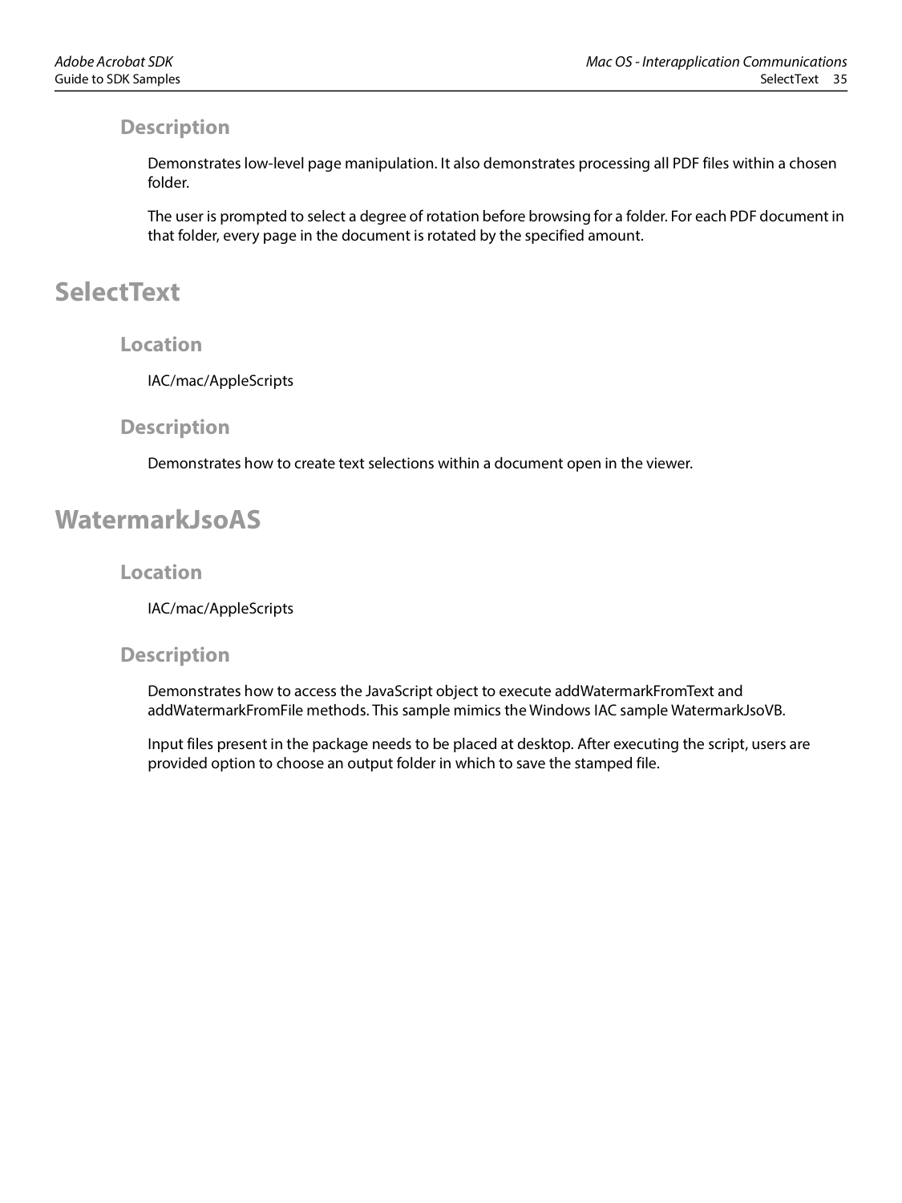### Description

Demonstrates low-level page manipulation. It also demonstrates processing all PDF files within a chosen folder.

The user is prompted to select a degree of rotation before browsing for a folder. For each PDF document in that folder, every page in the document is rotated by the specified amount.

## SelectText

### Location

IAC/mac/AppleScripts

### Description

Demonstrates how to create text selections within a document open in the viewer.

## WatermarkJsoAS

### Location

IAC/mac/AppleScripts

### Description

Demonstrates how to access the JavaScript object to execute addWatermarkFromText and addWatermarkFromFile methods. This sample mimics the Windows IAC sample WatermarkJsoVB.

Input files present in the package needs to be placed at desktop. After executing the script, users are provided option to choose an output folder in which to save the stamped file.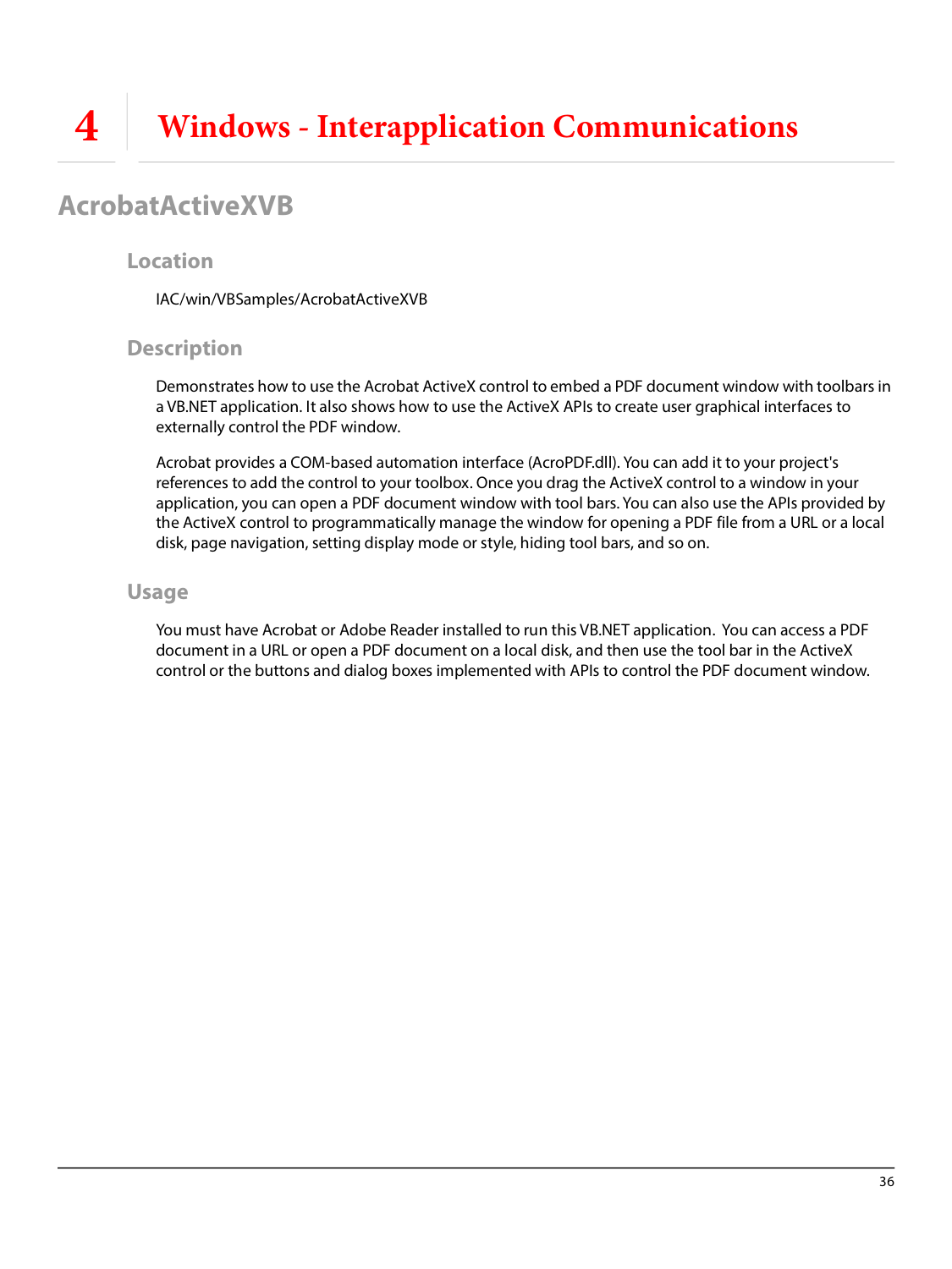# 4 Windows - Interapplication Communications

## AcrobatActiveXVB

### Location

IAC/win/VBSamples/AcrobatActiveXVB

### Description

Demonstrates how to use the Acrobat ActiveX control to embed a PDF document window with toolbars in a VB.NET application. It also shows how to use the ActiveX APIs to create user graphical interfaces to externally control the PDF window.

Acrobat provides a COM-based automation interface (AcroPDF.dll). You can add it to your project's references to add the control to your toolbox. Once you drag the ActiveX control to a window in your application, you can open a PDF document window with tool bars. You can also use the APIs provided by the ActiveX control to programmatically manage the window for opening a PDF file from a URL or a local disk, page navigation, setting display mode or style, hiding tool bars, and so on.

### Usage

You must have Acrobat or Adobe Reader installed to run this VB.NET application. You can access a PDF document in a URL or open a PDF document on a local disk, and then use the tool bar in the ActiveX control or the buttons and dialog boxes implemented with APIs to control the PDF document window.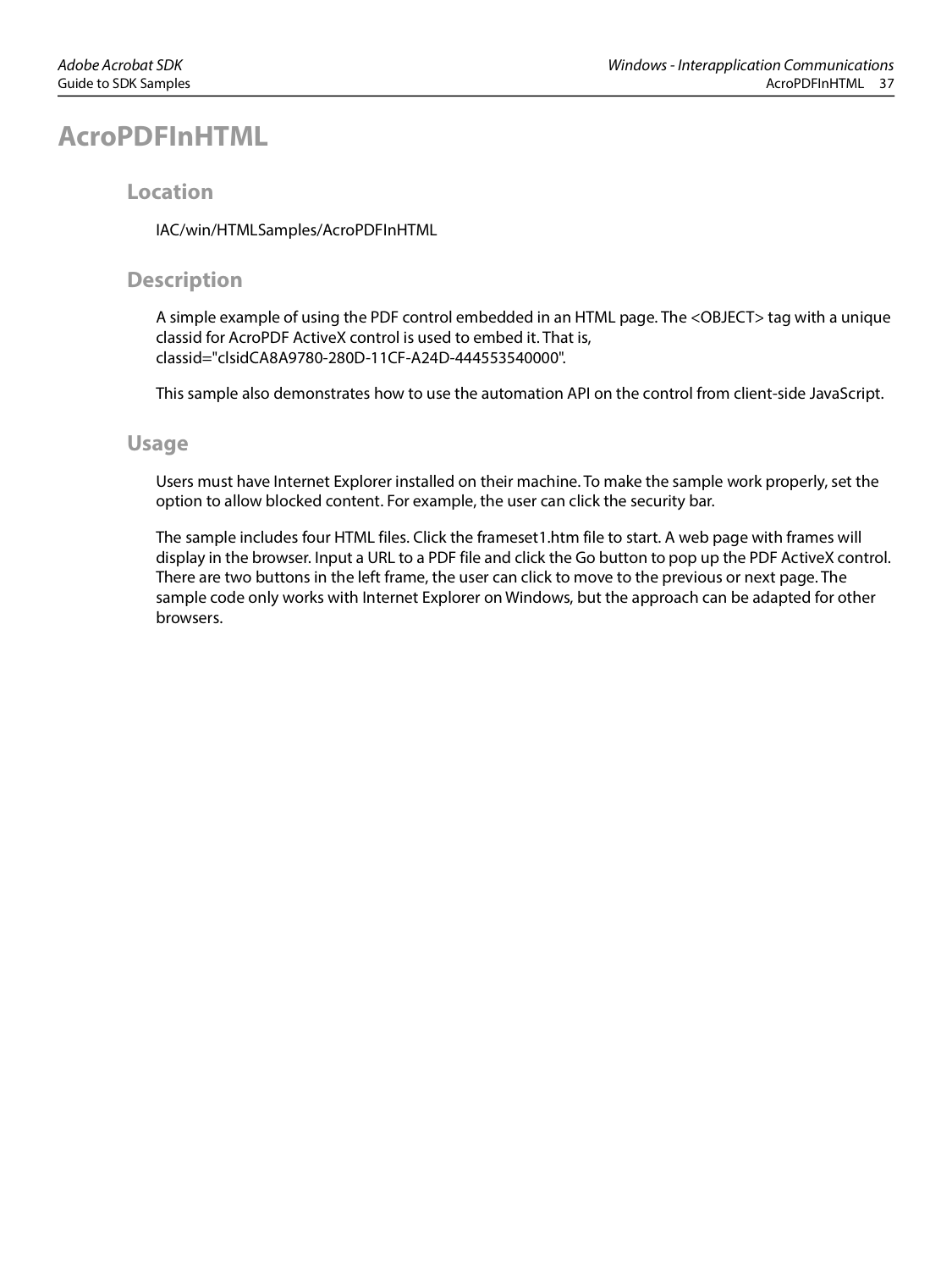# AcroPDFInHTML

## Location

IAC/win/HTMLSamples/AcroPDFInHTML

## Description

A simple example of using the PDF control embedded in an HTML page. The <OBJECT> tag with a unique classid for AcroPDF ActiveX control is used to embed it. That is, classid="clsidCA8A9780-280D-11CF-A24D-444553540000".

This sample also demonstrates how to use the automation API on the control from client-side JavaScript.

## Usage

Users must have Internet Explorer installed on their machine. To make the sample work properly, set the option to allow blocked content. For example, the user can click the security bar.

The sample includes four HTML files. Click the frameset1.htm file to start. A web page with frames will display in the browser. Input a URL to a PDF file and click the Go button to pop up the PDF ActiveX control. There are two buttons in the left frame, the user can click to move to the previous or next page. The sample code only works with Internet Explorer on Windows, but the approach can be adapted for other browsers.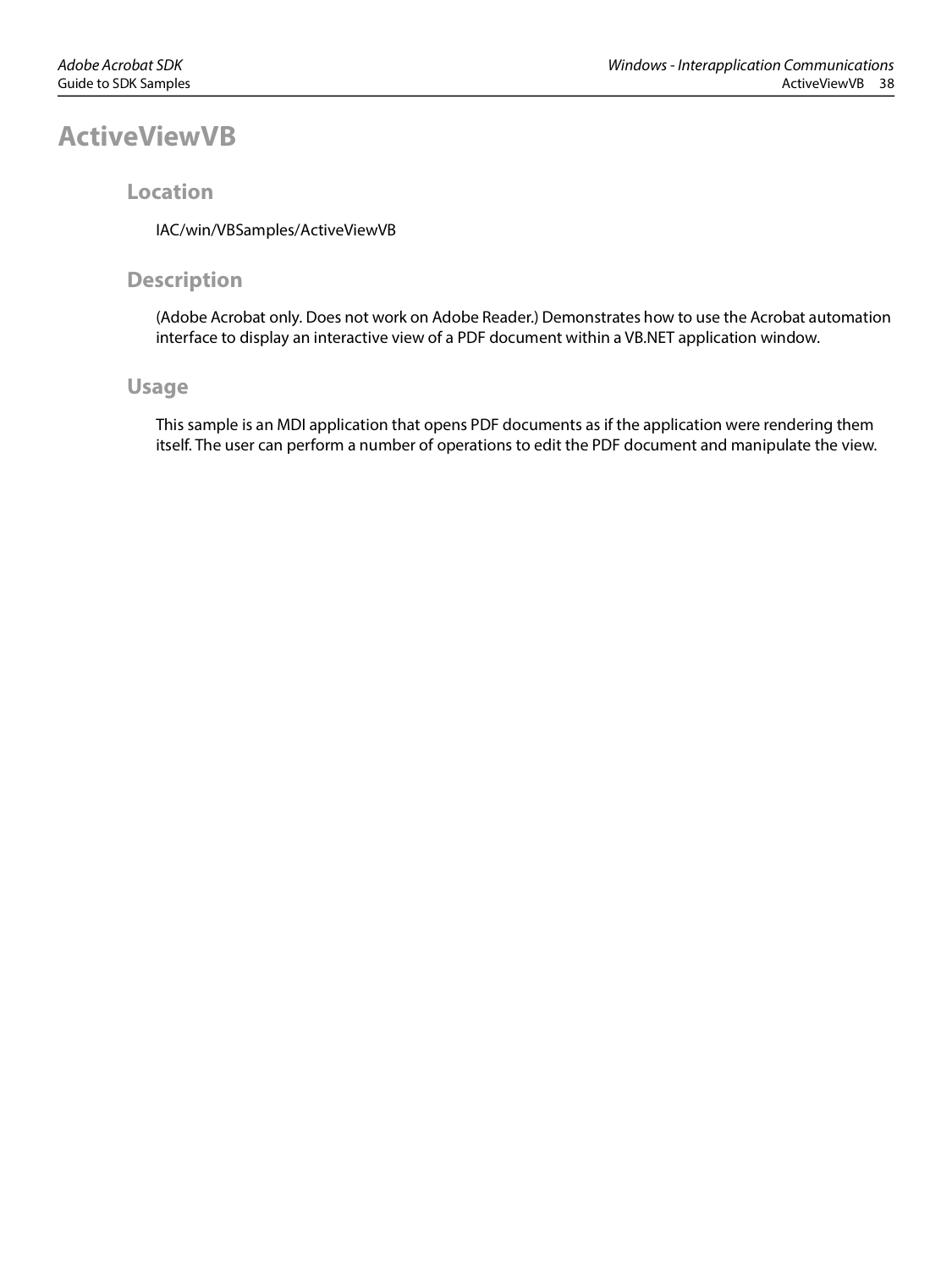# ActiveViewVB

## Location

IAC/win/VBSamples/ActiveViewVB

## Description

(Adobe Acrobat only. Does not work on Adobe Reader.) Demonstrates how to use the Acrobat automation interface to display an interactive view of a PDF document within a VB.NET application window.

## Usage

This sample is an MDI application that opens PDF documents as if the application were rendering them itself. The user can perform a number of operations to edit the PDF document and manipulate the view.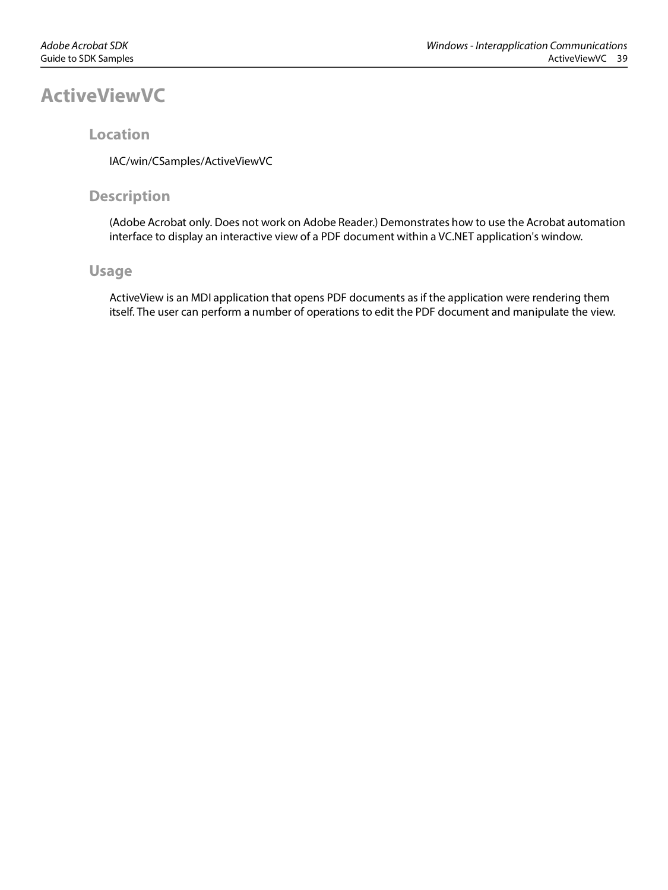# ActiveViewVC

## Location

IAC/win/CSamples/ActiveViewVC

## Description

(Adobe Acrobat only. Does not work on Adobe Reader.) Demonstrates how to use the Acrobat automation interface to display an interactive view of a PDF document within a VC.NET application's window.

## Usage

ActiveView is an MDI application that opens PDF documents as if the application were rendering them itself. The user can perform a number of operations to edit the PDF document and manipulate the view.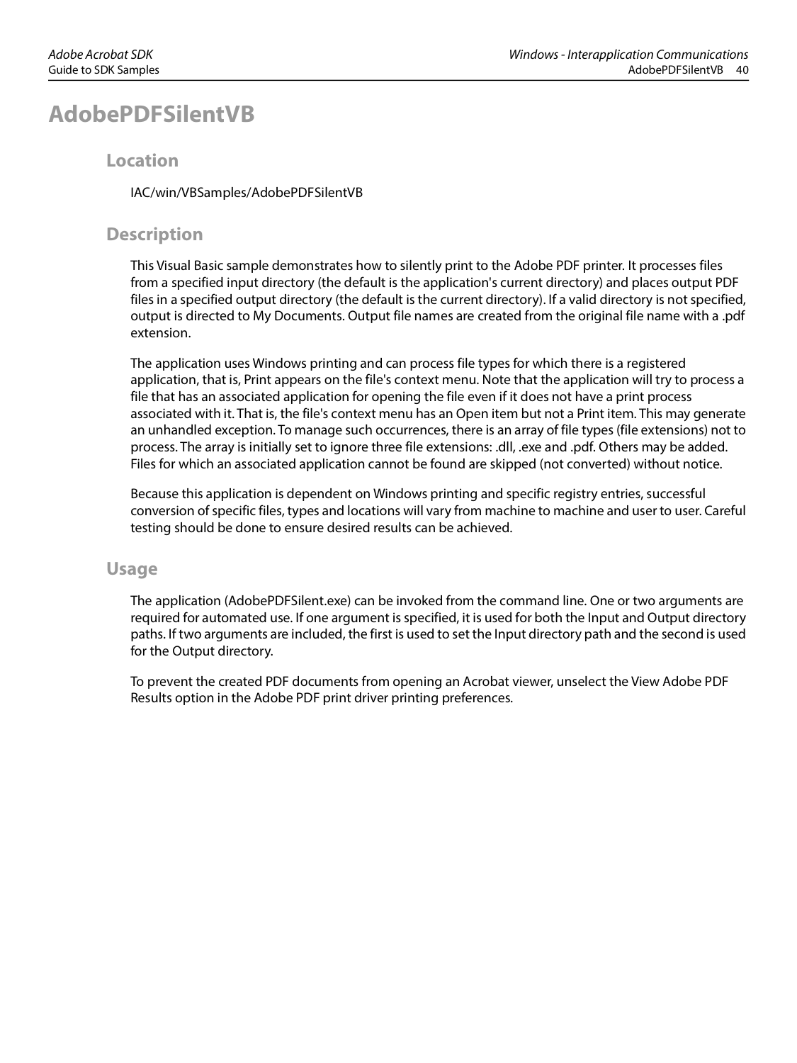# AdobePDFSilentVB

## Location

IAC/win/VBSamples/AdobePDFSilentVB

## Description

This Visual Basic sample demonstrates how to silently print to the Adobe PDF printer. It processes files from a specified input directory (the default is the application's current directory) and places output PDF files in a specified output directory (the default is the current directory). If a valid directory is not specified, output is directed to My Documents. Output file names are created from the original file name with a .pdf extension.

The application uses Windows printing and can process file types for which there is a registered application, that is, Print appears on the file's context menu. Note that the application will try to process a file that has an associated application for opening the file even if it does not have a print process associated with it. That is, the file's context menu has an Open item but not a Print item. This may generate an unhandled exception. To manage such occurrences, there is an array of file types (file extensions) not to process. The array is initially set to ignore three file extensions: .dll, .exe and .pdf. Others may be added. Files for which an associated application cannot be found are skipped (not converted) without notice.

Because this application is dependent on Windows printing and specific registry entries, successful conversion of specific files, types and locations will vary from machine to machine and user to user. Careful testing should be done to ensure desired results can be achieved.

## Usage

The application (AdobePDFSilent.exe) can be invoked from the command line. One or two arguments are required for automated use. If one argument is specified, it is used for both the Input and Output directory paths. If two arguments are included, the first is used to set the Input directory path and the second is used for the Output directory.

To prevent the created PDF documents from opening an Acrobat viewer, unselect the View Adobe PDF Results option in the Adobe PDF print driver printing preferences.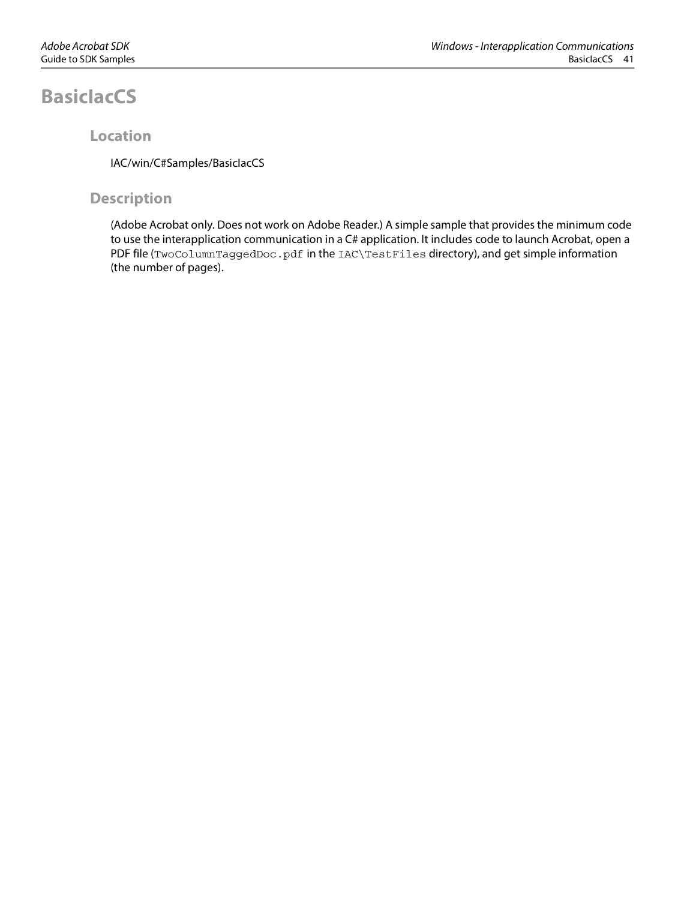# BasicIacCS

## Location

IAC/win/C#Samples/BasicIacCS

## Description

(Adobe Acrobat only. Does not work on Adobe Reader.) A simple sample that provides the minimum code to use the interapplication communication in a C# application. It includes code to launch Acrobat, open a PDF file (`TwoColumnTaggedDoc.pdf` in the `IAC\TestFiles` directory), and get simple information (the number of pages).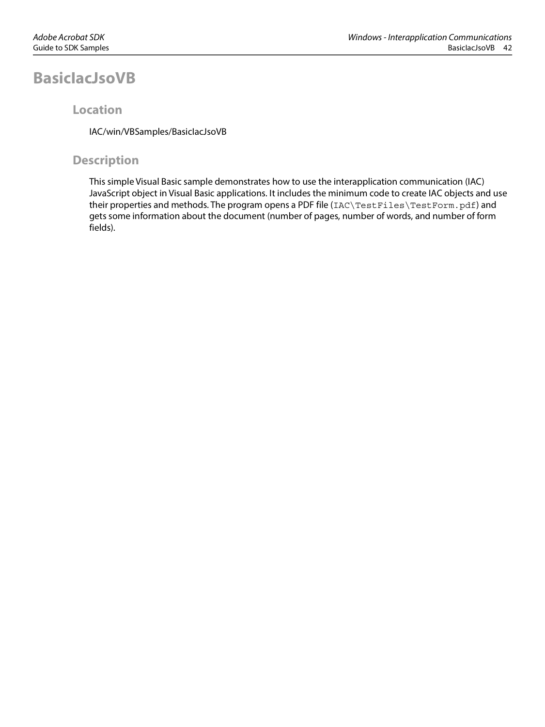# BasicIacJsoVB

## Location

IAC/win/VBSamples/BasicIacJsoVB

## Description

This simple Visual Basic sample demonstrates how to use the interapplication communication (IAC) JavaScript object in Visual Basic applications. It includes the minimum code to create IAC objects and use their properties and methods. The program opens a PDF file (`IAC\TestFiles\TestForm.pdf`) and gets some information about the document (number of pages, number of words, and number of form fields).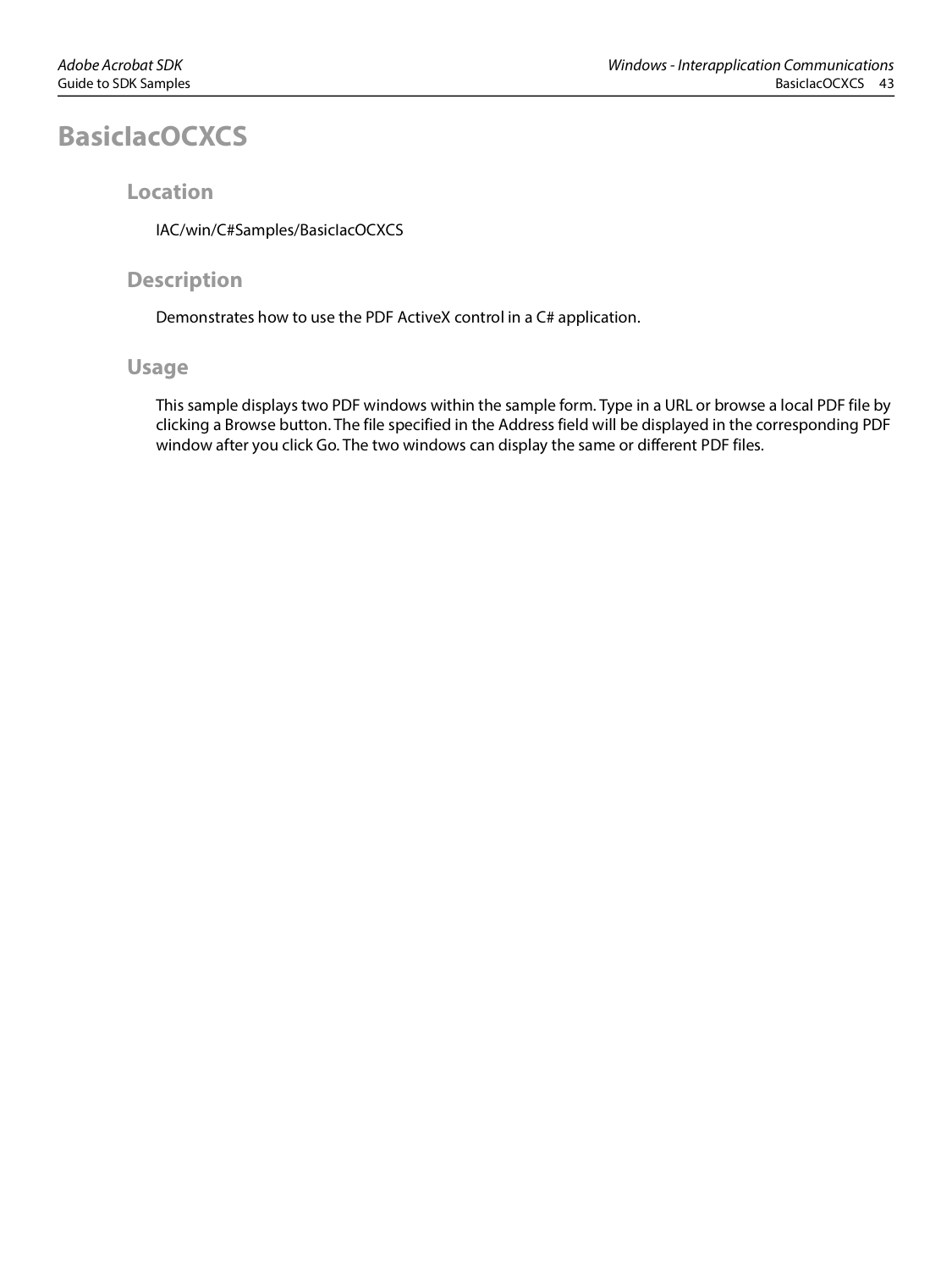# BasicIacOCXCS

## Location

IAC/win/C#Samples/BasicIacOCXCS

## Description

Demonstrates how to use the PDF ActiveX control in a C# application.

## Usage

This sample displays two PDF windows within the sample form. Type in a URL or browse a local PDF file by clicking a Browse button. The file specified in the Address field will be displayed in the corresponding PDF window after you click Go. The two windows can display the same or different PDF files.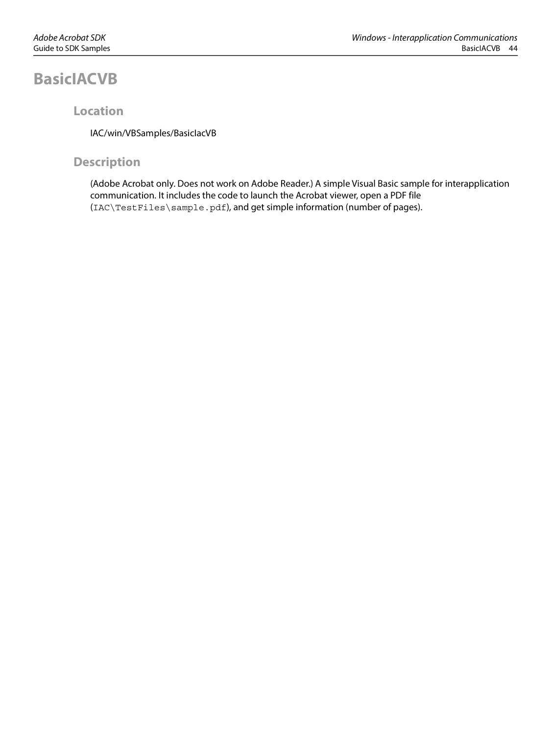# BasicIACVB

## Location

IAC/win/VBSamples/BasicIacVB

## Description

(Adobe Acrobat only. Does not work on Adobe Reader.) A simple Visual Basic sample for interapplication communication. It includes the code to launch the Acrobat viewer, open a PDF file (`IAC\TestFiles\sample.pdf`), and get simple information (number of pages).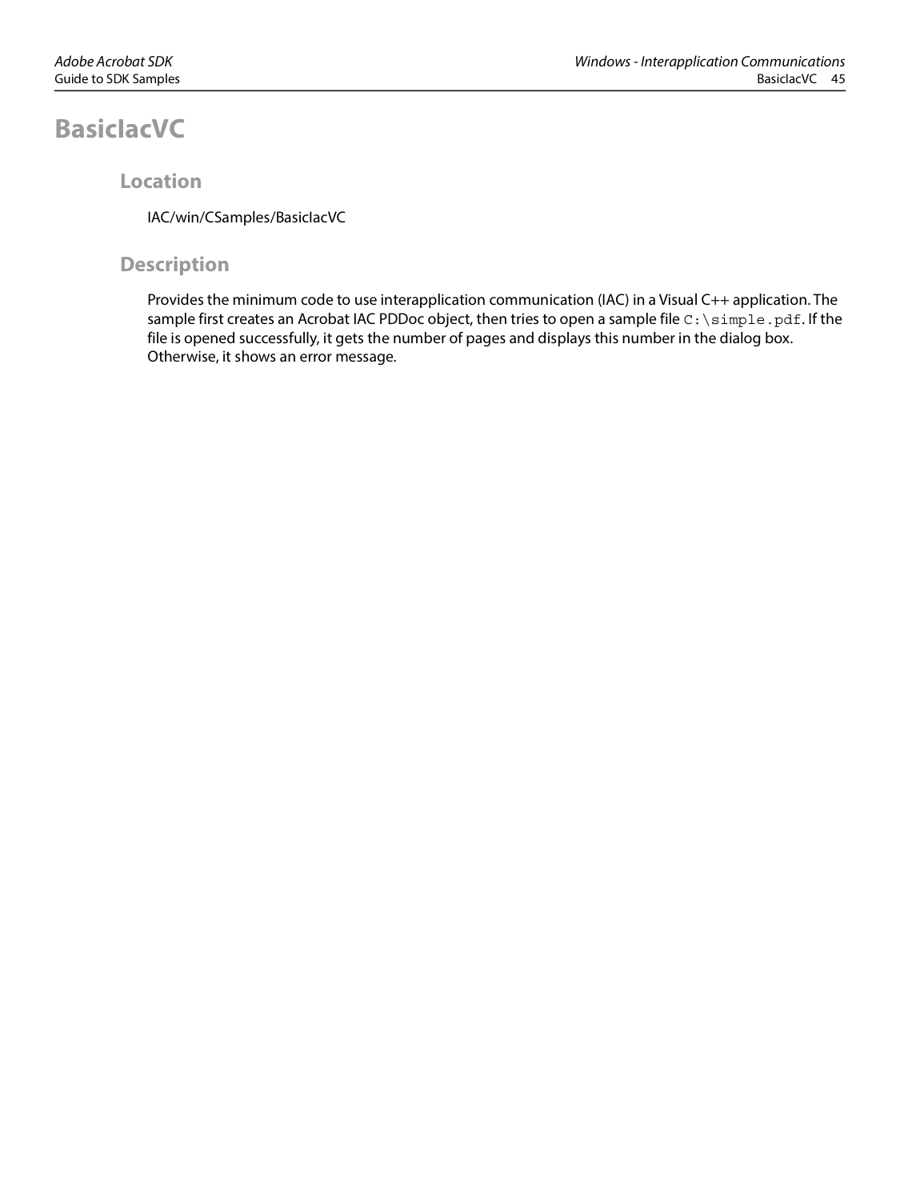# BasicIacVC

## Location

IAC/win/CSamples/BasicIacVC

## Description

Provides the minimum code to use interapplication communication (IAC) in a Visual C++ application. The sample first creates an Acrobat IAC PDDoc object, then tries to open a sample file `C:\simple.pdf`. If the file is opened successfully, it gets the number of pages and displays this number in the dialog box. Otherwise, it shows an error message.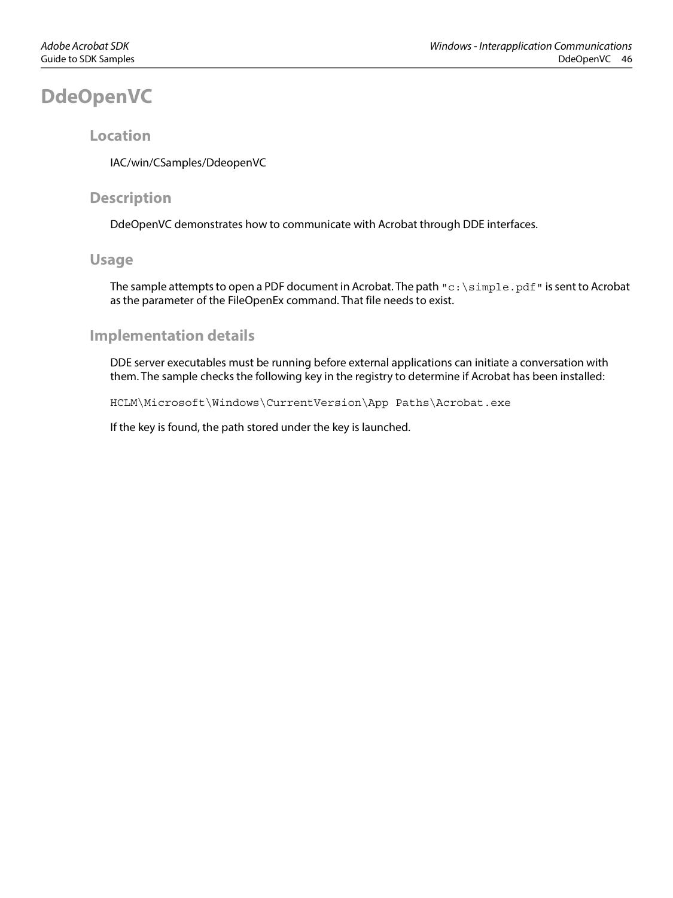# DdeOpenVC

## Location

IAC/win/CSamples/DdeopenVC

## Description

DdeOpenVC demonstrates how to communicate with Acrobat through DDE interfaces.

## Usage

The sample attempts to open a PDF document in Acrobat. The path `"c:\simple.pdf"` is sent to Acrobat as the parameter of the FileOpenEx command. That file needs to exist.

## Implementation details

DDE server executables must be running before external applications can initiate a conversation with them. The sample checks the following key in the registry to determine if Acrobat has been installed:

```
HCLM\Microsoft\Windows\CurrentVersion\App Paths\Acrobat.exe
```

If the key is found, the path stored under the key is launched.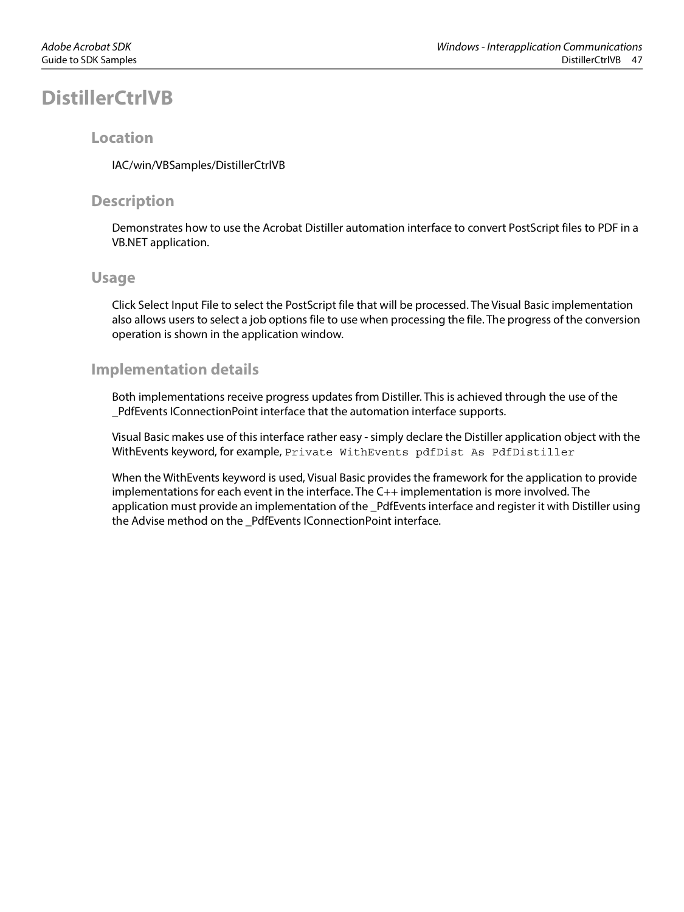# DistillerCtrlVB

## Location

IAC/win/VBSamples/DistillerCtrlVB

## Description

Demonstrates how to use the Acrobat Distiller automation interface to convert PostScript files to PDF in a VB.NET application.

## Usage

Click Select Input File to select the PostScript file that will be processed. The Visual Basic implementation also allows users to select a job options file to use when processing the file. The progress of the conversion operation is shown in the application window.

## Implementation details

Both implementations receive progress updates from Distiller. This is achieved through the use of the _PdfEvents IConnectionPoint interface that the automation interface supports.

Visual Basic makes use of this interface rather easy - simply declare the Distiller application object with the WithEvents keyword, for example, `Private WithEvents pdfDist As PdfDistiller`

When the WithEvents keyword is used, Visual Basic provides the framework for the application to provide implementations for each event in the interface. The C++ implementation is more involved. The application must provide an implementation of the _PdfEvents interface and register it with Distiller using the Advise method on the _PdfEvents IConnectionPoint interface.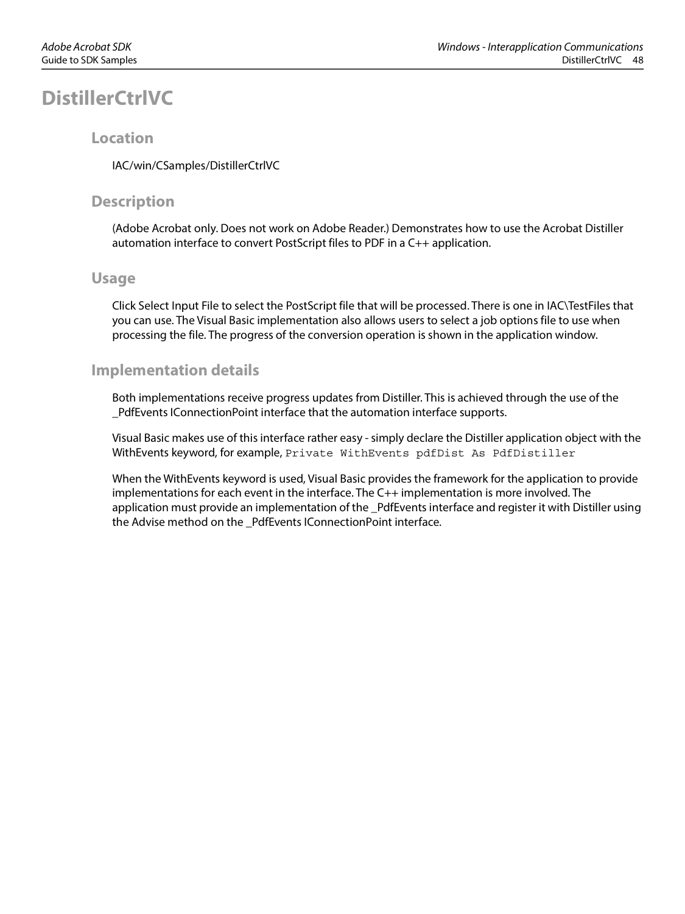# DistillerCtrlVC

## Location

IAC/win/CSamples/DistillerCtrlVC

## Description

(Adobe Acrobat only. Does not work on Adobe Reader.) Demonstrates how to use the Acrobat Distiller automation interface to convert PostScript files to PDF in a C++ application.

## Usage

Click Select Input File to select the PostScript file that will be processed. There is one in IAC\TestFiles that you can use. The Visual Basic implementation also allows users to select a job options file to use when processing the file. The progress of the conversion operation is shown in the application window.

## Implementation details

Both implementations receive progress updates from Distiller. This is achieved through the use of the _PdfEvents IConnectionPoint interface that the automation interface supports.

Visual Basic makes use of this interface rather easy - simply declare the Distiller application object with the WithEvents keyword, for example, `Private WithEvents pdfDist As PdfDistiller`

When the WithEvents keyword is used, Visual Basic provides the framework for the application to provide implementations for each event in the interface. The C++ implementation is more involved. The application must provide an implementation of the _PdfEvents interface and register it with Distiller using the Advise method on the _PdfEvents IConnectionPoint interface.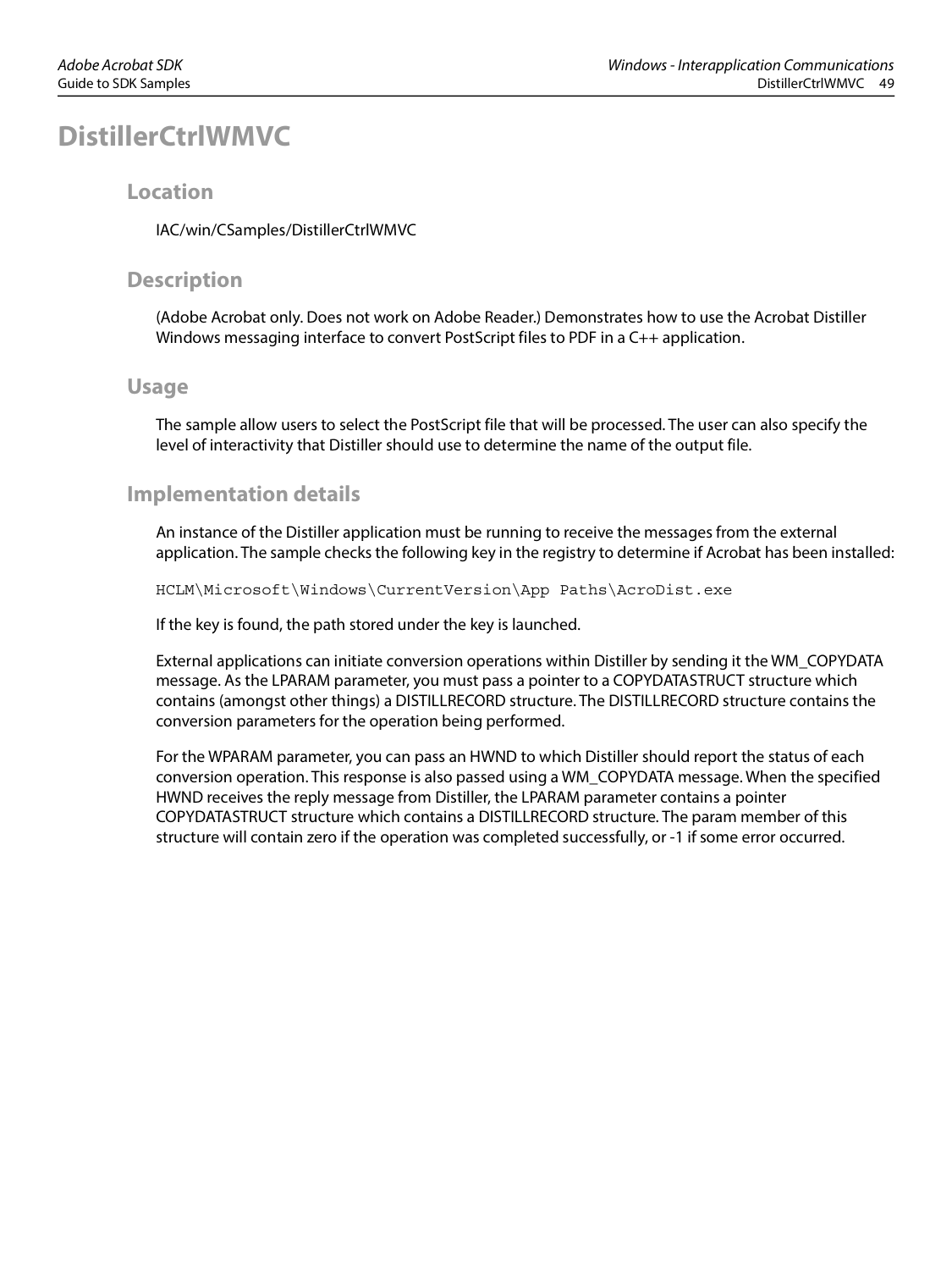# DistillerCtrlWMVC

## Location

IAC/win/CSamples/DistillerCtrlWMVC

## Description

(Adobe Acrobat only. Does not work on Adobe Reader.) Demonstrates how to use the Acrobat Distiller Windows messaging interface to convert PostScript files to PDF in a C++ application.

## Usage

The sample allow users to select the PostScript file that will be processed. The user can also specify the level of interactivity that Distiller should use to determine the name of the output file.

## Implementation details

An instance of the Distiller application must be running to receive the messages from the external application. The sample checks the following key in the registry to determine if Acrobat has been installed:

```
HCLM\Microsoft\Windows\CurrentVersion\App Paths\AcroDist.exe
```

If the key is found, the path stored under the key is launched.

External applications can initiate conversion operations within Distiller by sending it the WM_COPYDATA message. As the LPARAM parameter, you must pass a pointer to a COPYDATASTRUCT structure which contains (amongst other things) a DISTILLRECORD structure. The DISTILLRECORD structure contains the conversion parameters for the operation being performed.

For the WPARAM parameter, you can pass an HWND to which Distiller should report the status of each conversion operation. This response is also passed using a WM_COPYDATA message. When the specified HWND receives the reply message from Distiller, the LPARAM parameter contains a pointer COPYDATASTRUCT structure which contains a DISTILLRECORD structure. The param member of this structure will contain zero if the operation was completed successfully, or -1 if some error occurred.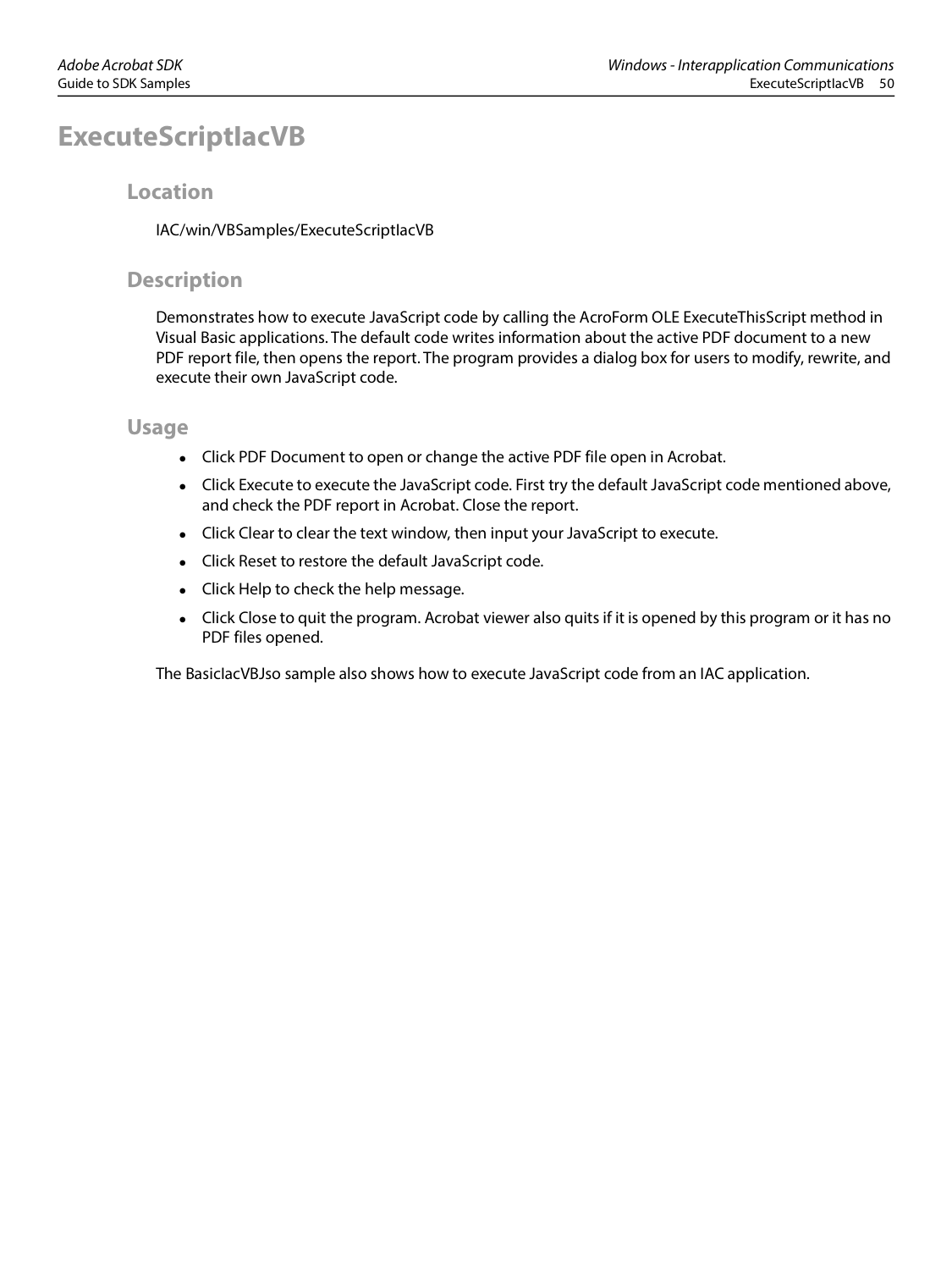# ExecuteScriptIacVB

## Location

IAC/win/VBSamples/ExecuteScriptIacVB

## Description

Demonstrates how to execute JavaScript code by calling the AcroForm OLE ExecuteThisScript method in Visual Basic applications. The default code writes information about the active PDF document to a new PDF report file, then opens the report. The program provides a dialog box for users to modify, rewrite, and execute their own JavaScript code.

## Usage

- Click PDF Document to open or change the active PDF file open in Acrobat.
- Click Execute to execute the JavaScript code. First try the default JavaScript code mentioned above, and check the PDF report in Acrobat. Close the report.
- Click Clear to clear the text window, then input your JavaScript to execute.
- Click Reset to restore the default JavaScript code.
- Click Help to check the help message.
- Click Close to quit the program. Acrobat viewer also quits if it is opened by this program or it has no PDF files opened.

The BasicIacVBJso sample also shows how to execute JavaScript code from an IAC application.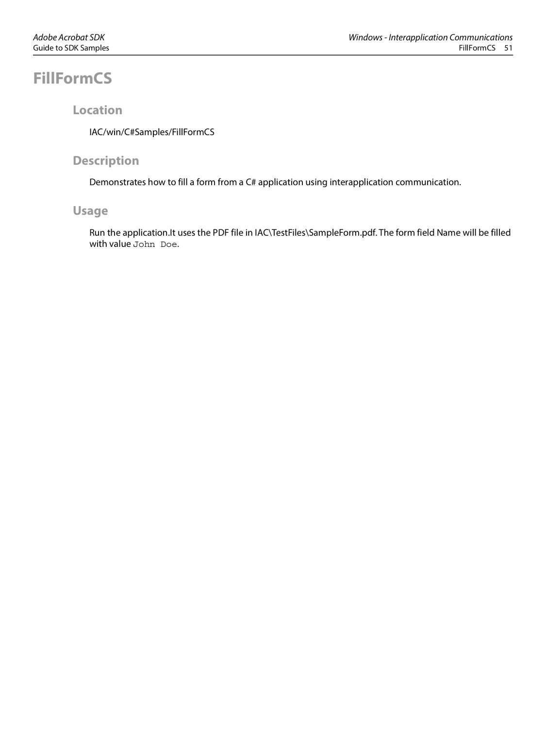# FillFormCS

## Location

IAC/win/C#Samples/FillFormCS

## Description

Demonstrates how to fill a form from a C# application using interapplication communication.

## Usage

Run the application.It uses the PDF file in IAC\TestFiles\SampleForm.pdf. The form field Name will be filled with value `John Doe`.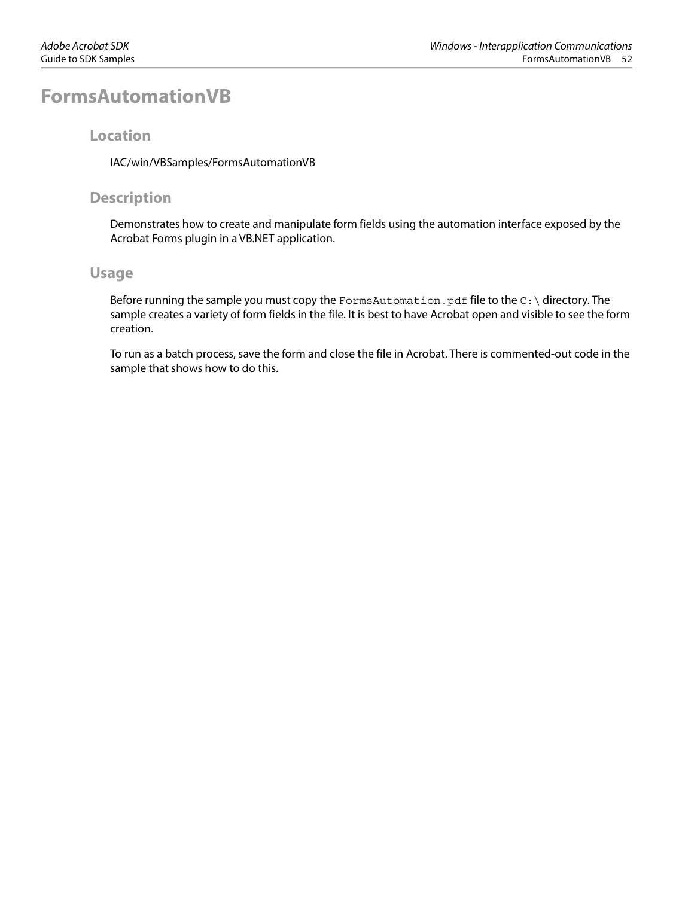# FormsAutomationVB

## Location

IAC/win/VBSamples/FormsAutomationVB

## Description

Demonstrates how to create and manipulate form fields using the automation interface exposed by the Acrobat Forms plugin in a VB.NET application.

## Usage

Before running the sample you must copy the `FormsAutomation.pdf` file to the `C:\` directory. The sample creates a variety of form fields in the file. It is best to have Acrobat open and visible to see the form creation.

To run as a batch process, save the form and close the file in Acrobat. There is commented-out code in the sample that shows how to do this.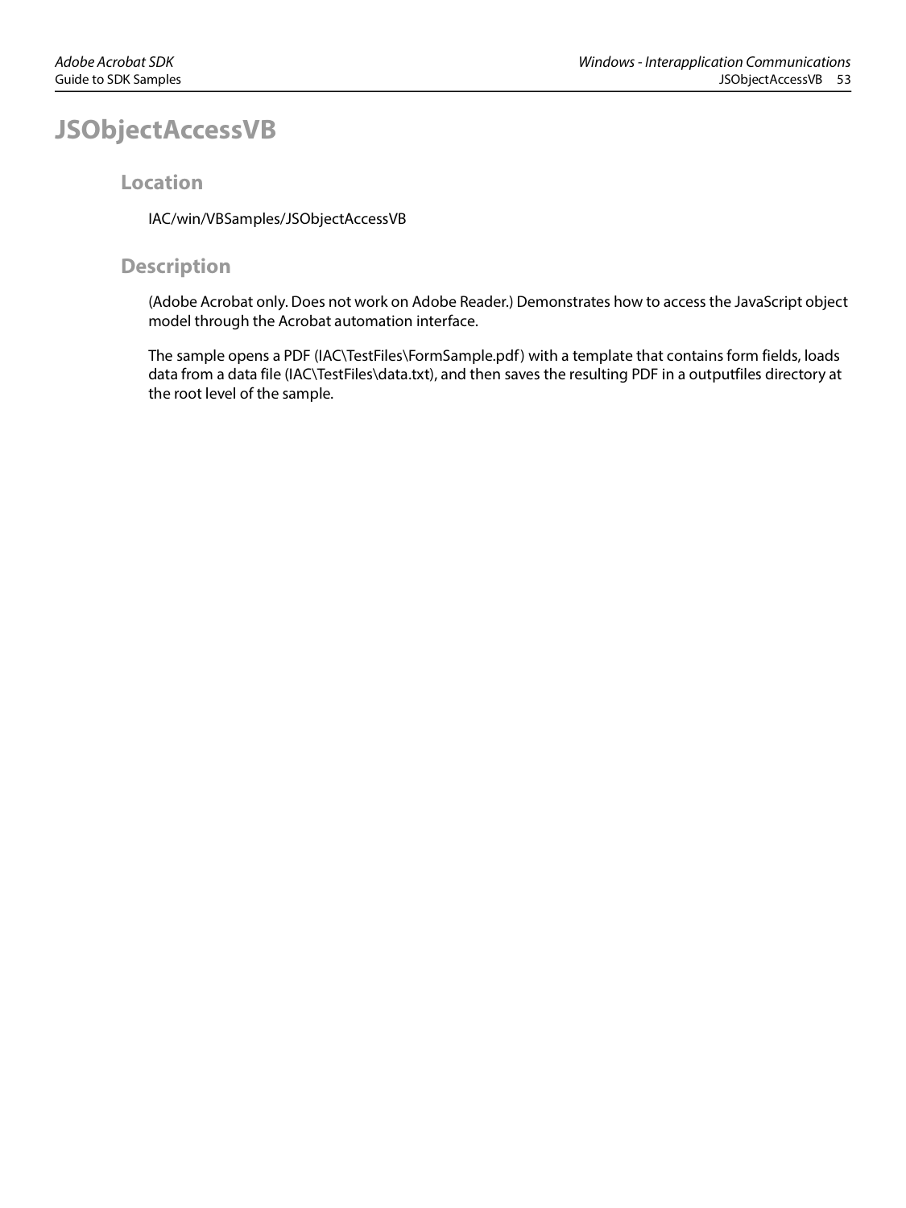# JSObjectAccessVB

## Location

IAC/win/VBSamples/JSObjectAccessVB

## Description

(Adobe Acrobat only. Does not work on Adobe Reader.) Demonstrates how to access the JavaScript object model through the Acrobat automation interface.

The sample opens a PDF (IAC\TestFiles\FormSample.pdf) with a template that contains form fields, loads data from a data file (IAC\TestFiles\data.txt), and then saves the resulting PDF in a outputfiles directory at the root level of the sample.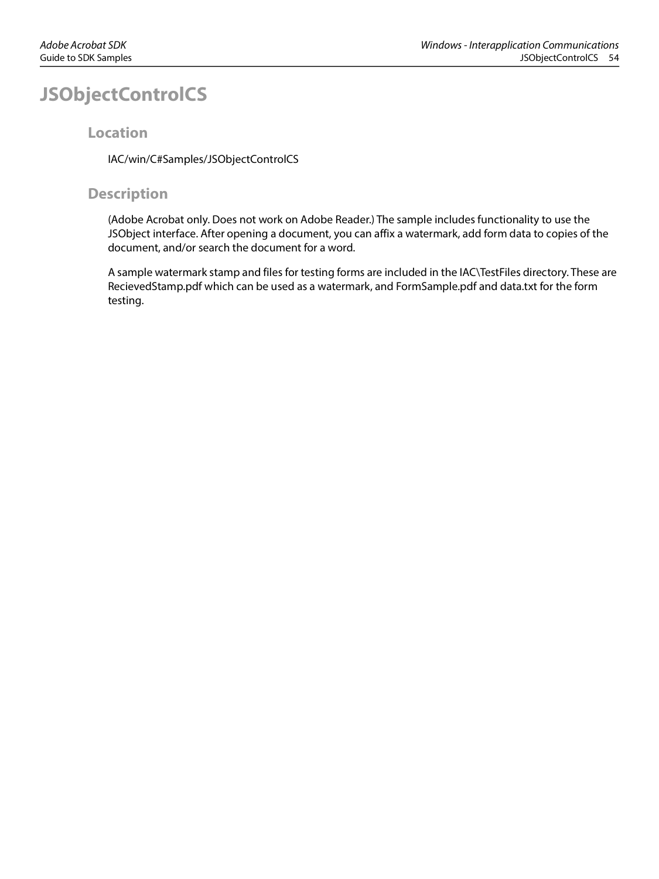# JSObjectControlCS

## Location

IAC/win/C#Samples/JSObjectControlCS

## Description

(Adobe Acrobat only. Does not work on Adobe Reader.) The sample includes functionality to use the JSObject interface. After opening a document, you can affix a watermark, add form data to copies of the document, and/or search the document for a word.

A sample watermark stamp and files for testing forms are included in the IAC\TestFiles directory. These are RecievedStamp.pdf which can be used as a watermark, and FormSample.pdf and data.txt for the form testing.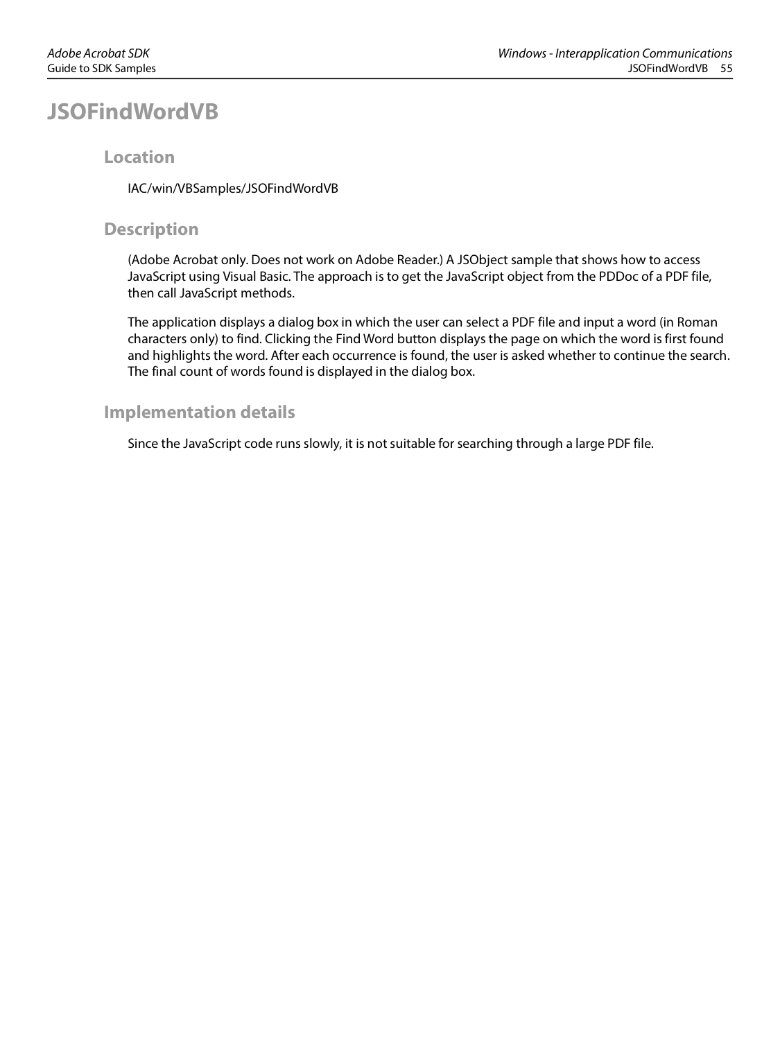# JSOFindWordVB

## Location

IAC/win/VBSamples/JSOFindWordVB

## Description

(Adobe Acrobat only. Does not work on Adobe Reader.) A JSObject sample that shows how to access JavaScript using Visual Basic. The approach is to get the JavaScript object from the PDDoc of a PDF file, then call JavaScript methods.

The application displays a dialog box in which the user can select a PDF file and input a word (in Roman characters only) to find. Clicking the Find Word button displays the page on which the word is first found and highlights the word. After each occurrence is found, the user is asked whether to continue the search. The final count of words found is displayed in the dialog box.

## Implementation details

Since the JavaScript code runs slowly, it is not suitable for searching through a large PDF file.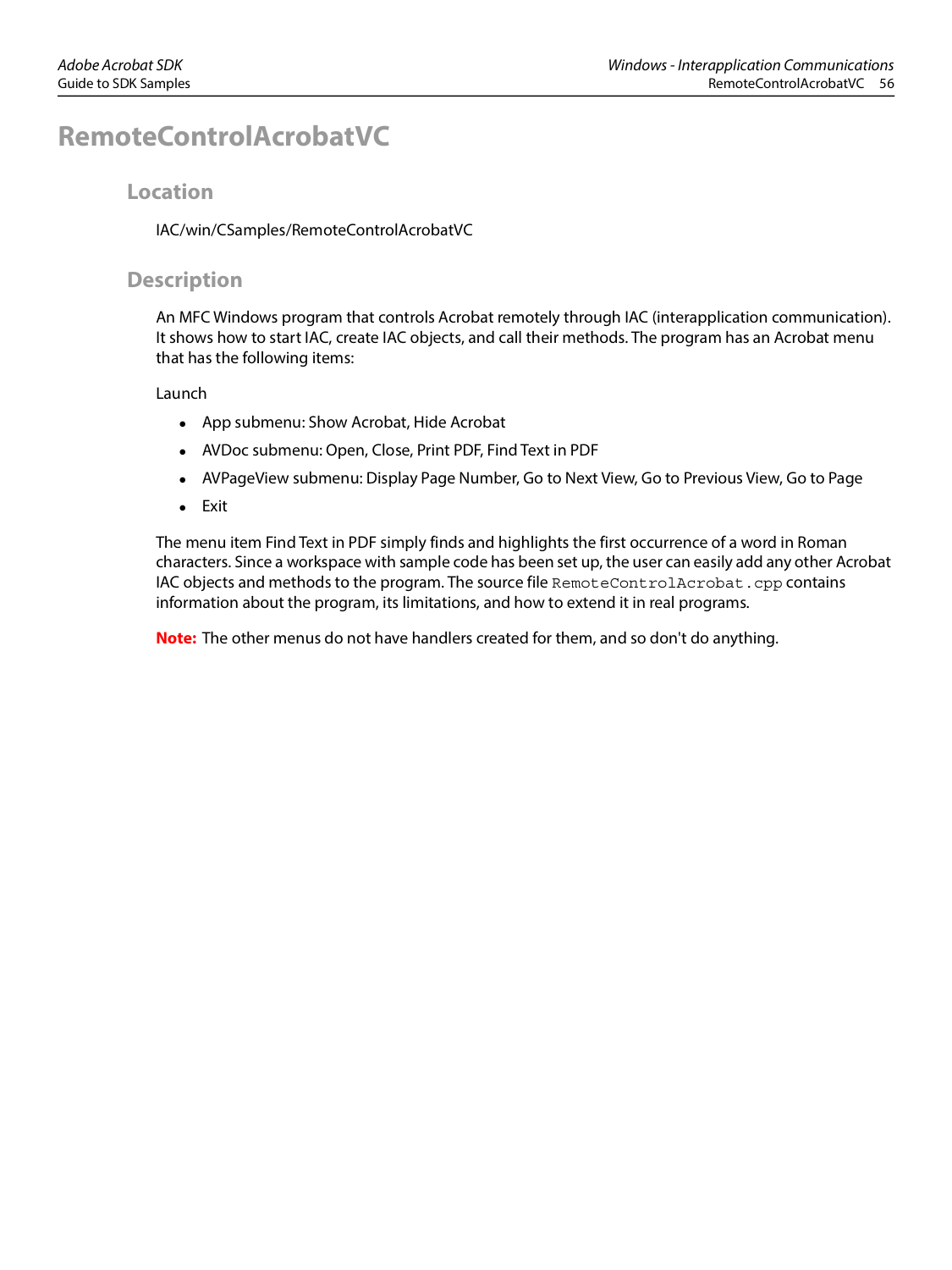# RemoteControlAcrobatVC

## Location

IAC/win/CSamples/RemoteControlAcrobatVC

## Description

An MFC Windows program that controls Acrobat remotely through IAC (interapplication communication). It shows how to start IAC, create IAC objects, and call their methods. The program has an Acrobat menu that has the following items:

Launch

- App submenu: Show Acrobat, Hide Acrobat
- AVDoc submenu: Open, Close, Print PDF, Find Text in PDF
- AVPageView submenu: Display Page Number, Go to Next View, Go to Previous View, Go to Page
- Exit

The menu item Find Text in PDF simply finds and highlights the first occurrence of a word in Roman characters. Since a workspace with sample code has been set up, the user can easily add any other Acrobat IAC objects and methods to the program. The source file `RemoteControlAcrobat.cpp` contains information about the program, its limitations, and how to extend it in real programs.

**Note:** The other menus do not have handlers created for them, and so don't do anything.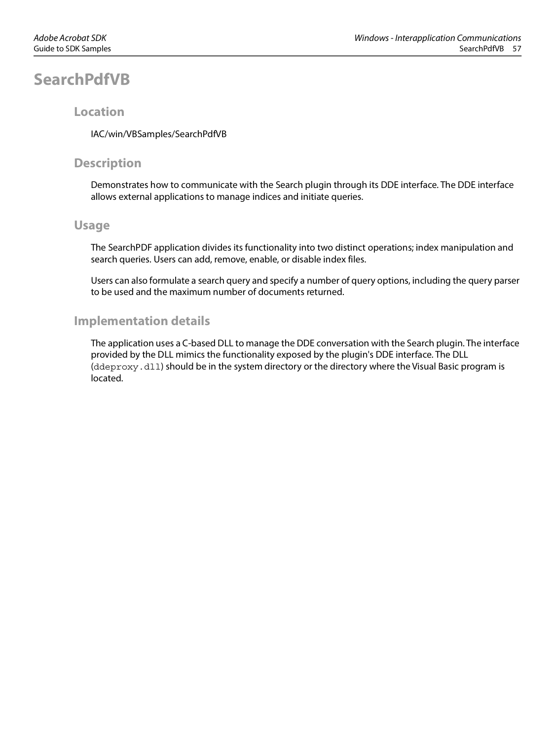# SearchPdfVB

## Location

IAC/win/VBSamples/SearchPdfVB

## Description

Demonstrates how to communicate with the Search plugin through its DDE interface. The DDE interface allows external applications to manage indices and initiate queries.

## Usage

The SearchPDF application divides its functionality into two distinct operations; index manipulation and search queries. Users can add, remove, enable, or disable index files.

Users can also formulate a search query and specify a number of query options, including the query parser to be used and the maximum number of documents returned.

## Implementation details

The application uses a C-based DLL to manage the DDE conversation with the Search plugin. The interface provided by the DLL mimics the functionality exposed by the plugin's DDE interface. The DLL (`ddeproxy.dll`) should be in the system directory or the directory where the Visual Basic program is located.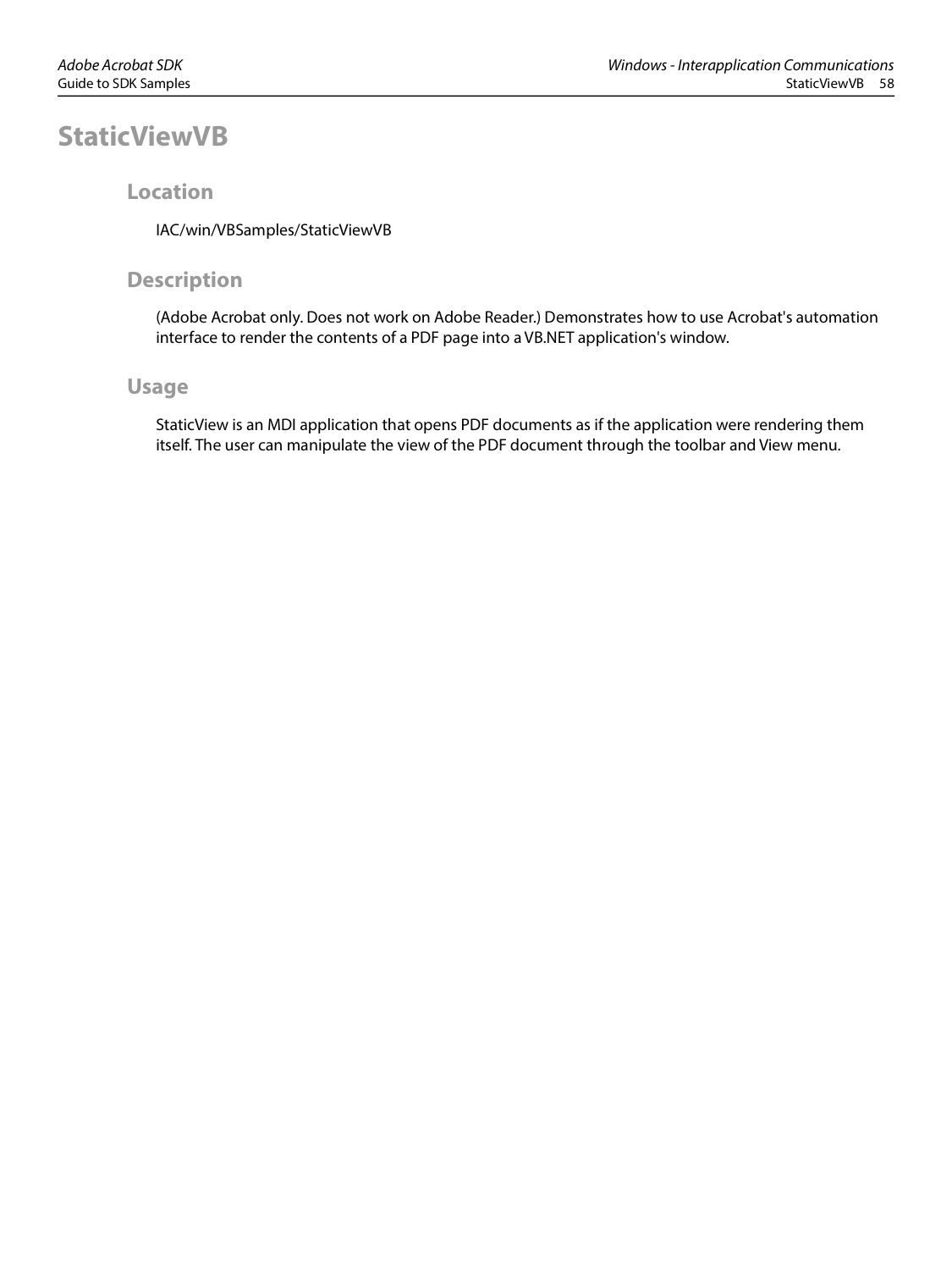# StaticViewVB

## Location

IAC/win/VBSamples/StaticViewVB

## Description

(Adobe Acrobat only. Does not work on Adobe Reader.) Demonstrates how to use Acrobat's automation interface to render the contents of a PDF page into a VB.NET application's window.

## Usage

StaticView is an MDI application that opens PDF documents as if the application were rendering them itself. The user can manipulate the view of the PDF document through the toolbar and View menu.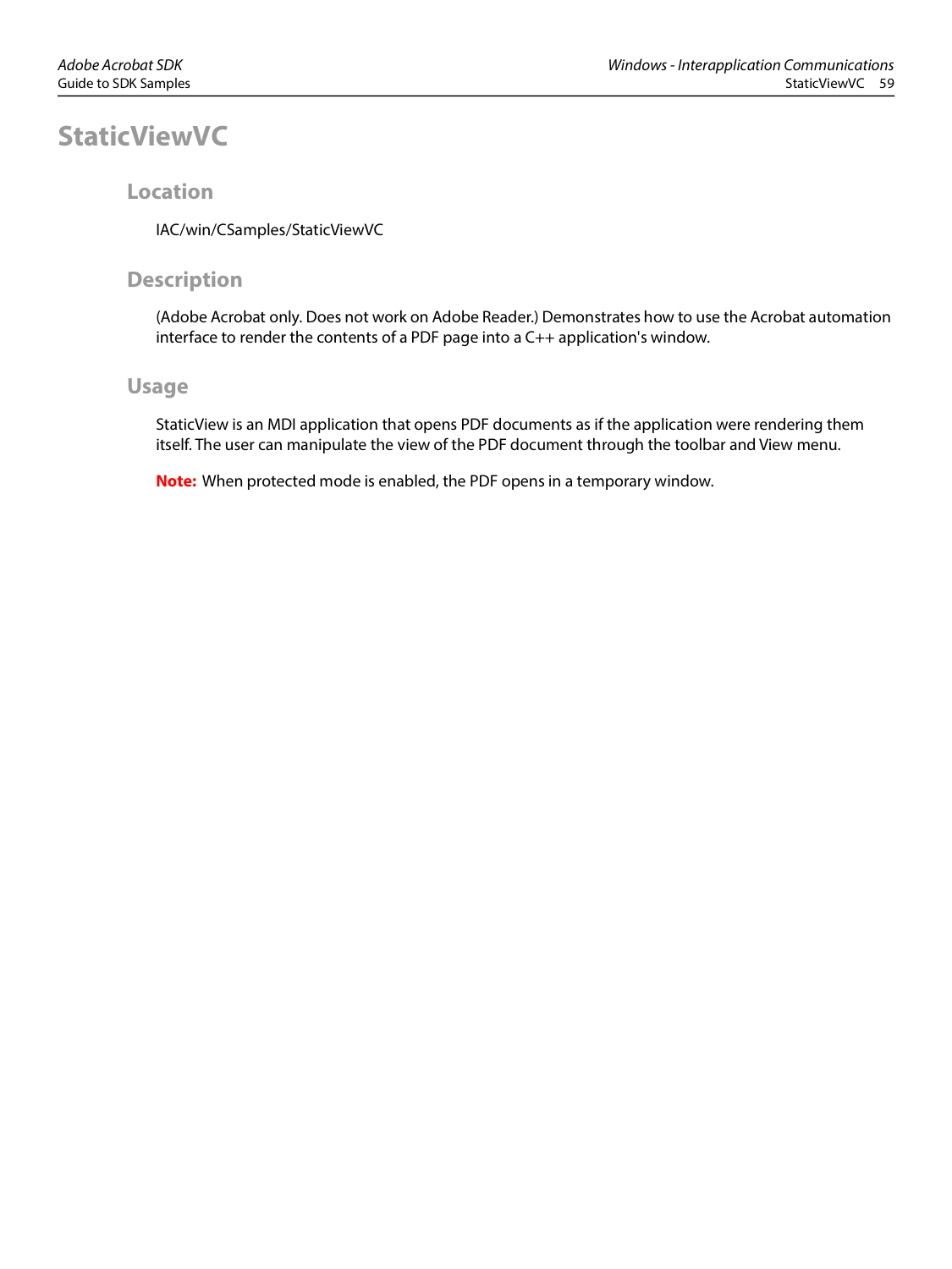# StaticViewVC

## Location

IAC/win/CSamples/StaticViewVC

## Description

(Adobe Acrobat only. Does not work on Adobe Reader.) Demonstrates how to use the Acrobat automation interface to render the contents of a PDF page into a C++ application's window.

## Usage

StaticView is an MDI application that opens PDF documents as if the application were rendering them itself. The user can manipulate the view of the PDF document through the toolbar and View menu.

**Note:** When protected mode is enabled, the PDF opens in a temporary window.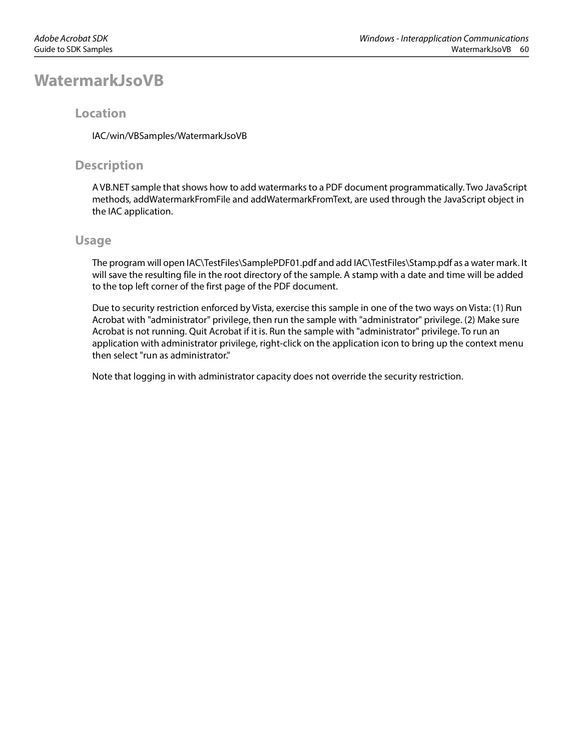# WatermarkJsoVB

## Location

IAC/win/VBSamples/WatermarkJsoVB

## Description

A VB.NET sample that shows how to add watermarks to a PDF document programmatically. Two JavaScript methods, addWatermarkFromFile and addWatermarkFromText, are used through the JavaScript object in the IAC application.

## Usage

The program will open IAC\TestFiles\SamplePDF01.pdf and add IAC\TestFiles\Stamp.pdf as a water mark. It will save the resulting file in the root directory of the sample. A stamp with a date and time will be added to the top left corner of the first page of the PDF document.

Due to security restriction enforced by Vista, exercise this sample in one of the two ways on Vista: (1) Run Acrobat with "administrator" privilege, then run the sample with "administrator" privilege. (2) Make sure Acrobat is not running. Quit Acrobat if it is. Run the sample with "administrator" privilege. To run an application with administrator privilege, right-click on the application icon to bring up the context menu then select "run as administrator."

Note that logging in with administrator capacity does not override the security restriction.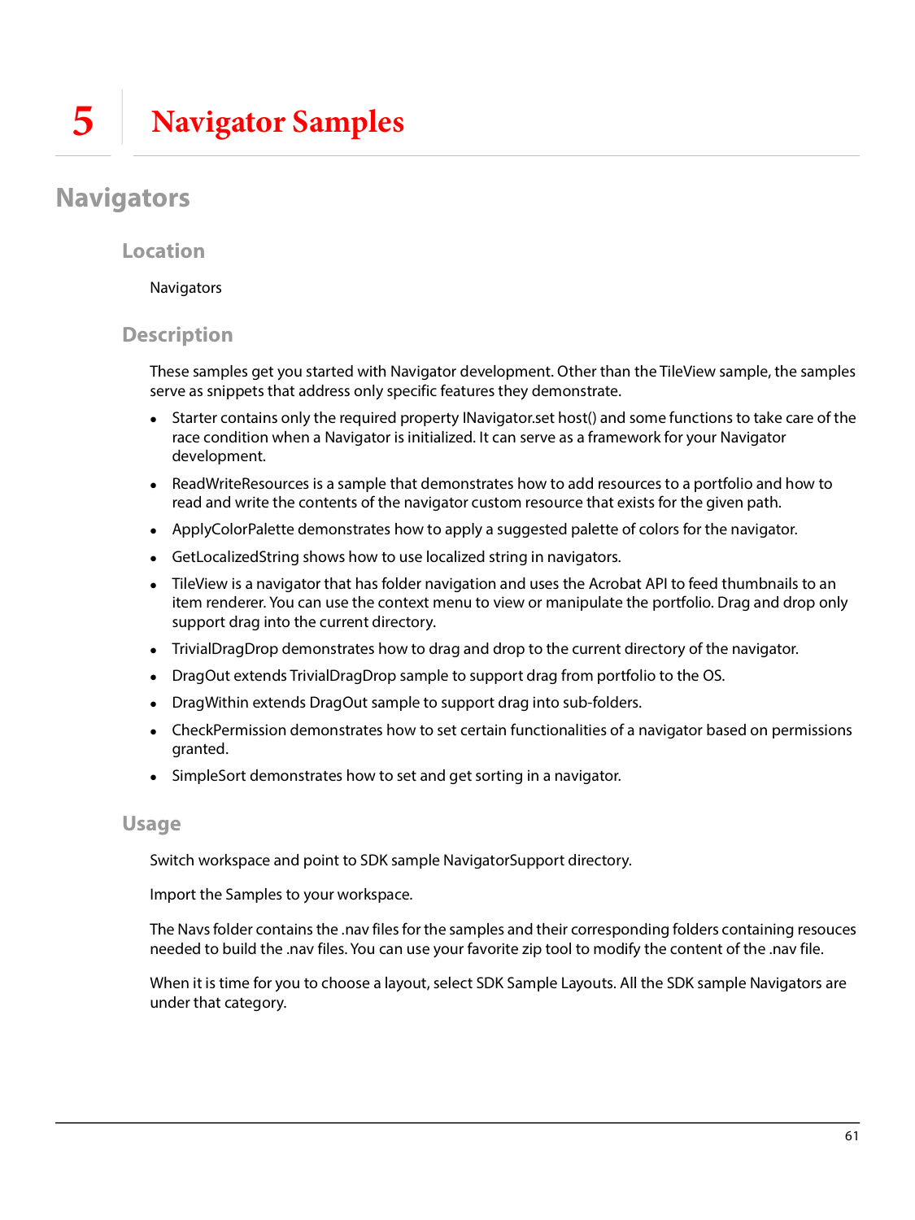# 5 Navigator Samples

## Navigators

### Location

Navigators

### Description

These samples get you started with Navigator development. Other than the TileView sample, the samples serve as snippets that address only specific features they demonstrate.

- Starter contains only the required property INavigator.set host() and some functions to take care of the race condition when a Navigator is initialized. It can serve as a framework for your Navigator development.
- ReadWriteResources is a sample that demonstrates how to add resources to a portfolio and how to read and write the contents of the navigator custom resource that exists for the given path.
- ApplyColorPalette demonstrates how to apply a suggested palette of colors for the navigator.
- GetLocalizedString shows how to use localized string in navigators.
- TileView is a navigator that has folder navigation and uses the Acrobat API to feed thumbnails to an item renderer. You can use the context menu to view or manipulate the portfolio. Drag and drop only support drag into the current directory.
- TrivialDragDrop demonstrates how to drag and drop to the current directory of the navigator.
- DragOut extends TrivialDragDrop sample to support drag from portfolio to the OS.
- DragWithin extends DragOut sample to support drag into sub-folders.
- CheckPermission demonstrates how to set certain functionalities of a navigator based on permissions granted.
- SimpleSort demonstrates how to set and get sorting in a navigator.

### Usage

Switch workspace and point to SDK sample NavigatorSupport directory.

Import the Samples to your workspace.

The Navs folder contains the .nav files for the samples and their corresponding folders containing resouces needed to build the .nav files. You can use your favorite zip tool to modify the content of the .nav file.

When it is time for you to choose a layout, select SDK Sample Layouts. All the SDK sample Navigators are under that category.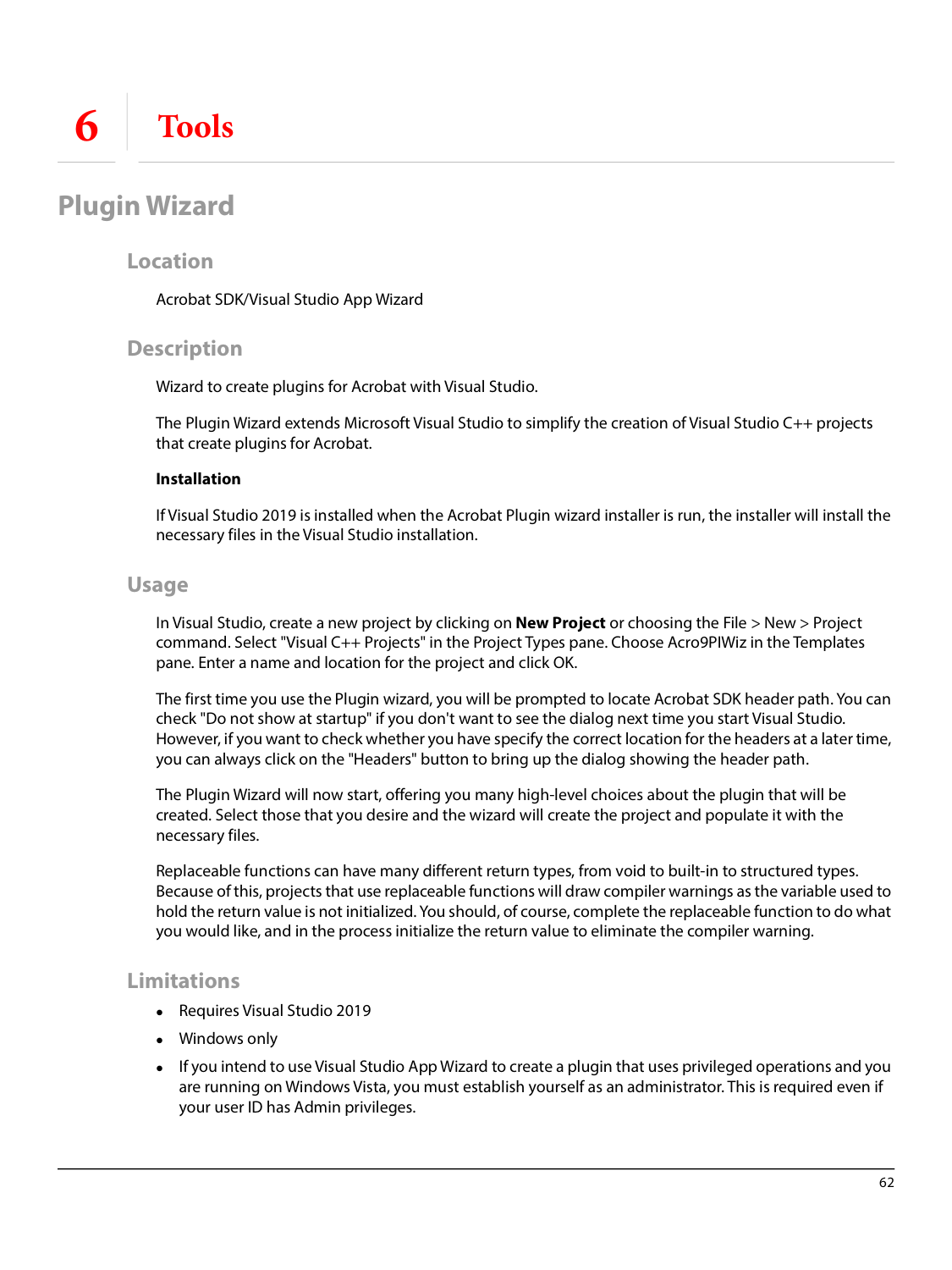# 6 Tools

## Plugin Wizard

### Location

Acrobat SDK/Visual Studio App Wizard

### Description

Wizard to create plugins for Acrobat with Visual Studio.

The Plugin Wizard extends Microsoft Visual Studio to simplify the creation of Visual Studio C++ projects that create plugins for Acrobat.

**Installation**

If Visual Studio 2019 is installed when the Acrobat Plugin wizard installer is run, the installer will install the necessary files in the Visual Studio installation.

### Usage

In Visual Studio, create a new project by clicking on **New Project** or choosing the File > New > Project command. Select "Visual C++ Projects" in the Project Types pane. Choose Acro9PIWiz in the Templates pane. Enter a name and location for the project and click OK.

The first time you use the Plugin wizard, you will be prompted to locate Acrobat SDK header path. You can check "Do not show at startup" if you don't want to see the dialog next time you start Visual Studio. However, if you want to check whether you have specify the correct location for the headers at a later time, you can always click on the "Headers" button to bring up the dialog showing the header path.

The Plugin Wizard will now start, offering you many high-level choices about the plugin that will be created. Select those that you desire and the wizard will create the project and populate it with the necessary files.

Replaceable functions can have many different return types, from void to built-in to structured types. Because of this, projects that use replaceable functions will draw compiler warnings as the variable used to hold the return value is not initialized. You should, of course, complete the replaceable function to do what you would like, and in the process initialize the return value to eliminate the compiler warning.

### Limitations

- Requires Visual Studio 2019
- Windows only
- If you intend to use Visual Studio App Wizard to create a plugin that uses privileged operations and you are running on Windows Vista, you must establish yourself as an administrator. This is required even if your user ID has Admin privileges.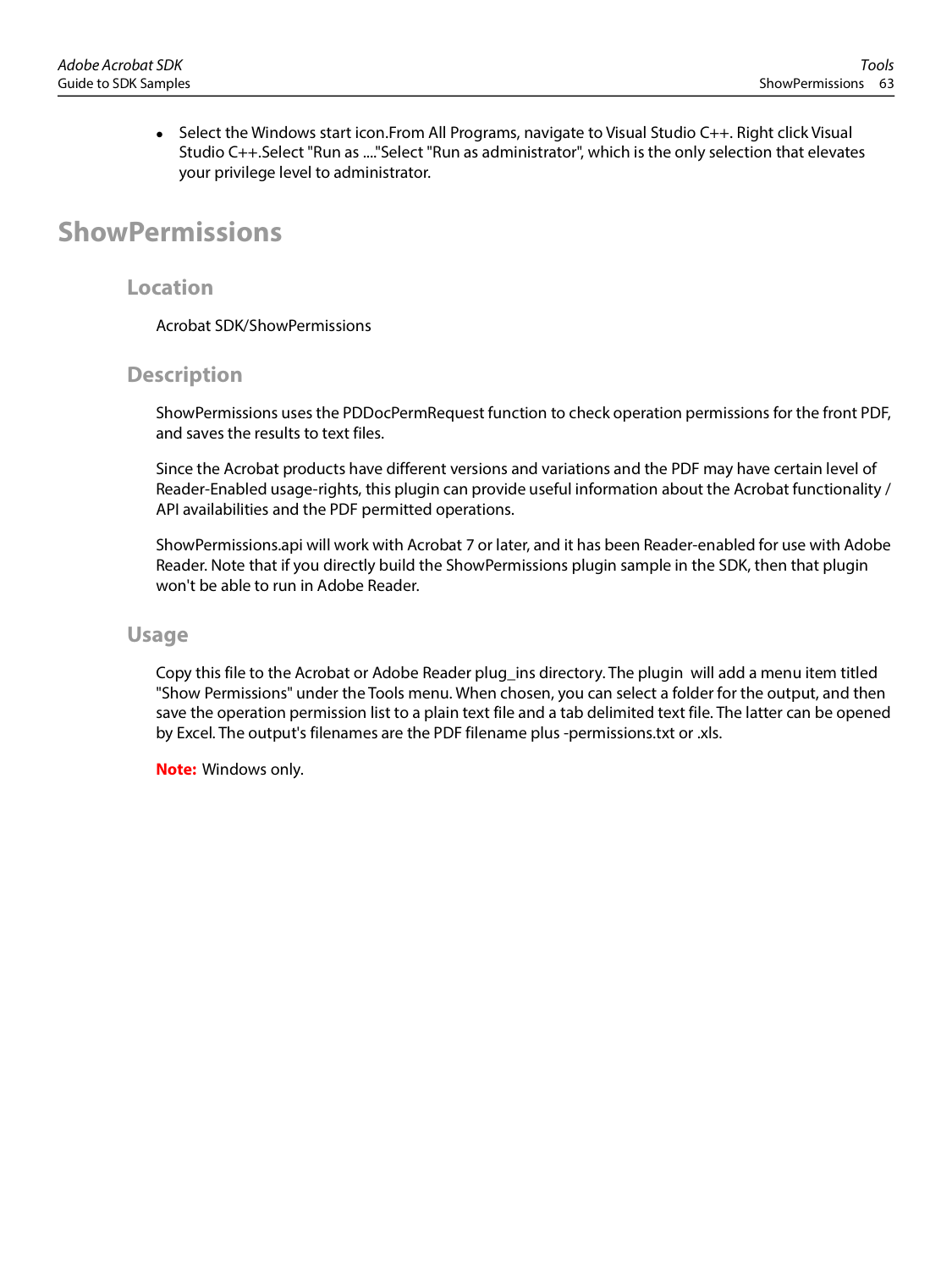- Select the Windows start icon.From All Programs, navigate to Visual Studio C++. Right click Visual Studio C++.Select "Run as ...."Select "Run as administrator", which is the only selection that elevates your privilege level to administrator.

# ShowPermissions

## Location

Acrobat SDK/ShowPermissions

## Description

ShowPermissions uses the PDDocPermRequest function to check operation permissions for the front PDF, and saves the results to text files.

Since the Acrobat products have different versions and variations and the PDF may have certain level of Reader-Enabled usage-rights, this plugin can provide useful information about the Acrobat functionality / API availabilities and the PDF permitted operations.

ShowPermissions.api will work with Acrobat 7 or later, and it has been Reader-enabled for use with Adobe Reader. Note that if you directly build the ShowPermissions plugin sample in the SDK, then that plugin won't be able to run in Adobe Reader.

## Usage

Copy this file to the Acrobat or Adobe Reader plug_ins directory. The plugin will add a menu item titled "Show Permissions" under the Tools menu. When chosen, you can select a folder for the output, and then save the operation permission list to a plain text file and a tab delimited text file. The latter can be opened by Excel. The output's filenames are the PDF filename plus -permissions.txt or .xls.

**Note:** Windows only.